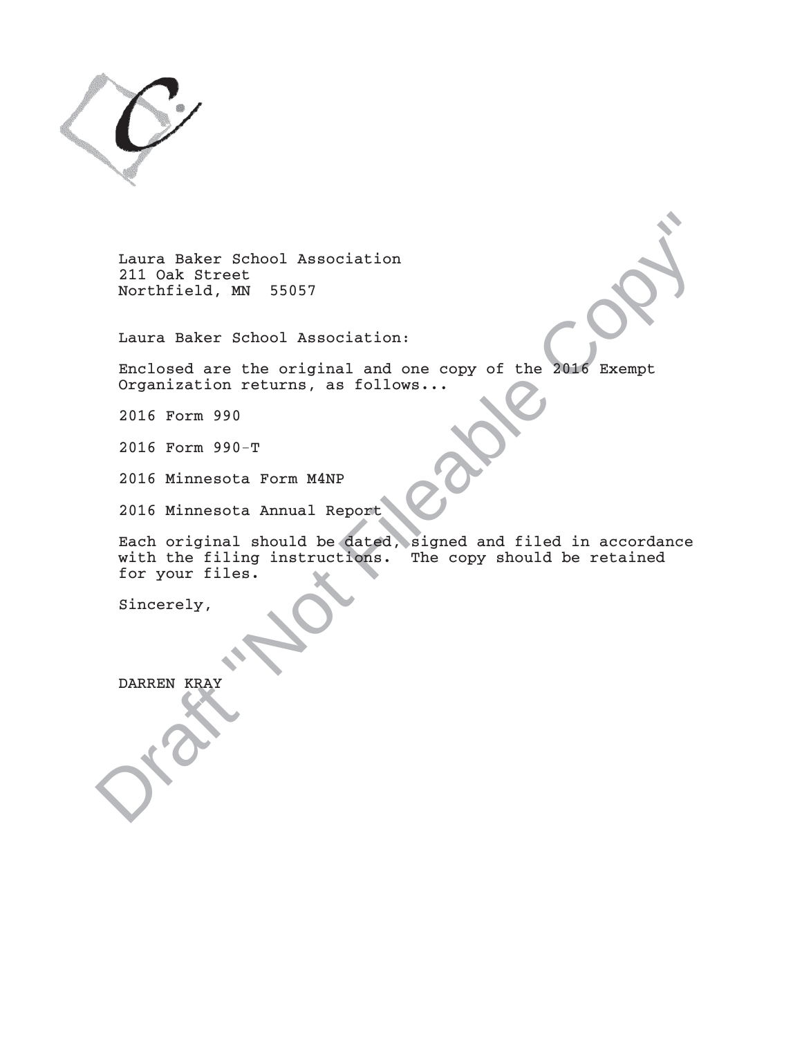Laura Baker School Association
211 Oak Street
Northfield, MN  55057

Laura Baker School Association:

Enclosed are the original and one copy of the 2016 Exempt Organization returns, as follows...

2016 Form 990

2016 Form 990-T

2016 Minnesota Form M4NP

2016 Minnesota Annual Report

Each original should be dated, signed and filed in accordance with the filing instructions.  The copy should be retained for your files.

Sincerely,

DARREN KRAY

Draft "Not Fileable Copy"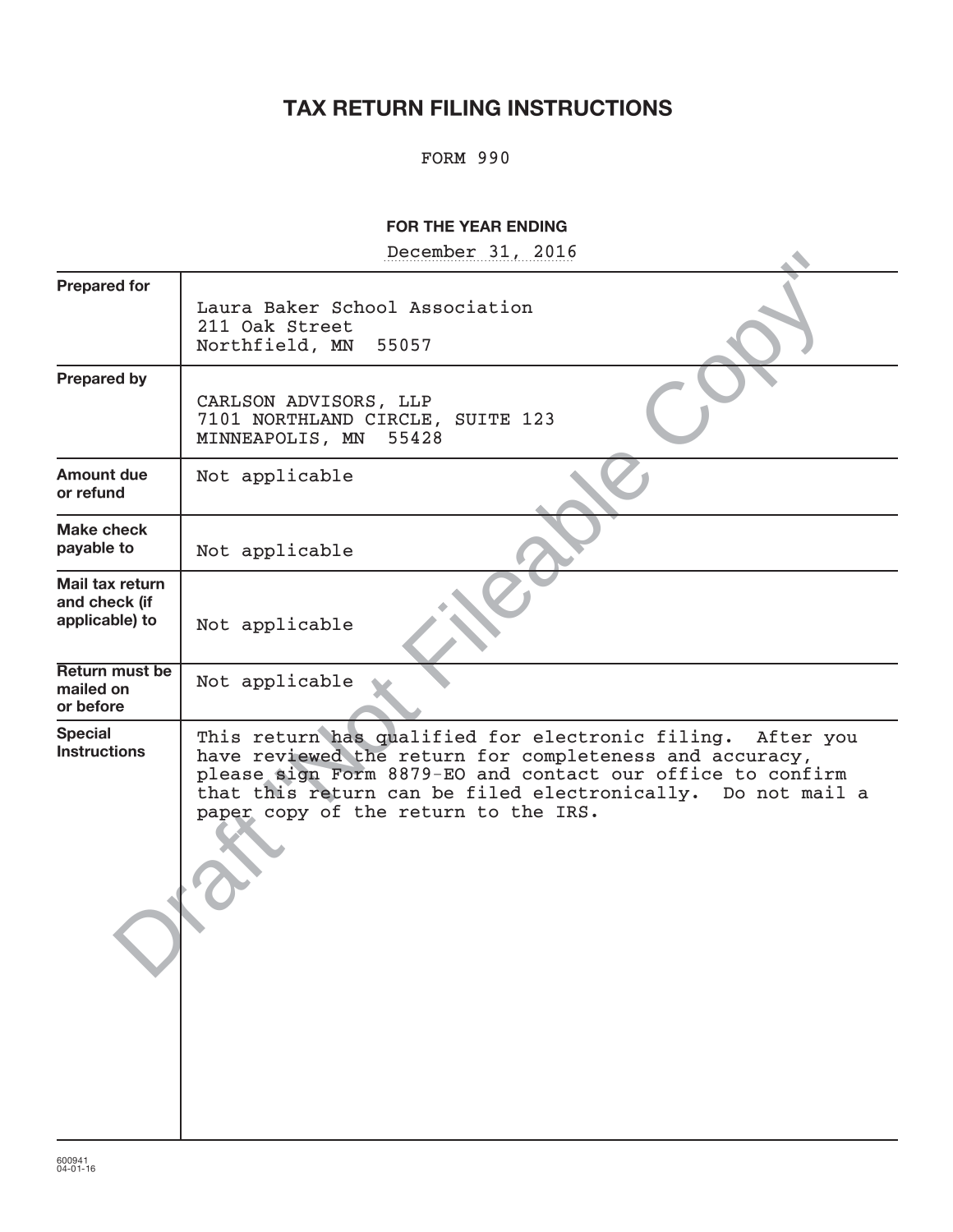# TAX RETURN FILING INSTRUCTIONS

FORM 990

**FOR THE YEAR ENDING**

December 31, 2016

| | |
|---|---|
| **Prepared for** | Laura Baker School Association<br>211 Oak Street<br>Northfield, MN 55057 |
| **Prepared by** | CARLSON ADVISORS, LLP<br>7101 NORTHLAND CIRCLE, SUITE 123<br>MINNEAPOLIS, MN 55428 |
| **Amount due or refund** | Not applicable |
| **Make check payable to** | Not applicable |
| **Mail tax return and check (if applicable) to** | Not applicable |
| **Return must be mailed on or before** | Not applicable |
| **Special Instructions** | This return has qualified for electronic filing. After you have reviewed the return for completeness and accuracy, please sign Form 8879-EO and contact our office to confirm that this return can be filed electronically. Do not mail a paper copy of the return to the IRS. |

Draft "Not Fileable Copy"

600941
04-01-16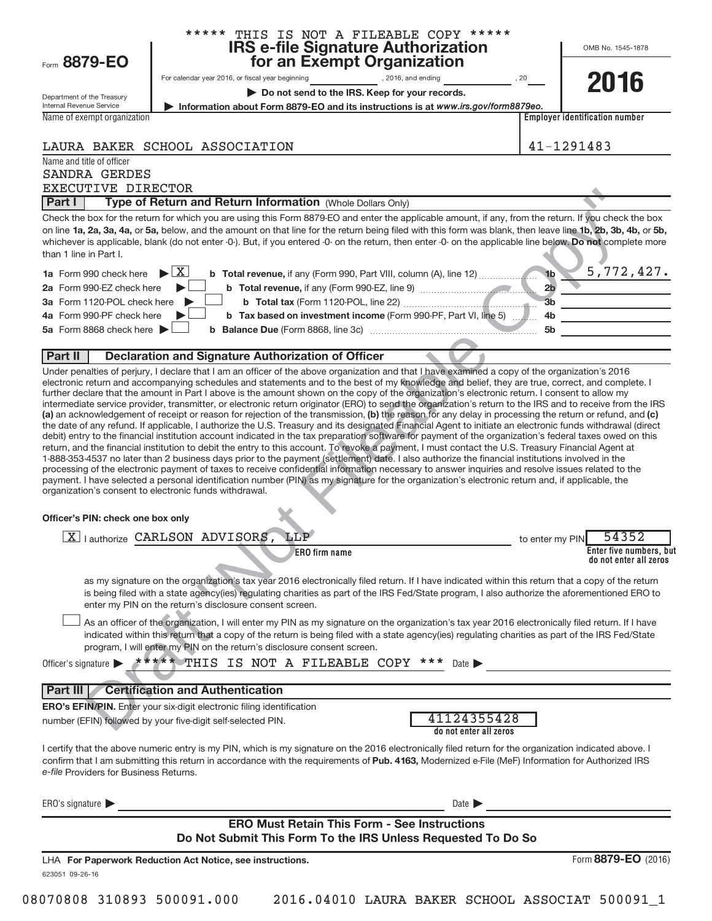***** THIS IS NOT A FILEABLE COPY *****

Form **8879-EO**

Department of the Treasury
Internal Revenue Service

# IRS e-file Signature Authorization for an Exempt Organization

For calendar year 2016, or fiscal year beginning \_\_\_\_\_\_\_\_, 2016, and ending \_\_\_\_\_\_\_\_, 20\_\_

▶ **Do not send to the IRS. Keep for your records.**

▶ **Information about Form 8879-EO and its instructions is at *www.irs.gov/form8879eo.***

OMB No. 1545-1878

**2016**

| Name of exempt organization | Employer identification number |
|---|---|
| LAURA BAKER SCHOOL ASSOCIATION | 41-1291483 |

Name and title of officer
SANDRA GERDES
EXECUTIVE DIRECTOR

## Part I — Type of Return and Return Information (Whole Dollars Only)

Check the box for the return for which you are using this Form 8879-EO and enter the applicable amount, if any, from the return. If you check the box on line **1a, 2a, 3a, 4a,** or **5a,** below, and the amount on that line for the return being filed with this form was blank, then leave line **1b, 2b, 3b, 4b,** or **5b,** whichever is applicable, blank (do not enter -0-). But, if you entered -0- on the return, then enter -0- on the applicable line below. **Do not** complete more than 1 line in Part I.

| | | | |
|---|---|---|---|
| **1a** Form 990 check here ▶ [X] | **b Total revenue,** if any (Form 990, Part VIII, column (A), line 12) | **1b** | 5,772,427. |
| **2a** Form 990-EZ check here ▶ [ ] | **b Total revenue,** if any (Form 990-EZ, line 9) | **2b** | |
| **3a** Form 1120-POL check here ▶ [ ] | **b Total tax** (Form 1120-POL, line 22) | **3b** | |
| **4a** Form 990-PF check here ▶ [ ] | **b Tax based on investment income** (Form 990-PF, Part VI, line 5) | **4b** | |
| **5a** Form 8868 check here ▶ [ ] | **b Balance Due** (Form 8868, line 3c) | **5b** | |

## Part II — Declaration and Signature Authorization of Officer

Under penalties of perjury, I declare that I am an officer of the above organization and that I have examined a copy of the organization's 2016 electronic return and accompanying schedules and statements and to the best of my knowledge and belief, they are true, correct, and complete. I further declare that the amount in Part I above is the amount shown on the copy of the organization's electronic return. I consent to allow my intermediate service provider, transmitter, or electronic return originator (ERO) to send the organization's return to the IRS and to receive from the IRS **(a)** an acknowledgement of receipt or reason for rejection of the transmission, **(b)** the reason for any delay in processing the return or refund, and **(c)** the date of any refund. If applicable, I authorize the U.S. Treasury and its designated Financial Agent to initiate an electronic funds withdrawal (direct debit) entry to the financial institution account indicated in the tax preparation software for payment of the organization's federal taxes owed on this return, and the financial institution to debit the entry to this account. To revoke a payment, I must contact the U.S. Treasury Financial Agent at 1-888-353-4537 no later than 2 business days prior to the payment (settlement) date. I also authorize the financial institutions involved in the processing of the electronic payment of taxes to receive confidential information necessary to answer inquiries and resolve issues related to the payment. I have selected a personal identification number (PIN) as my signature for the organization's electronic return and, if applicable, the organization's consent to electronic funds withdrawal.

**Officer's PIN: check one box only**

[X] I authorize CARLSON ADVISORS, LLP (**ERO firm name**) to enter my PIN 54352 (**Enter five numbers, but do not enter all zeros**)

as my signature on the organization's tax year 2016 electronically filed return. If I have indicated within this return that a copy of the return is being filed with a state agency(ies) regulating charities as part of the IRS Fed/State program, I also authorize the aforementioned ERO to enter my PIN on the return's disclosure consent screen.

[ ] As an officer of the organization, I will enter my PIN as my signature on the organization's tax year 2016 electronically filed return. If I have indicated within this return that a copy of the return is being filed with a state agency(ies) regulating charities as part of the IRS Fed/State program, I will enter my PIN on the return's disclosure consent screen.

Officer's signature ▶ ***** THIS IS NOT A FILEABLE COPY *** Date ▶

## Part III — Certification and Authentication

**ERO's EFIN/PIN.** Enter your six-digit electronic filing identification number (EFIN) followed by your five-digit self-selected PIN. 41124355428 (**do not enter all zeros**)

I certify that the above numeric entry is my PIN, which is my signature on the 2016 electronically filed return for the organization indicated above. I confirm that I am submitting this return in accordance with the requirements of **Pub. 4163,** Modernized e-File (MeF) Information for Authorized IRS *e-file* Providers for Business Returns.

ERO's signature ▶ Date ▶

**ERO Must Retain This Form - See Instructions**
**Do Not Submit This Form To the IRS Unless Requested To Do So**

LHA **For Paperwork Reduction Act Notice, see instructions.** Form **8879-EO** (2016)

623051 09-26-16

08070808 310893 500091.000 2016.04010 LAURA BAKER SCHOOL ASSOCIAT 500091_1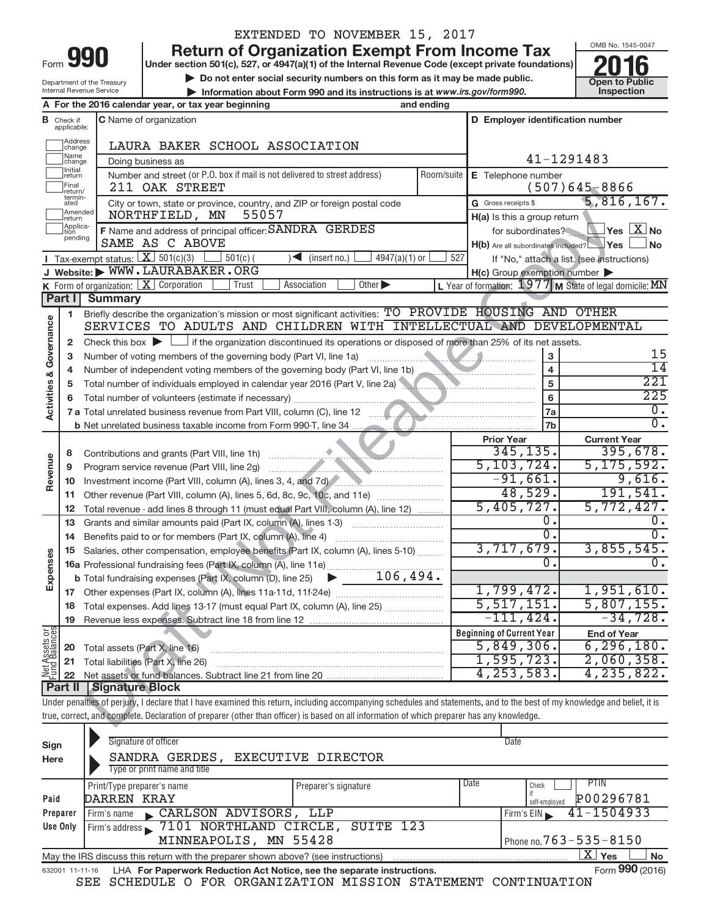EXTENDED TO NOVEMBER 15, 2017

# Form 990 — Return of Organization Exempt From Income Tax (2016)

Under section 501(c), 527, or 4947(a)(1) of the Internal Revenue Code (except private foundations)

▶ Do not enter social security numbers on this form as it may be made public.

▶ Information about Form 990 and its instructions is at *www.irs.gov/form990.*

Department of the Treasury, Internal Revenue Service

OMB No. 1545-0047 — **Open to Public Inspection**

**A** For the 2016 calendar year, or tax year beginning _______ and ending _______

**B** Check if applicable: Address change, Name change, Initial return, Final return/terminated, Amended return, Application pending

**C** Name of organization: LAURA BAKER SCHOOL ASSOCIATION

Doing business as

Number and street (or P.O. box if mail is not delivered to street address): 211 OAK STREET — Room/suite

City or town, state or province, country, and ZIP or foreign postal code: NORTHFIELD, MN 55057

**D** Employer identification number: 41-1291483

**E** Telephone number: (507)645-8866

**G** Gross receipts $ 5,816,167.

**F** Name and address of principal officer: SANDRA GERDES, SAME AS C ABOVE

**H(a)** Is this a group return for subordinates? Yes [ ] No [X]

**H(b)** Are all subordinates included? Yes [ ] No [ ] — If "No," attach a list. (see instructions)

**H(c)** Group exemption number ▶

**I** Tax-exempt status: [X] 501(c)(3) [ ] 501(c) ( ) ◀ (insert no.) [ ] 4947(a)(1) or [ ] 527

**J** Website: ▶ WWW.LAURABAKER.ORG

**K** Form of organization: [X] Corporation [ ] Trust [ ] Association [ ] Other ▶

**L** Year of formation: 1977 **M** State of legal domicile: MN

## Part I Summary

**Activities & Governance**

1. Briefly describe the organization's mission or most significant activities: TO PROVIDE HOUSING AND OTHER SERVICES TO ADULTS AND CHILDREN WITH INTELLECTUAL AND DEVELOPMENTAL
2. Check this box ▶ [ ] if the organization discontinued its operations or disposed of more than 25% of its net assets.

| Line | Description | | Value |
|---|---|---|---|
| 3 | Number of voting members of the governing body (Part VI, line 1a) | 3 | 15 |
| 4 | Number of independent voting members of the governing body (Part VI, line 1b) | 4 | 14 |
| 5 | Total number of individuals employed in calendar year 2016 (Part V, line 2a) | 5 | 221 |
| 6 | Total number of volunteers (estimate if necessary) | 6 | 225 |
| 7a | Total unrelated business revenue from Part VIII, column (C), line 12 | 7a | 0. |
| 7b | Net unrelated business taxable income from Form 990-T, line 34 | 7b | 0. |

| Line | Description | Prior Year | Current Year |
|---|---|---|---|
| **Revenue** | | | |
| 8 | Contributions and grants (Part VIII, line 1h) | 345,135. | 395,678. |
| 9 | Program service revenue (Part VIII, line 2g) | 5,103,724. | 5,175,592. |
| 10 | Investment income (Part VIII, column (A), lines 3, 4, and 7d) | -91,661. | 9,616. |
| 11 | Other revenue (Part VIII, column (A), lines 5, 6d, 8c, 9c, 10c, and 11e) | 48,529. | 191,541. |
| 12 | Total revenue - add lines 8 through 11 (must equal Part VIII, column (A), line 12) | 5,405,727. | 5,772,427. |
| **Expenses** | | | |
| 13 | Grants and similar amounts paid (Part IX, column (A), lines 1-3) | 0. | 0. |
| 14 | Benefits paid to or for members (Part IX, column (A), line 4) | 0. | 0. |
| 15 | Salaries, other compensation, employee benefits (Part IX, column (A), lines 5-10) | 3,717,679. | 3,855,545. |
| 16a | Professional fundraising fees (Part IX, column (A), line 11e) | 0. | 0. |
| b | Total fundraising expenses (Part IX, column (D), line 25) ▶ 106,494. | | |
| 17 | Other expenses (Part IX, column (A), lines 11a-11d, 11f-24e) | 1,799,472. | 1,951,610. |
| 18 | Total expenses. Add lines 13-17 (must equal Part IX, column (A), line 25) | 5,517,151. | 5,807,155. |
| 19 | Revenue less expenses. Subtract line 18 from line 12 | -111,424. | -34,728. |

| Line | Net Assets or Fund Balances | Beginning of Current Year | End of Year |
|---|---|---|---|
| 20 | Total assets (Part X, line 16) | 5,849,306. | 6,296,180. |
| 21 | Total liabilities (Part X, line 26) | 1,595,723. | 2,060,358. |
| 22 | Net assets or fund balances. Subtract line 21 from line 20 | 4,253,583. | 4,235,822. |

## Part II Signature Block

Under penalties of perjury, I declare that I have examined this return, including accompanying schedules and statements, and to the best of my knowledge and belief, it is true, correct, and complete. Declaration of preparer (other than officer) is based on all information of which preparer has any knowledge.

**Sign Here**

Signature of officer — Date

SANDRA GERDES, EXECUTIVE DIRECTOR

Type or print name and title

**Paid Preparer Use Only**

| Print/Type preparer's name | Preparer's signature | Date | Check if self-employed | PTIN |
|---|---|---|---|---|
| DARREN KRAY | | | [ ] | P00296781 |

Firm's name ▶ CARLSON ADVISORS, LLP — Firm's EIN ▶ 41-1504933

Firm's address ▶ 7101 NORTHLAND CIRCLE, SUITE 123, MINNEAPOLIS, MN 55428 — Phone no. 763-535-8150

May the IRS discuss this return with the preparer shown above? (see instructions) [X] Yes [ ] No

632001 11-11-16 LHA For Paperwork Reduction Act Notice, see the separate instructions. Form **990** (2016)

SEE SCHEDULE O FOR ORGANIZATION MISSION STATEMENT CONTINUATION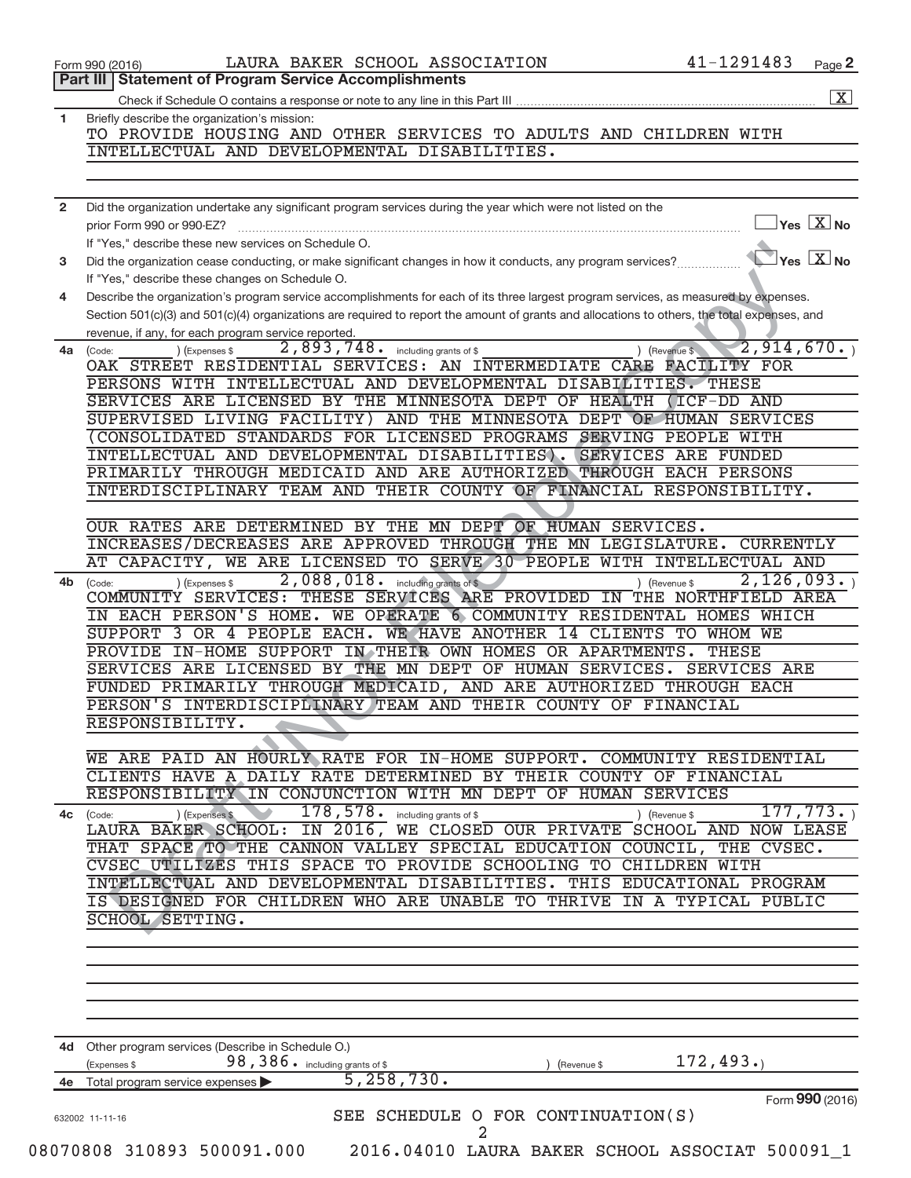Form 990 (2016) LAURA BAKER SCHOOL ASSOCIATION 41-1291483

## Part III | Statement of Program Service Accomplishments

Check if Schedule O contains a response or note to any line in this Part III .......... [X]

**1** Briefly describe the organization's mission:

TO PROVIDE HOUSING AND OTHER SERVICES TO ADULTS AND CHILDREN WITH INTELLECTUAL AND DEVELOPMENTAL DISABILITIES.

**2** Did the organization undertake any significant program services during the year which were not listed on the prior Form 990 or 990-EZ? .......... [ ] Yes [X] No

If "Yes," describe these new services on Schedule O.

**3** Did the organization cease conducting, or make significant changes in how it conducts, any program services? .......... [ ] Yes [X] No

If "Yes," describe these changes on Schedule O.

**4** Describe the organization's program service accomplishments for each of its three largest program services, as measured by expenses. Section 501(c)(3) and 501(c)(4) organizations are required to report the amount of grants and allocations to others, the total expenses, and revenue, if any, for each program service reported.

**4a** (Code: ) (Expenses $ 2,893,748. including grants of $ ) (Revenue $ 2,914,670. )

OAK STREET RESIDENTIAL SERVICES: AN INTERMEDIATE CARE FACILITY FOR PERSONS WITH INTELLECTUAL AND DEVELOPMENTAL DISABILITIES. THESE SERVICES ARE LICENSED BY THE MINNESOTA DEPT OF HEALTH (ICF-DD AND SUPERVISED LIVING FACILITY) AND THE MINNESOTA DEPT OF HUMAN SERVICES (CONSOLIDATED STANDARDS FOR LICENSED PROGRAMS SERVING PEOPLE WITH INTELLECTUAL AND DEVELOPMENTAL DISABILITIES). SERVICES ARE FUNDED PRIMARILY THROUGH MEDICAID AND ARE AUTHORIZED THROUGH EACH PERSONS INTERDISCIPLINARY TEAM AND THEIR COUNTY OF FINANCIAL RESPONSIBILITY.

OUR RATES ARE DETERMINED BY THE MN DEPT OF HUMAN SERVICES. INCREASES/DECREASES ARE APPROVED THROUGH THE MN LEGISLATURE. CURRENTLY AT CAPACITY, WE ARE LICENSED TO SERVE 30 PEOPLE WITH INTELLECTUAL AND

**4b** (Code: ) (Expenses $ 2,088,018. including grants of $ ) (Revenue $ 2,126,093. )

COMMUNITY SERVICES: THESE SERVICES ARE PROVIDED IN THE NORTHFIELD AREA IN EACH PERSON'S HOME. WE OPERATE 6 COMMUNITY RESIDENTAL HOMES WHICH SUPPORT 3 OR 4 PEOPLE EACH. WE HAVE ANOTHER 14 CLIENTS TO WHOM WE PROVIDE IN-HOME SUPPORT IN THEIR OWN HOMES OR APARTMENTS. THESE SERVICES ARE LICENSED BY THE MN DEPT OF HUMAN SERVICES. SERVICES ARE FUNDED PRIMARILY THROUGH MEDICAID, AND ARE AUTHORIZED THROUGH EACH PERSON'S INTERDISCIPLINARY TEAM AND THEIR COUNTY OF FINANCIAL RESPONSIBILITY.

WE ARE PAID AN HOURLY RATE FOR IN-HOME SUPPORT. COMMUNITY RESIDENTIAL CLIENTS HAVE A DAILY RATE DETERMINED BY THEIR COUNTY OF FINANCIAL RESPONSIBILITY IN CONJUNCTION WITH MN DEPT OF HUMAN SERVICES

**4c** (Code: ) (Expenses $ 178,578. including grants of $ ) (Revenue $ 177,773. )

LAURA BAKER SCHOOL: IN 2016, WE CLOSED OUR PRIVATE SCHOOL AND NOW LEASE THAT SPACE TO THE CANNON VALLEY SPECIAL EDUCATION COUNCIL, THE CVSEC. CVSEC UTILIZES THIS SPACE TO PROVIDE SCHOOLING TO CHILDREN WITH INTELLECTUAL AND DEVELOPMENTAL DISABILITIES. THIS EDUCATIONAL PROGRAM IS DESIGNED FOR CHILDREN WHO ARE UNABLE TO THRIVE IN A TYPICAL PUBLIC SCHOOL SETTING.

**4d** Other program services (Describe in Schedule O.)

(Expenses $ 98,386. including grants of $ ) (Revenue $ 172,493.)

**4e** Total program service expenses ▶ 5,258,730.

Form **990** (2016)

SEE SCHEDULE O FOR CONTINUATION(S)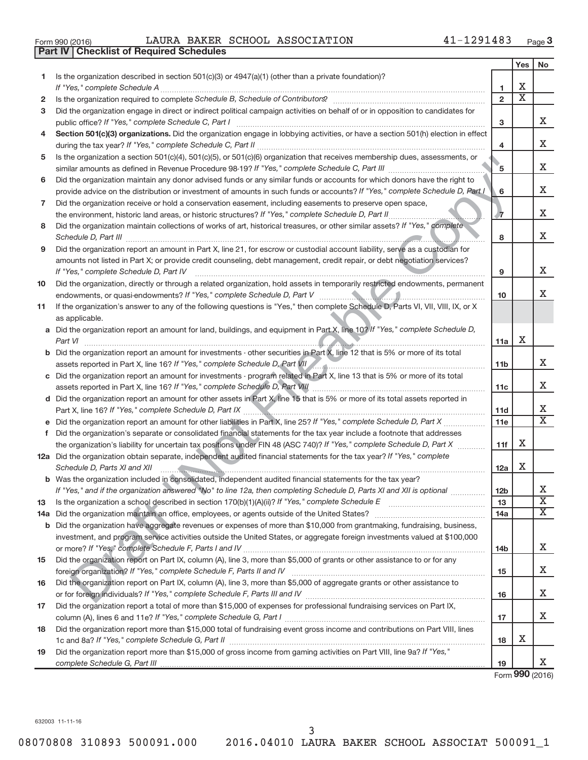Form 990 (2016) LAURA BAKER SCHOOL ASSOCIATION 41-1291483

## Part IV | Checklist of Required Schedules

| | | | Yes | No |
|---|---|---|---|---|
| 1 | Is the organization described in section 501(c)(3) or 4947(a)(1) (other than a private foundation)? *If "Yes," complete Schedule A* | 1 | X | |
| 2 | Is the organization required to complete *Schedule B, Schedule of Contributors*? | 2 | X | |
| 3 | Did the organization engage in direct or indirect political campaign activities on behalf of or in opposition to candidates for public office? *If "Yes," complete Schedule C, Part I* | 3 | | X |
| 4 | **Section 501(c)(3) organizations.** Did the organization engage in lobbying activities, or have a section 501(h) election in effect during the tax year? *If "Yes," complete Schedule C, Part II* | 4 | | X |
| 5 | Is the organization a section 501(c)(4), 501(c)(5), or 501(c)(6) organization that receives membership dues, assessments, or similar amounts as defined in Revenue Procedure 98-19? *If "Yes," complete Schedule C, Part III* | 5 | | X |
| 6 | Did the organization maintain any donor advised funds or any similar funds or accounts for which donors have the right to provide advice on the distribution or investment of amounts in such funds or accounts? *If "Yes," complete Schedule D, Part I* | 6 | | X |
| 7 | Did the organization receive or hold a conservation easement, including easements to preserve open space, the environment, historic land areas, or historic structures? *If "Yes," complete Schedule D, Part II* | 7 | | X |
| 8 | Did the organization maintain collections of works of art, historical treasures, or other similar assets? *If "Yes," complete Schedule D, Part III* | 8 | | X |
| 9 | Did the organization report an amount in Part X, line 21, for escrow or custodial account liability, serve as a custodian for amounts not listed in Part X; or provide credit counseling, debt management, credit repair, or debt negotiation services? *If "Yes," complete Schedule D, Part IV* | 9 | | X |
| 10 | Did the organization, directly or through a related organization, hold assets in temporarily restricted endowments, permanent endowments, or quasi-endowments? *If "Yes," complete Schedule D, Part V* | 10 | | X |
| 11 | If the organization's answer to any of the following questions is "Yes," then complete Schedule D, Parts VI, VII, VIII, IX, or X as applicable. | | | |
| a | Did the organization report an amount for land, buildings, and equipment in Part X, line 10? *If "Yes," complete Schedule D, Part VI* | 11a | X | |
| b | Did the organization report an amount for investments - other securities in Part X, line 12 that is 5% or more of its total assets reported in Part X, line 16? *If "Yes," complete Schedule D, Part VII* | 11b | | X |
| c | Did the organization report an amount for investments - program related in Part X, line 13 that is 5% or more of its total assets reported in Part X, line 16? *If "Yes," complete Schedule D, Part VIII* | 11c | | X |
| d | Did the organization report an amount for other assets in Part X, line 15 that is 5% or more of its total assets reported in Part X, line 16? *If "Yes," complete Schedule D, Part IX* | 11d | | X |
| e | Did the organization report an amount for other liabilities in Part X, line 25? *If "Yes," complete Schedule D, Part X* | 11e | | X |
| f | Did the organization's separate or consolidated financial statements for the tax year include a footnote that addresses the organization's liability for uncertain tax positions under FIN 48 (ASC 740)? *If "Yes," complete Schedule D, Part X* | 11f | X | |
| 12a | Did the organization obtain separate, independent audited financial statements for the tax year? *If "Yes," complete Schedule D, Parts XI and XII* | 12a | X | |
| b | Was the organization included in consolidated, independent audited financial statements for the tax year? *If "Yes," and if the organization answered "No" to line 12a, then completing Schedule D, Parts XI and XII is optional* | 12b | | X |
| 13 | Is the organization a school described in section 170(b)(1)(A)(ii)? *If "Yes," complete Schedule E* | 13 | | X |
| 14a | Did the organization maintain an office, employees, or agents outside of the United States? | 14a | | X |
| b | Did the organization have aggregate revenues or expenses of more than $10,000 from grantmaking, fundraising, business, investment, and program service activities outside the United States, or aggregate foreign investments valued at $100,000 or more? *If "Yes," complete Schedule F, Parts I and IV* | 14b | | X |
| 15 | Did the organization report on Part IX, column (A), line 3, more than $5,000 of grants or other assistance to or for any foreign organization? *If "Yes," complete Schedule F, Parts II and IV* | 15 | | X |
| 16 | Did the organization report on Part IX, column (A), line 3, more than $5,000 of aggregate grants or other assistance to or for foreign individuals? *If "Yes," complete Schedule F, Parts III and IV* | 16 | | X |
| 17 | Did the organization report a total of more than $15,000 of expenses for professional fundraising services on Part IX, column (A), lines 6 and 11e? *If "Yes," complete Schedule G, Part I* | 17 | | X |
| 18 | Did the organization report more than $15,000 total of fundraising event gross income and contributions on Part VIII, lines 1c and 8a? *If "Yes," complete Schedule G, Part II* | 18 | X | |
| 19 | Did the organization report more than $15,000 of gross income from gaming activities on Part VIII, line 9a? *If "Yes," complete Schedule G, Part III* | 19 | | X |

Form **990** (2016)

632003 11-11-16

08070808 310893 500091.000 2016.04010 LAURA BAKER SCHOOL ASSOCIAT 500091_1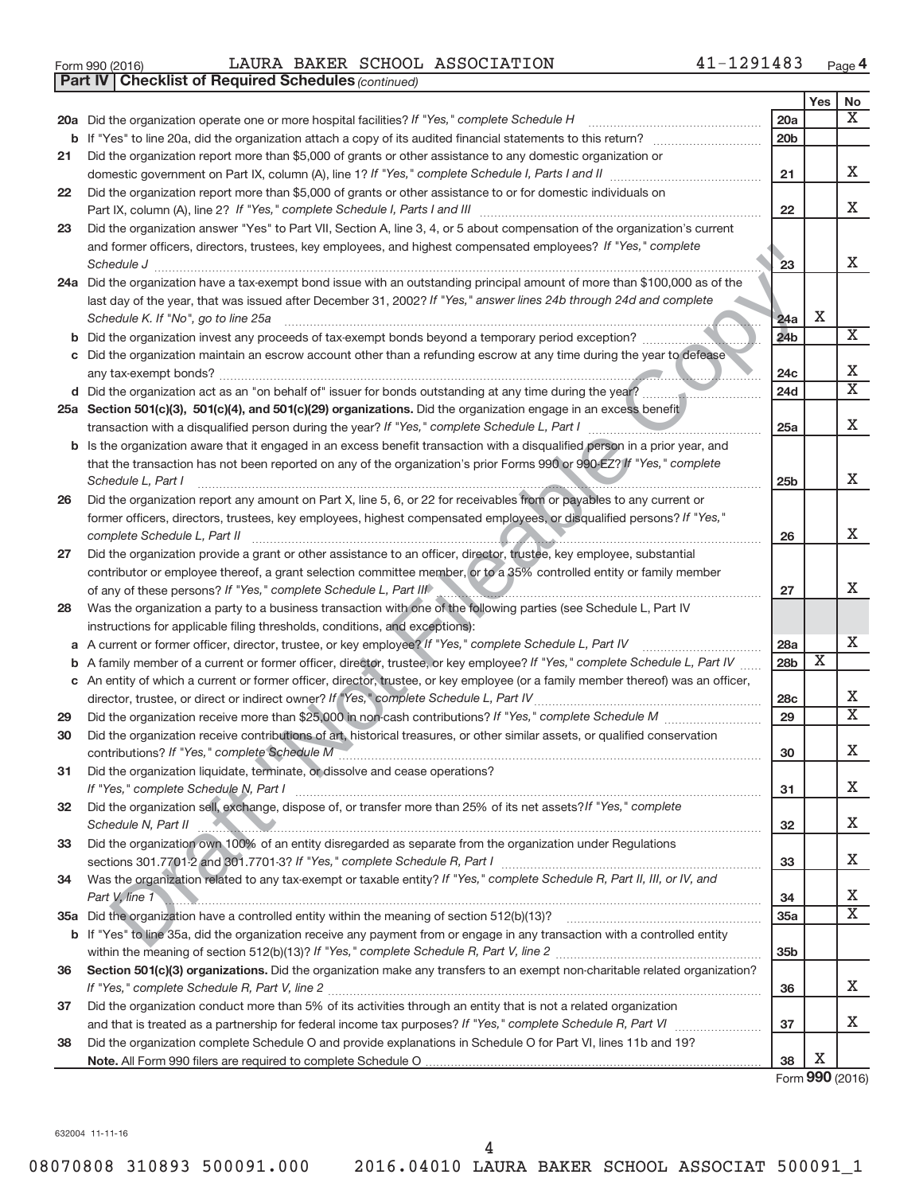Form 990 (2016) LAURA BAKER SCHOOL ASSOCIATION 41-1291483 Page 4

**Part IV | Checklist of Required Schedules** *(continued)*

| | | | Yes | No |
|---|---|---|---|---|
| **20a** | Did the organization operate one or more hospital facilities? *If "Yes," complete Schedule H* | 20a | | X |
| **b** | If "Yes" to line 20a, did the organization attach a copy of its audited financial statements to this return? | 20b | | |
| **21** | Did the organization report more than $5,000 of grants or other assistance to any domestic organization or domestic government on Part IX, column (A), line 1? *If "Yes," complete Schedule I, Parts I and II* | 21 | | X |
| **22** | Did the organization report more than $5,000 of grants or other assistance to or for domestic individuals on Part IX, column (A), line 2? *If "Yes," complete Schedule I, Parts I and III* | 22 | | X |
| **23** | Did the organization answer "Yes" to Part VII, Section A, line 3, 4, or 5 about compensation of the organization's current and former officers, directors, trustees, key employees, and highest compensated employees? *If "Yes," complete Schedule J* | 23 | | X |
| **24a** | Did the organization have a tax-exempt bond issue with an outstanding principal amount of more than $100,000 as of the last day of the year, that was issued after December 31, 2002? *If "Yes," answer lines 24b through 24d and complete Schedule K. If "No", go to line 25a* | 24a | X | |
| **b** | Did the organization invest any proceeds of tax-exempt bonds beyond a temporary period exception? | 24b | | X |
| **c** | Did the organization maintain an escrow account other than a refunding escrow at any time during the year to defease any tax-exempt bonds? | 24c | | X |
| **d** | Did the organization act as an "on behalf of" issuer for bonds outstanding at any time during the year? | 24d | | X |
| **25a** | **Section 501(c)(3), 501(c)(4), and 501(c)(29) organizations.** Did the organization engage in an excess benefit transaction with a disqualified person during the year? *If "Yes," complete Schedule L, Part I* | 25a | | X |
| **b** | Is the organization aware that it engaged in an excess benefit transaction with a disqualified person in a prior year, and that the transaction has not been reported on any of the organization's prior Forms 990 or 990-EZ? *If "Yes," complete Schedule L, Part I* | 25b | | X |
| **26** | Did the organization report any amount on Part X, line 5, 6, or 22 for receivables from or payables to any current or former officers, directors, trustees, key employees, highest compensated employees, or disqualified persons? *If "Yes," complete Schedule L, Part II* | 26 | | X |
| **27** | Did the organization provide a grant or other assistance to an officer, director, trustee, key employee, substantial contributor or employee thereof, a grant selection committee member, or to a 35% controlled entity or family member of any of these persons? *If "Yes," complete Schedule L, Part III* | 27 | | X |
| **28** | Was the organization a party to a business transaction with one of the following parties (see Schedule L, Part IV instructions for applicable filing thresholds, conditions, and exceptions): | | | |
| **a** | A current or former officer, director, trustee, or key employee? *If "Yes," complete Schedule L, Part IV* | 28a | | X |
| **b** | A family member of a current or former officer, director, trustee, or key employee? *If "Yes," complete Schedule L, Part IV* | 28b | X | |
| **c** | An entity of which a current or former officer, director, trustee, or key employee (or a family member thereof) was an officer, director, trustee, or direct or indirect owner? *If "Yes," complete Schedule L, Part IV* | 28c | | X |
| **29** | Did the organization receive more than $25,000 in non-cash contributions? *If "Yes," complete Schedule M* | 29 | | X |
| **30** | Did the organization receive contributions of art, historical treasures, or other similar assets, or qualified conservation contributions? *If "Yes," complete Schedule M* | 30 | | X |
| **31** | Did the organization liquidate, terminate, or dissolve and cease operations? *If "Yes," complete Schedule N, Part I* | 31 | | X |
| **32** | Did the organization sell, exchange, dispose of, or transfer more than 25% of its net assets? *If "Yes," complete Schedule N, Part II* | 32 | | X |
| **33** | Did the organization own 100% of an entity disregarded as separate from the organization under Regulations sections 301.7701-2 and 301.7701-3? *If "Yes," complete Schedule R, Part I* | 33 | | X |
| **34** | Was the organization related to any tax-exempt or taxable entity? *If "Yes," complete Schedule R, Part II, III, or IV, and Part V, line 1* | 34 | | X |
| **35a** | Did the organization have a controlled entity within the meaning of section 512(b)(13)? | 35a | | X |
| **b** | If "Yes" to line 35a, did the organization receive any payment from or engage in any transaction with a controlled entity within the meaning of section 512(b)(13)? *If "Yes," complete Schedule R, Part V, line 2* | 35b | | |
| **36** | **Section 501(c)(3) organizations.** Did the organization make any transfers to an exempt non-charitable related organization? *If "Yes," complete Schedule R, Part V, line 2* | 36 | | X |
| **37** | Did the organization conduct more than 5% of its activities through an entity that is not a related organization and that is treated as a partnership for federal income tax purposes? *If "Yes," complete Schedule R, Part VI* | 37 | | X |
| **38** | Did the organization complete Schedule O and provide explanations in Schedule O for Part VI, lines 11b and 19? **Note.** All Form 990 filers are required to complete Schedule O | 38 | X | |

Form **990** (2016)

632004 11-11-16

08070808 310893 500091.000 2016.04010 LAURA BAKER SCHOOL ASSOCIAT 500091_1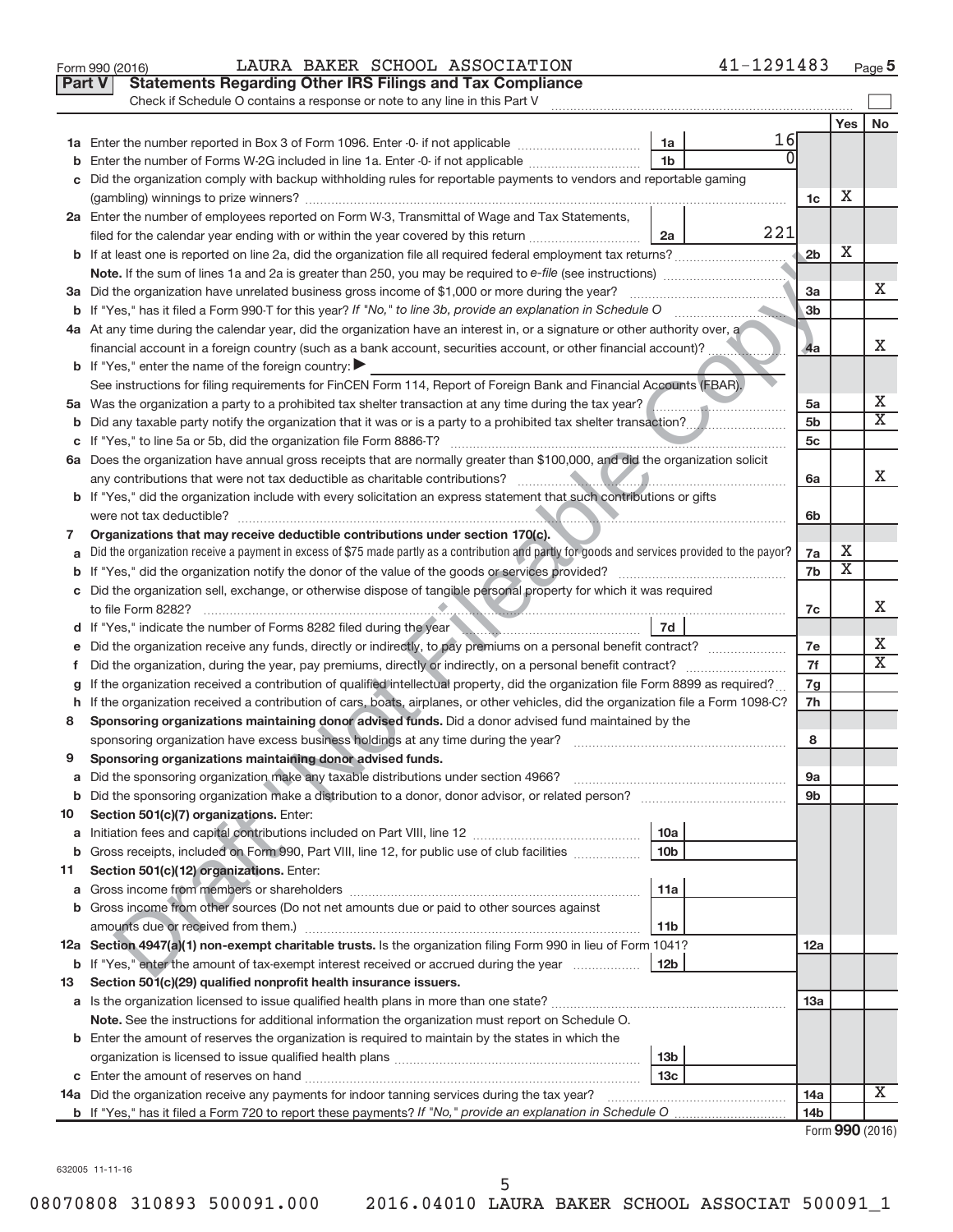Form 990 (2016) LAURA BAKER SCHOOL ASSOCIATION 41-1291483 Page 5

## Part V Statements Regarding Other IRS Filings and Tax Compliance

Check if Schedule O contains a response or note to any line in this Part V

| | | | | | Yes | No |
|---|---|---|---|---|---|---|
| **1a** | Enter the number reported in Box 3 of Form 1096. Enter -0- if not applicable | 1a | 16 | | | |
| **b** | Enter the number of Forms W-2G included in line 1a. Enter -0- if not applicable | 1b | 0 | | | |
| **c** | Did the organization comply with backup withholding rules for reportable payments to vendors and reportable gaming (gambling) winnings to prize winners? | | | 1c | X | |
| **2a** | Enter the number of employees reported on Form W-3, Transmittal of Wage and Tax Statements, filed for the calendar year ending with or within the year covered by this return | 2a | 221 | | | |
| **b** | If at least one is reported on line 2a, did the organization file all required federal employment tax returns? | | | 2b | X | |
| | **Note.** If the sum of lines 1a and 2a is greater than 250, you may be required to *e-file* (see instructions) | | | | | |
| **3a** | Did the organization have unrelated business gross income of $1,000 or more during the year? | | | 3a | | X |
| **b** | If "Yes," has it filed a Form 990-T for this year? *If "No," to line 3b, provide an explanation in Schedule O* | | | 3b | | |
| **4a** | At any time during the calendar year, did the organization have an interest in, or a signature or other authority over, a financial account in a foreign country (such as a bank account, securities account, or other financial account)? | | | 4a | | X |
| **b** | If "Yes," enter the name of the foreign country: ▶ | | | | | |
| | See instructions for filing requirements for FinCEN Form 114, Report of Foreign Bank and Financial Accounts (FBAR). | | | | | |
| **5a** | Was the organization a party to a prohibited tax shelter transaction at any time during the tax year? | | | 5a | | X |
| **b** | Did any taxable party notify the organization that it was or is a party to a prohibited tax shelter transaction? | | | 5b | | X |
| **c** | If "Yes," to line 5a or 5b, did the organization file Form 8886-T? | | | 5c | | |
| **6a** | Does the organization have annual gross receipts that are normally greater than $100,000, and did the organization solicit any contributions that were not tax deductible as charitable contributions? | | | 6a | | X |
| **b** | If "Yes," did the organization include with every solicitation an express statement that such contributions or gifts were not tax deductible? | | | 6b | | |
| **7** | **Organizations that may receive deductible contributions under section 170(c).** | | | | | |
| **a** | Did the organization receive a payment in excess of $75 made partly as a contribution and partly for goods and services provided to the payor? | | | 7a | X | |
| **b** | If "Yes," did the organization notify the donor of the value of the goods or services provided? | | | 7b | X | |
| **c** | Did the organization sell, exchange, or otherwise dispose of tangible personal property for which it was required to file Form 8282? | | | 7c | | X |
| **d** | If "Yes," indicate the number of Forms 8282 filed during the year | 7d | | | | |
| **e** | Did the organization receive any funds, directly or indirectly, to pay premiums on a personal benefit contract? | | | 7e | | X |
| **f** | Did the organization, during the year, pay premiums, directly or indirectly, on a personal benefit contract? | | | 7f | | X |
| **g** | If the organization received a contribution of qualified intellectual property, did the organization file Form 8899 as required? | | | 7g | | |
| **h** | If the organization received a contribution of cars, boats, airplanes, or other vehicles, did the organization file a Form 1098-C? | | | 7h | | |
| **8** | **Sponsoring organizations maintaining donor advised funds.** Did a donor advised fund maintained by the sponsoring organization have excess business holdings at any time during the year? | | | 8 | | |
| **9** | **Sponsoring organizations maintaining donor advised funds.** | | | | | |
| **a** | Did the sponsoring organization make any taxable distributions under section 4966? | | | 9a | | |
| **b** | Did the sponsoring organization make a distribution to a donor, donor advisor, or related person? | | | 9b | | |
| **10** | **Section 501(c)(7) organizations.** Enter: | | | | | |
| **a** | Initiation fees and capital contributions included on Part VIII, line 12 | 10a | | | | |
| **b** | Gross receipts, included on Form 990, Part VIII, line 12, for public use of club facilities | 10b | | | | |
| **11** | **Section 501(c)(12) organizations.** Enter: | | | | | |
| **a** | Gross income from members or shareholders | 11a | | | | |
| **b** | Gross income from other sources (Do not net amounts due or paid to other sources against amounts due or received from them.) | 11b | | | | |
| **12a** | **Section 4947(a)(1) non-exempt charitable trusts.** Is the organization filing Form 990 in lieu of Form 1041? | | | 12a | | |
| **b** | If "Yes," enter the amount of tax-exempt interest received or accrued during the year | 12b | | | | |
| **13** | **Section 501(c)(29) qualified nonprofit health insurance issuers.** | | | | | |
| **a** | Is the organization licensed to issue qualified health plans in more than one state? | | | 13a | | |
| | **Note.** See the instructions for additional information the organization must report on Schedule O. | | | | | |
| **b** | Enter the amount of reserves the organization is required to maintain by the states in which the organization is licensed to issue qualified health plans | 13b | | | | |
| **c** | Enter the amount of reserves on hand | 13c | | | | |
| **14a** | Did the organization receive any payments for indoor tanning services during the tax year? | | | 14a | | X |
| **b** | If "Yes," has it filed a Form 720 to report these payments? *If "No," provide an explanation in Schedule O* | | | 14b | | |

Form **990** (2016)

632005 11-11-16

08070808 310893 500091.000 2016.04010 LAURA BAKER SCHOOL ASSOCIAT 500091_1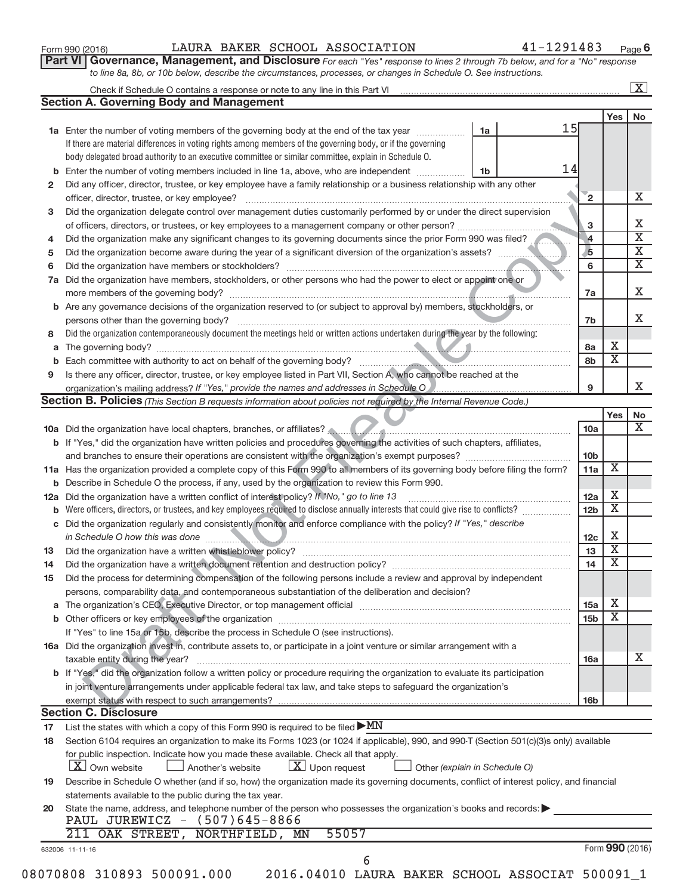Form 990 (2016) LAURA BAKER SCHOOL ASSOCIATION 41-1291483 Page 6

**Part VI Governance, Management, and Disclosure** *For each "Yes" response to lines 2 through 7b below, and for a "No" response to line 8a, 8b, or 10b below, describe the circumstances, processes, or changes in Schedule O. See instructions.*

Check if Schedule O contains a response or note to any line in this Part VI ... [X]

## Section A. Governing Body and Management

| | | | | Yes | No |
|---|---|---|---|---|---|
| 1a | Enter the number of voting members of the governing body at the end of the tax year ... If there are material differences in voting rights among members of the governing body, or if the governing body delegated broad authority to an executive committee or similar committee, explain in Schedule O. | 1a | 15 | | |
| b | Enter the number of voting members included in line 1a, above, who are independent ... | 1b | 14 | | |
| 2 | Did any officer, director, trustee, or key employee have a family relationship or a business relationship with any other officer, director, trustee, or key employee? | 2 | | | X |
| 3 | Did the organization delegate control over management duties customarily performed by or under the direct supervision of officers, directors, or trustees, or key employees to a management company or other person? | 3 | | | X |
| 4 | Did the organization make any significant changes to its governing documents since the prior Form 990 was filed? | 4 | | | X |
| 5 | Did the organization become aware during the year of a significant diversion of the organization's assets? | 5 | | | X |
| 6 | Did the organization have members or stockholders? | 6 | | | X |
| 7a | Did the organization have members, stockholders, or other persons who had the power to elect or appoint one or more members of the governing body? | 7a | | | X |
| b | Are any governance decisions of the organization reserved to (or subject to approval by) members, stockholders, or persons other than the governing body? | 7b | | | X |
| 8 | Did the organization contemporaneously document the meetings held or written actions undertaken during the year by the following: | | | | |
| a | The governing body? | 8a | | X | |
| b | Each committee with authority to act on behalf of the governing body? | 8b | | X | |
| 9 | Is there any officer, director, trustee, or key employee listed in Part VII, Section A, who cannot be reached at the organization's mailing address? *If "Yes," provide the names and addresses in Schedule O* | 9 | | | X |

## Section B. Policies *(This Section B requests information about policies not required by the Internal Revenue Code.)*

| | | | Yes | No |
|---|---|---|---|---|
| 10a | Did the organization have local chapters, branches, or affiliates? | 10a | | X |
| b | If "Yes," did the organization have written policies and procedures governing the activities of such chapters, affiliates, and branches to ensure their operations are consistent with the organization's exempt purposes? | 10b | | |
| 11a | Has the organization provided a complete copy of this Form 990 to all members of its governing body before filing the form? | 11a | X | |
| b | Describe in Schedule O the process, if any, used by the organization to review this Form 990. | | | |
| 12a | Did the organization have a written conflict of interest policy? *If "No," go to line 13* | 12a | X | |
| b | Were officers, directors, or trustees, and key employees required to disclose annually interests that could give rise to conflicts? | 12b | X | |
| c | Did the organization regularly and consistently monitor and enforce compliance with the policy? *If "Yes," describe in Schedule O how this was done* | 12c | X | |
| 13 | Did the organization have a written whistleblower policy? | 13 | X | |
| 14 | Did the organization have a written document retention and destruction policy? | 14 | X | |
| 15 | Did the process for determining compensation of the following persons include a review and approval by independent persons, comparability data, and contemporaneous substantiation of the deliberation and decision? | | | |
| a | The organization's CEO, Executive Director, or top management official | 15a | X | |
| b | Other officers or key employees of the organization | 15b | X | |
| | If "Yes" to line 15a or 15b, describe the process in Schedule O (see instructions). | | | |
| 16a | Did the organization invest in, contribute assets to, or participate in a joint venture or similar arrangement with a taxable entity during the year? | 16a | | X |
| b | If "Yes," did the organization follow a written policy or procedure requiring the organization to evaluate its participation in joint venture arrangements under applicable federal tax law, and take steps to safeguard the organization's exempt status with respect to such arrangements? | 16b | | |

## Section C. Disclosure

17 List the states with which a copy of this Form 990 is required to be filed ▶ MN

18 Section 6104 requires an organization to make its Forms 1023 (or 1024 if applicable), 990, and 990-T (Section 501(c)(3)s only) available for public inspection. Indicate how you made these available. Check all that apply.

[X] Own website [ ] Another's website [X] Upon request [ ] Other *(explain in Schedule O)*

19 Describe in Schedule O whether (and if so, how) the organization made its governing documents, conflict of interest policy, and financial statements available to the public during the tax year.

20 State the name, address, and telephone number of the person who possesses the organization's books and records: ▶

PAUL JUREWICZ - (507)645-8866

211 OAK STREET, NORTHFIELD, MN 55057

632006 11-11-16 Form **990** (2016)

08070808 310893 500091.000 2016.04010 LAURA BAKER SCHOOL ASSOCIAT 500091_1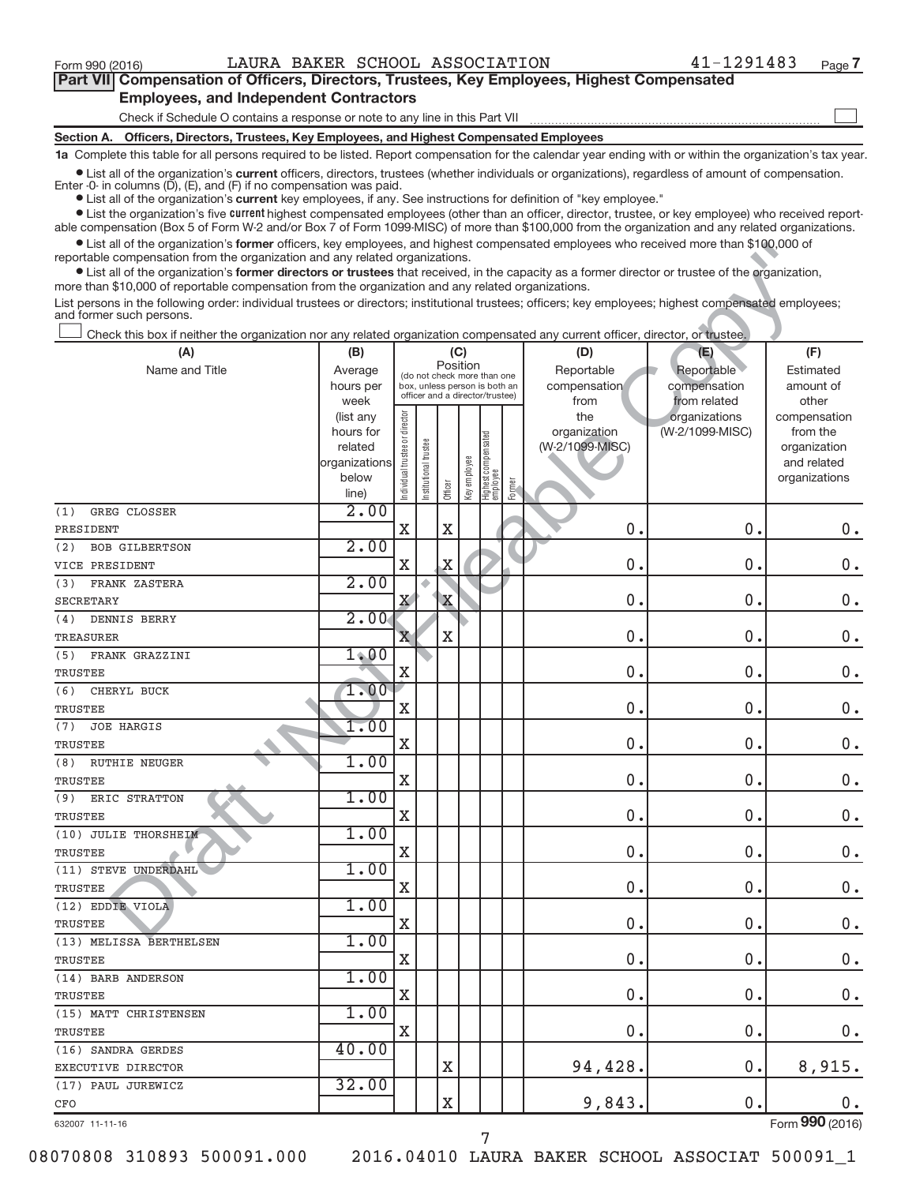Form 990 (2016) LAURA BAKER SCHOOL ASSOCIATION 41-1291483 Page 7

**Part VII Compensation of Officers, Directors, Trustees, Key Employees, Highest Compensated Employees, and Independent Contractors**

Check if Schedule O contains a response or note to any line in this Part VII ☐

**Section A. Officers, Directors, Trustees, Key Employees, and Highest Compensated Employees**

**1a** Complete this table for all persons required to be listed. Report compensation for the calendar year ending with or within the organization's tax year.

- List all of the organization's **current** officers, directors, trustees (whether individuals or organizations), regardless of amount of compensation. Enter -0- in columns (D), (E), and (F) if no compensation was paid.
- List all of the organization's **current** key employees, if any. See instructions for definition of "key employee."
- List the organization's five **current** highest compensated employees (other than an officer, director, trustee, or key employee) who received reportable compensation (Box 5 of Form W-2 and/or Box 7 of Form 1099-MISC) of more than $100,000 from the organization and any related organizations.
- List all of the organization's **former** officers, key employees, and highest compensated employees who received more than $100,000 of reportable compensation from the organization and any related organizations.
- List all of the organization's **former directors or trustees** that received, in the capacity as a former director or trustee of the organization, more than $10,000 of reportable compensation from the organization and any related organizations.

List persons in the following order: individual trustees or directors; institutional trustees; officers; key employees; highest compensated employees; and former such persons.

☐ Check this box if neither the organization nor any related organization compensated any current officer, director, or trustee.

| (A) Name and Title | (B) Average hours per week (list any hours for related organizations below line) | (C) Position: Individual trustee or director | Institutional trustee | Officer | Key employee | Highest compensated employee | Former | (D) Reportable compensation from the organization (W-2/1099-MISC) | (E) Reportable compensation from related organizations (W-2/1099-MISC) | (F) Estimated amount of other compensation from the organization and related organizations |
|---|---|---|---|---|---|---|---|---|---|---|
| (1) GREG CLOSSER<br>PRESIDENT | 2.00 | X | | X | | | | 0. | 0. | 0. |
| (2) BOB GILBERTSON<br>VICE PRESIDENT | 2.00 | X | | X | | | | 0. | 0. | 0. |
| (3) FRANK ZASTERA<br>SECRETARY | 2.00 | X | | X | | | | 0. | 0. | 0. |
| (4) DENNIS BERRY<br>TREASURER | 2.00 | X | | X | | | | 0. | 0. | 0. |
| (5) FRANK GRAZZINI<br>TRUSTEE | 1.00 | X | | | | | | 0. | 0. | 0. |
| (6) CHERYL BUCK<br>TRUSTEE | 1.00 | X | | | | | | 0. | 0. | 0. |
| (7) JOE HARGIS<br>TRUSTEE | 1.00 | X | | | | | | 0. | 0. | 0. |
| (8) RUTHIE NEUGER<br>TRUSTEE | 1.00 | X | | | | | | 0. | 0. | 0. |
| (9) ERIC STRATTON<br>TRUSTEE | 1.00 | X | | | | | | 0. | 0. | 0. |
| (10) JULIE THORSHEIM<br>TRUSTEE | 1.00 | X | | | | | | 0. | 0. | 0. |
| (11) STEVE UNDERDAHL<br>TRUSTEE | 1.00 | X | | | | | | 0. | 0. | 0. |
| (12) EDDIE VIOLA<br>TRUSTEE | 1.00 | X | | | | | | 0. | 0. | 0. |
| (13) MELISSA BERTHELSEN<br>TRUSTEE | 1.00 | X | | | | | | 0. | 0. | 0. |
| (14) BARB ANDERSON<br>TRUSTEE | 1.00 | X | | | | | | 0. | 0. | 0. |
| (15) MATT CHRISTENSEN<br>TRUSTEE | 1.00 | X | | | | | | 0. | 0. | 0. |
| (16) SANDRA GERDES<br>EXECUTIVE DIRECTOR | 40.00 | | | X | | | | 94,428. | 0. | 8,915. |
| (17) PAUL JUREWICZ<br>CFO | 32.00 | | | X | | | | 9,843. | 0. | 0. |

632007 11-11-16 Form **990** (2016)

08070808 310893 500091.000 2016.04010 LAURA BAKER SCHOOL ASSOCIAT 500091_1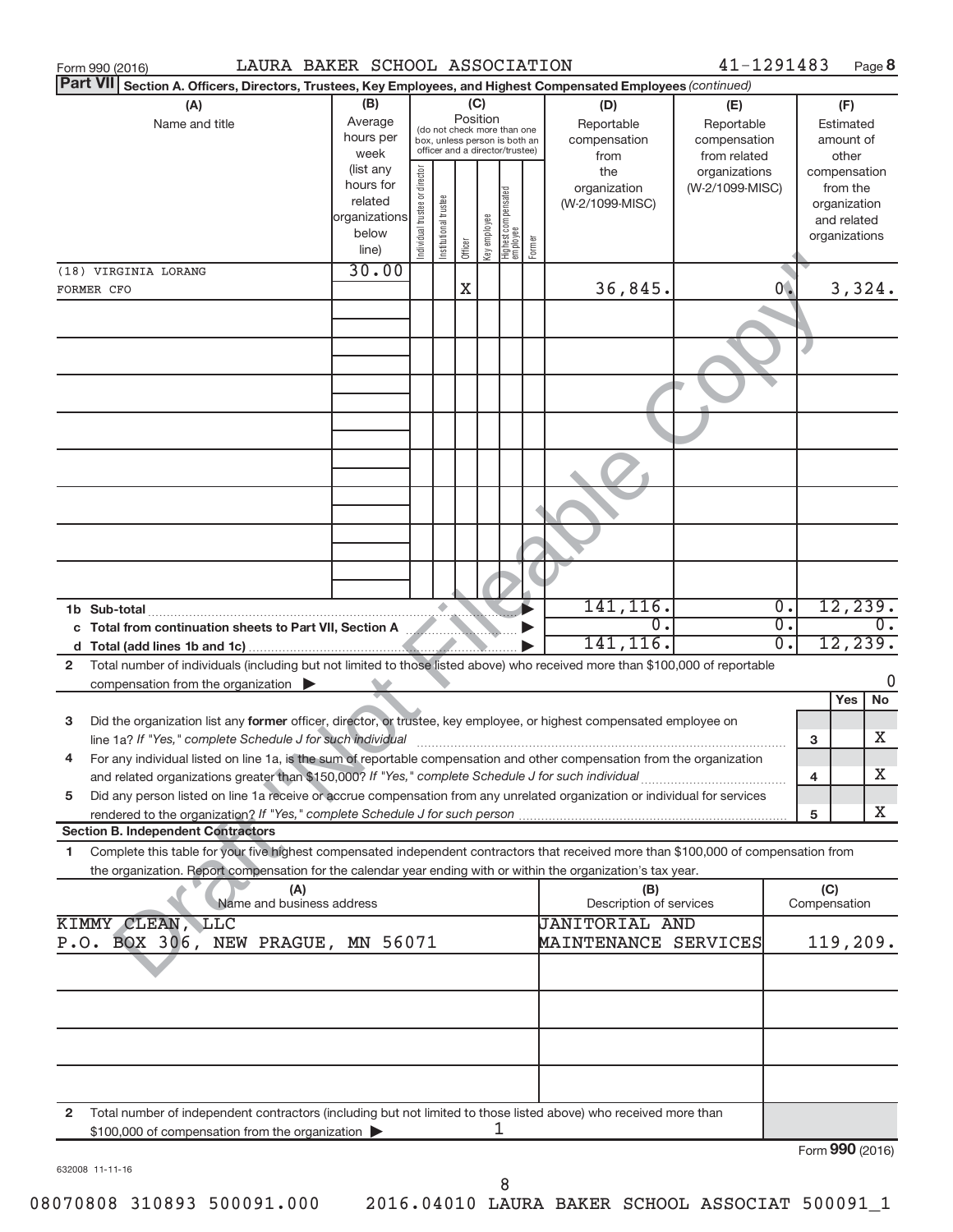Form 990 (2016) LAURA BAKER SCHOOL ASSOCIATION 41-1291483 Page 8

**Part VII Section A. Officers, Directors, Trustees, Key Employees, and Highest Compensated Employees** *(continued)*

| (A) Name and title | (B) Average hours per week (list any hours for related organizations below line) | (C) Position: Individual trustee or director | Institutional trustee | Officer | Key employee | Highest compensated employee | Former | (D) Reportable compensation from the organization (W-2/1099-MISC) | (E) Reportable compensation from related organizations (W-2/1099-MISC) | (F) Estimated amount of other compensation from the organization and related organizations |
|---|---|---|---|---|---|---|---|---|---|---|
| (18) VIRGINIA LORANG<br>FORMER CFO | 30.00 | | | X | | | | 36,845. | 0. | 3,324. |

| | | | |
|---|---|---|---|
| 1b Sub-total | 141,116. | 0. | 12,239. |
| c Total from continuation sheets to Part VII, Section A | 0. | 0. | 0. |
| d Total (add lines 1b and 1c) | 141,116. | 0. | 12,239. |

2 Total number of individuals (including but not limited to those listed above) who received more than $100,000 of reportable compensation from the organization ▶ 0

| | | Yes | No |
|---|---|---|---|
| 3 Did the organization list any **former** officer, director, or trustee, key employee, or highest compensated employee on line 1a? *If "Yes," complete Schedule J for such individual* | 3 | | X |
| 4 For any individual listed on line 1a, is the sum of reportable compensation and other compensation from the organization and related organizations greater than $150,000? *If "Yes," complete Schedule J for such individual* | 4 | | X |
| 5 Did any person listed on line 1a receive or accrue compensation from any unrelated organization or individual for services rendered to the organization? *If "Yes," complete Schedule J for such person* | 5 | | X |

**Section B. Independent Contractors**

1 Complete this table for your five highest compensated independent contractors that received more than $100,000 of compensation from the organization. Report compensation for the calendar year ending with or within the organization's tax year.

| (A) Name and business address | (B) Description of services | (C) Compensation |
|---|---|---|
| KIMMY CLEAN, LLC<br>P.O. BOX 306, NEW PRAGUE, MN 56071 | JANITORIAL AND MAINTENANCE SERVICES | 119,209. |

2 Total number of independent contractors (including but not limited to those listed above) who received more than $100,000 of compensation from the organization ▶ 1

Form **990** (2016)

632008 11-11-16

08070808 310893 500091.000 2016.04010 LAURA BAKER SCHOOL ASSOCIAT 500091_1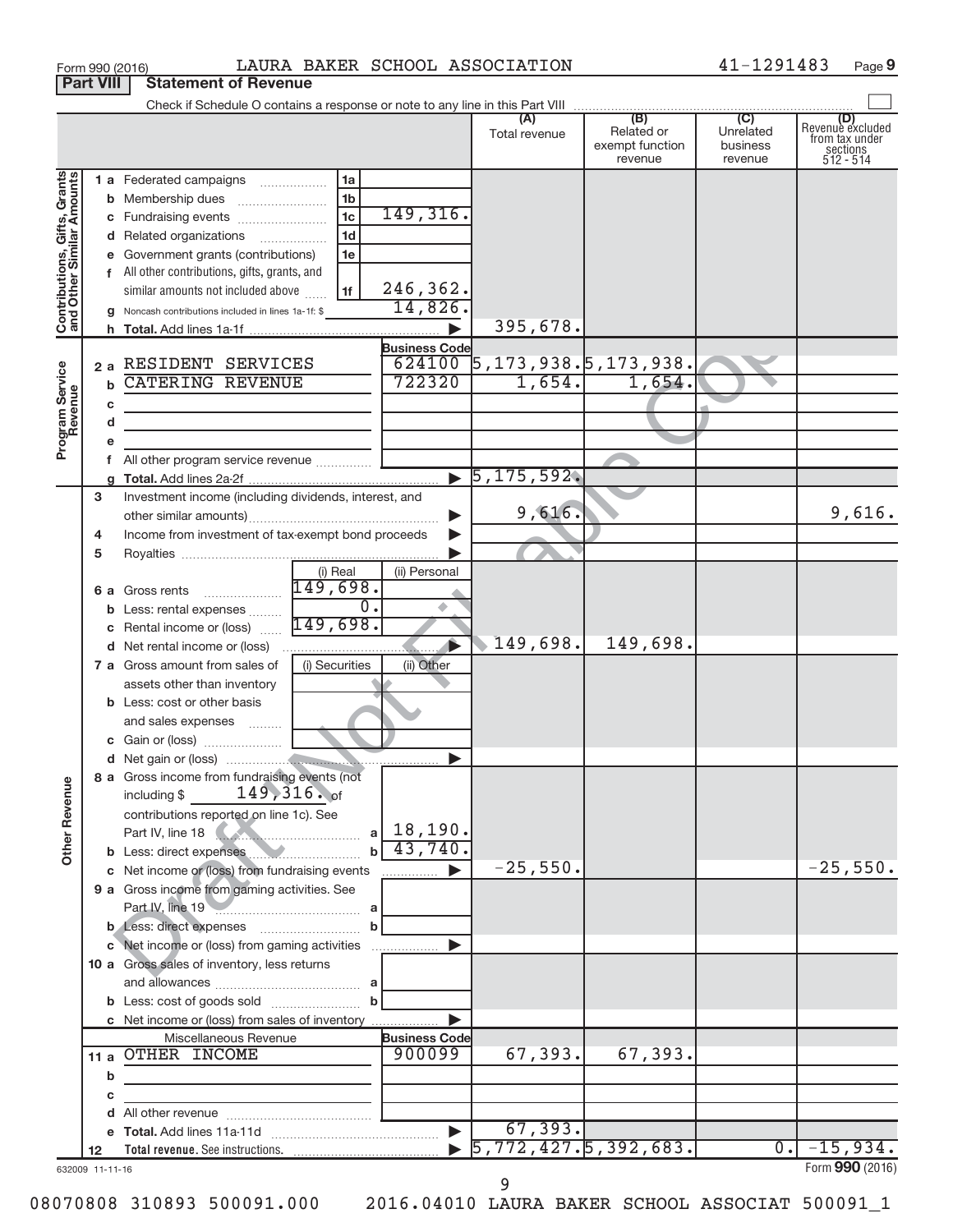Form 990 (2016) LAURA BAKER SCHOOL ASSOCIATION 41-1291483 Page 9

**Part VIII Statement of Revenue**

Check if Schedule O contains a response or note to any line in this Part VIII

| | | | (A) Total revenue | (B) Related or exempt function revenue | (C) Unrelated business revenue | (D) Revenue excluded from tax under sections 512 - 514 |
|---|---|---|---|---|---|---|
| **Contributions, Gifts, Grants and Other Similar Amounts** | 1 a Federated campaigns | 1a | | | | |
| | b Membership dues | 1b | | | | |
| | c Fundraising events | 1c 149,316. | | | | |
| | d Related organizations | 1d | | | | |
| | e Government grants (contributions) | 1e | | | | |
| | f All other contributions, gifts, grants, and similar amounts not included above | 1f 246,362. | | | | |
| | g Noncash contributions included in lines 1a-1f: $ 14,826. | | | | | |
| | h **Total.** Add lines 1a-1f | | 395,678. | | | |
| **Program Service Revenue** | | Business Code | | | | |
| | 2 a RESIDENT SERVICES | 624100 | 5,173,938. | 5,173,938. | | |
| | b CATERING REVENUE | 722320 | 1,654. | 1,654. | | |
| | c | | | | | |
| | d | | | | | |
| | e | | | | | |
| | f All other program service revenue | | | | | |
| | g **Total.** Add lines 2a-2f | | 5,175,592. | | | |
| **Other Revenue** | 3 Investment income (including dividends, interest, and other similar amounts) | | 9,616. | | | 9,616. |
| | 4 Income from investment of tax-exempt bond proceeds | | | | | |
| | 5 Royalties | | | | | |
| | | (i) Real / (ii) Personal | | | | |
| | 6 a Gross rents | 149,698. / | | | | |
| | b Less: rental expenses | 0. / | | | | |
| | c Rental income or (loss) | 149,698. / | | | | |
| | d Net rental income or (loss) | | 149,698. | 149,698. | | |
| | 7 a Gross amount from sales of assets other than inventory | (i) Securities / (ii) Other | | | | |
| | b Less: cost or other basis and sales expenses | | | | | |
| | c Gain or (loss) | | | | | |
| | d Net gain or (loss) | | | | | |
| | 8 a Gross income from fundraising events (not including $ 149,316. of contributions reported on line 1c). See Part IV, line 18 | a 18,190. | | | | |
| | b Less: direct expenses | b 43,740. | | | | |
| | c Net income or (loss) from fundraising events | | -25,550. | | | -25,550. |
| | 9 a Gross income from gaming activities. See Part IV, line 19 | a | | | | |
| | b Less: direct expenses | b | | | | |
| | c Net income or (loss) from gaming activities | | | | | |
| | 10 a Gross sales of inventory, less returns and allowances | a | | | | |
| | b Less: cost of goods sold | b | | | | |
| | c Net income or (loss) from sales of inventory | | | | | |
| | Miscellaneous Revenue | Business Code | | | | |
| | 11 a OTHER INCOME | 900099 | 67,393. | 67,393. | | |
| | b | | | | | |
| | c | | | | | |
| | d All other revenue | | | | | |
| | e **Total.** Add lines 11a-11d | | 67,393. | | | |
| | 12 **Total revenue.** See instructions. | | 5,772,427. | 5,392,683. | 0. | -15,934. |

632009 11-11-16 Form **990** (2016)

08070808 310893 500091.000 2016.04010 LAURA BAKER SCHOOL ASSOCIAT 500091_1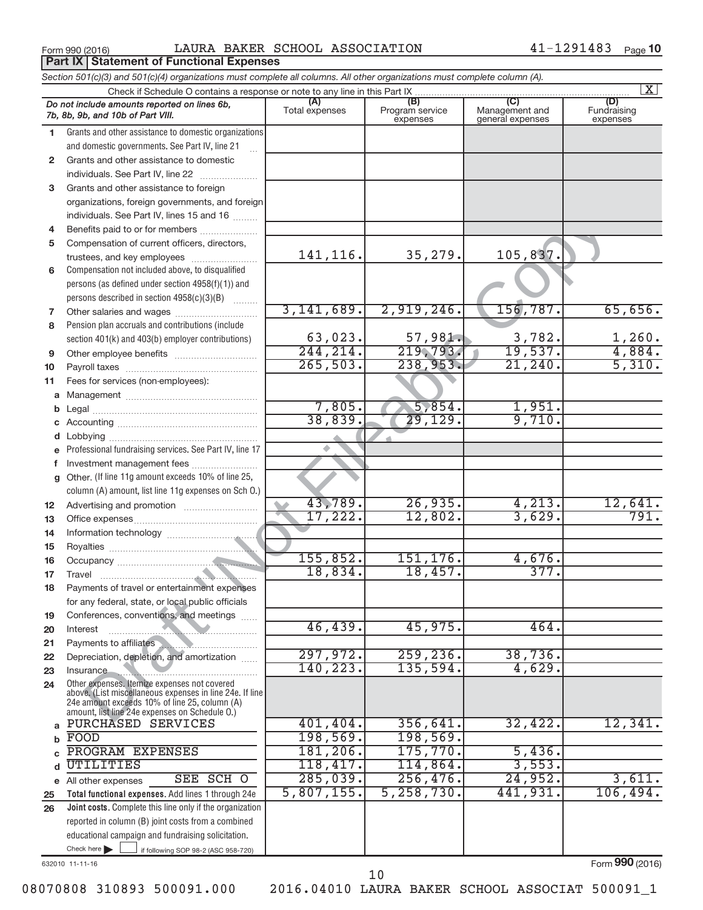Form 990 (2016) LAURA BAKER SCHOOL ASSOCIATION 41-1291483 Page 10

## Part IX Statement of Functional Expenses

*Section 501(c)(3) and 501(c)(4) organizations must complete all columns. All other organizations must complete column (A).*

Check if Schedule O contains a response or note to any line in this Part IX ..... [X]

| | *Do not include amounts reported on lines 6b, 7b, 8b, 9b, and 10b of Part VIII.* | (A) Total expenses | (B) Program service expenses | (C) Management and general expenses | (D) Fundraising expenses |
|---|---|---|---|---|---|
| 1 | Grants and other assistance to domestic organizations and domestic governments. See Part IV, line 21 | | | | |
| 2 | Grants and other assistance to domestic individuals. See Part IV, line 22 | | | | |
| 3 | Grants and other assistance to foreign organizations, foreign governments, and foreign individuals. See Part IV, lines 15 and 16 | | | | |
| 4 | Benefits paid to or for members | | | | |
| 5 | Compensation of current officers, directors, trustees, and key employees | 141,116. | 35,279. | 105,837. | |
| 6 | Compensation not included above, to disqualified persons (as defined under section 4958(f)(1)) and persons described in section 4958(c)(3)(B) | | | | |
| 7 | Other salaries and wages | 3,141,689. | 2,919,246. | 156,787. | 65,656. |
| 8 | Pension plan accruals and contributions (include section 401(k) and 403(b) employer contributions) | 63,023. | 57,981. | 3,782. | 1,260. |
| 9 | Other employee benefits | 244,214. | 219,793. | 19,537. | 4,884. |
| 10 | Payroll taxes | 265,503. | 238,953. | 21,240. | 5,310. |
| 11 | Fees for services (non-employees): | | | | |
| a | Management | | | | |
| b | Legal | 7,805. | 5,854. | 1,951. | |
| c | Accounting | 38,839. | 29,129. | 9,710. | |
| d | Lobbying | | | | |
| e | Professional fundraising services. See Part IV, line 17 | | | | |
| f | Investment management fees | | | | |
| g | Other. (If line 11g amount exceeds 10% of line 25, column (A) amount, list line 11g expenses on Sch O.) | | | | |
| 12 | Advertising and promotion | 43,789. | 26,935. | 4,213. | 12,641. |
| 13 | Office expenses | 17,222. | 12,802. | 3,629. | 791. |
| 14 | Information technology | | | | |
| 15 | Royalties | | | | |
| 16 | Occupancy | 155,852. | 151,176. | 4,676. | |
| 17 | Travel | 18,834. | 18,457. | 377. | |
| 18 | Payments of travel or entertainment expenses for any federal, state, or local public officials | | | | |
| 19 | Conferences, conventions, and meetings | | | | |
| 20 | Interest | 46,439. | 45,975. | 464. | |
| 21 | Payments to affiliates | | | | |
| 22 | Depreciation, depletion, and amortization | 297,972. | 259,236. | 38,736. | |
| 23 | Insurance | 140,223. | 135,594. | 4,629. | |
| 24 | Other expenses. Itemize expenses not covered above. (List miscellaneous expenses in line 24e. If line 24e amount exceeds 10% of line 25, column (A) amount, list line 24e expenses on Schedule O.) | | | | |
| a | PURCHASED SERVICES | 401,404. | 356,641. | 32,422. | 12,341. |
| b | FOOD | 198,569. | 198,569. | | |
| c | PROGRAM EXPENSES | 181,206. | 175,770. | 5,436. | |
| d | UTILITIES | 118,417. | 114,864. | 3,553. | |
| e | All other expenses SEE SCH O | 285,039. | 256,476. | 24,952. | 3,611. |
| 25 | **Total functional expenses.** Add lines 1 through 24e | 5,807,155. | 5,258,730. | 441,931. | 106,494. |
| 26 | **Joint costs.** Complete this line only if the organization reported in column (B) joint costs from a combined educational campaign and fundraising solicitation. Check here [ ] if following SOP 98-2 (ASC 958-720) | | | | |

632010 11-11-16 Form 990 (2016)

08070808 310893 500091.000 2016.04010 LAURA BAKER SCHOOL ASSOCIAT 500091_1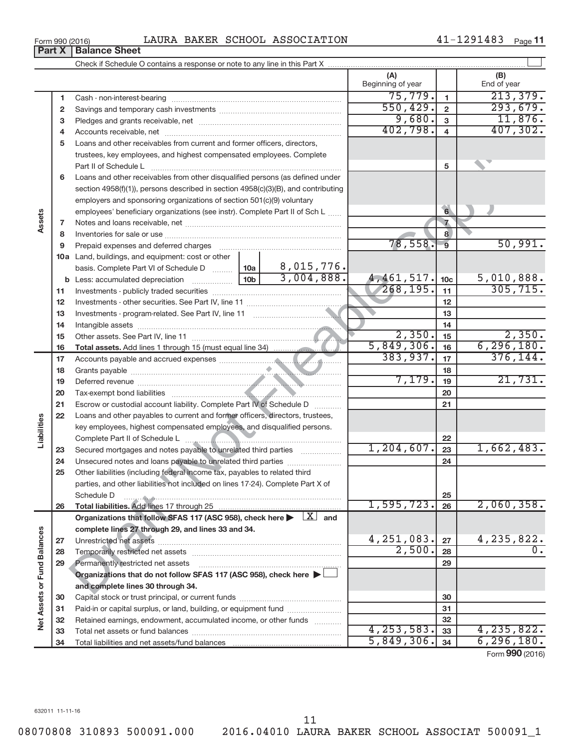Form 990 (2016) LAURA BAKER SCHOOL ASSOCIATION 41-1291483

## Part X Balance Sheet

Check if Schedule O contains a response or note to any line in this Part X

| | | | (A) Beginning of year | | (B) End of year |
|---|---|---|---|---|---|
| Assets | 1 | Cash - non-interest-bearing | 75,779. | 1 | 213,379. |
| | 2 | Savings and temporary cash investments | 550,429. | 2 | 293,679. |
| | 3 | Pledges and grants receivable, net | 9,680. | 3 | 11,876. |
| | 4 | Accounts receivable, net | 402,798. | 4 | 407,302. |
| | 5 | Loans and other receivables from current and former officers, directors, trustees, key employees, and highest compensated employees. Complete Part II of Schedule L | | 5 | |
| | 6 | Loans and other receivables from other disqualified persons (as defined under section 4958(f)(1)), persons described in section 4958(c)(3)(B), and contributing employers and sponsoring organizations of section 501(c)(9) voluntary employees' beneficiary organizations (see instr). Complete Part II of Sch L | | 6 | |
| | 7 | Notes and loans receivable, net | | 7 | |
| | 8 | Inventories for sale or use | | 8 | |
| | 9 | Prepaid expenses and deferred charges | 78,558. | 9 | 50,991. |
| | 10a | Land, buildings, and equipment: cost or other basis. Complete Part VI of Schedule D — 10a: 8,015,776. | | | |
| | b | Less: accumulated depreciation — 10b: 3,004,888. | 4,461,517. | 10c | 5,010,888. |
| | 11 | Investments - publicly traded securities | 268,195. | 11 | 305,715. |
| | 12 | Investments - other securities. See Part IV, line 11 | | 12 | |
| | 13 | Investments - program-related. See Part IV, line 11 | | 13 | |
| | 14 | Intangible assets | | 14 | |
| | 15 | Other assets. See Part IV, line 11 | 2,350. | 15 | 2,350. |
| | 16 | **Total assets.** Add lines 1 through 15 (must equal line 34) | 5,849,306. | 16 | 6,296,180. |
| Liabilities | 17 | Accounts payable and accrued expenses | 383,937. | 17 | 376,144. |
| | 18 | Grants payable | | 18 | |
| | 19 | Deferred revenue | 7,179. | 19 | 21,731. |
| | 20 | Tax-exempt bond liabilities | | 20 | |
| | 21 | Escrow or custodial account liability. Complete Part IV of Schedule D | | 21 | |
| | 22 | Loans and other payables to current and former officers, directors, trustees, key employees, highest compensated employees, and disqualified persons. Complete Part II of Schedule L | | 22 | |
| | 23 | Secured mortgages and notes payable to unrelated third parties | 1,204,607. | 23 | 1,662,483. |
| | 24 | Unsecured notes and loans payable to unrelated third parties | | 24 | |
| | 25 | Other liabilities (including federal income tax, payables to related third parties, and other liabilities not included on lines 17-24). Complete Part X of Schedule D | | 25 | |
| | 26 | **Total liabilities.** Add lines 17 through 25 | 1,595,723. | 26 | 2,060,358. |
| Net Assets or Fund Balances | | **Organizations that follow SFAS 117 (ASC 958), check here ▶ [X] and complete lines 27 through 29, and lines 33 and 34.** | | | |
| | 27 | Unrestricted net assets | 4,251,083. | 27 | 4,235,822. |
| | 28 | Temporarily restricted net assets | 2,500. | 28 | 0. |
| | 29 | Permanently restricted net assets | | 29 | |
| | | **Organizations that do not follow SFAS 117 (ASC 958), check here ▶ [ ] and complete lines 30 through 34.** | | | |
| | 30 | Capital stock or trust principal, or current funds | | 30 | |
| | 31 | Paid-in or capital surplus, or land, building, or equipment fund | | 31 | |
| | 32 | Retained earnings, endowment, accumulated income, or other funds | | 32 | |
| | 33 | Total net assets or fund balances | 4,253,583. | 33 | 4,235,822. |
| | 34 | Total liabilities and net assets/fund balances | 5,849,306. | 34 | 6,296,180. |

Form **990** (2016)

632011 11-11-16

08070808 310893 500091.000 2016.04010 LAURA BAKER SCHOOL ASSOCIAT 500091_1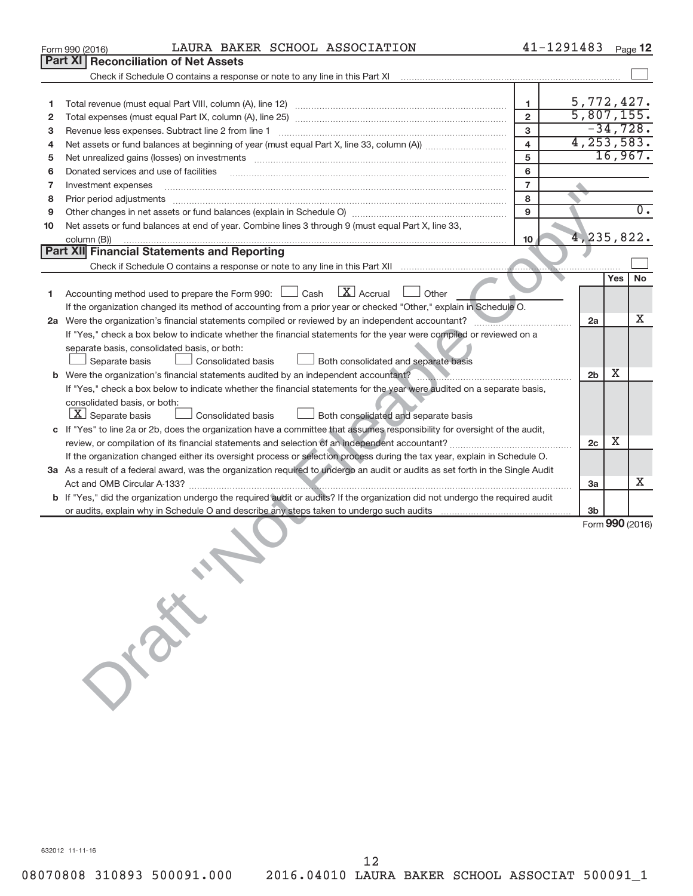Form 990 (2016) LAURA BAKER SCHOOL ASSOCIATION 41-1291483 Page 12

## Part XI Reconciliation of Net Assets

Check if Schedule O contains a response or note to any line in this Part XI ☐

| | | | |
|---|---|---|---|
| 1 | Total revenue (must equal Part VIII, column (A), line 12) | 1 | 5,772,427. |
| 2 | Total expenses (must equal Part IX, column (A), line 25) | 2 | 5,807,155. |
| 3 | Revenue less expenses. Subtract line 2 from line 1 | 3 | -34,728. |
| 4 | Net assets or fund balances at beginning of year (must equal Part X, line 33, column (A)) | 4 | 4,253,583. |
| 5 | Net unrealized gains (losses) on investments | 5 | 16,967. |
| 6 | Donated services and use of facilities | 6 | |
| 7 | Investment expenses | 7 | |
| 8 | Prior period adjustments | 8 | |
| 9 | Other changes in net assets or fund balances (explain in Schedule O) | 9 | 0. |
| 10 | Net assets or fund balances at end of year. Combine lines 3 through 9 (must equal Part X, line 33, column (B)) | 10 | 4,235,822. |

## Part XII Financial Statements and Reporting

Check if Schedule O contains a response or note to any line in this Part XII ☐

| | | | Yes | No |
|---|---|---|---|---|
| 1 | Accounting method used to prepare the Form 990: ☐ Cash ☒ Accrual ☐ Other<br>If the organization changed its method of accounting from a prior year or checked "Other," explain in Schedule O. | | | |
| 2a | Were the organization's financial statements compiled or reviewed by an independent accountant? | 2a | | X |
| | If "Yes," check a box below to indicate whether the financial statements for the year were compiled or reviewed on a separate basis, consolidated basis, or both:<br>☐ Separate basis ☐ Consolidated basis ☐ Both consolidated and separate basis | | | |
| b | Were the organization's financial statements audited by an independent accountant? | 2b | X | |
| | If "Yes," check a box below to indicate whether the financial statements for the year were audited on a separate basis, consolidated basis, or both:<br>☒ Separate basis ☐ Consolidated basis ☐ Both consolidated and separate basis | | | |
| c | If "Yes" to line 2a or 2b, does the organization have a committee that assumes responsibility for oversight of the audit, review, or compilation of its financial statements and selection of an independent accountant? | 2c | X | |
| | If the organization changed either its oversight process or selection process during the tax year, explain in Schedule O. | | | |
| 3a | As a result of a federal award, was the organization required to undergo an audit or audits as set forth in the Single Audit Act and OMB Circular A-133? | 3a | | X |
| b | If "Yes," did the organization undergo the required audit or audits? If the organization did not undergo the required audit or audits, explain why in Schedule O and describe any steps taken to undergo such audits | 3b | | |

Form 990 (2016)

632012 11-11-16

Draft "Not Fileable Copy"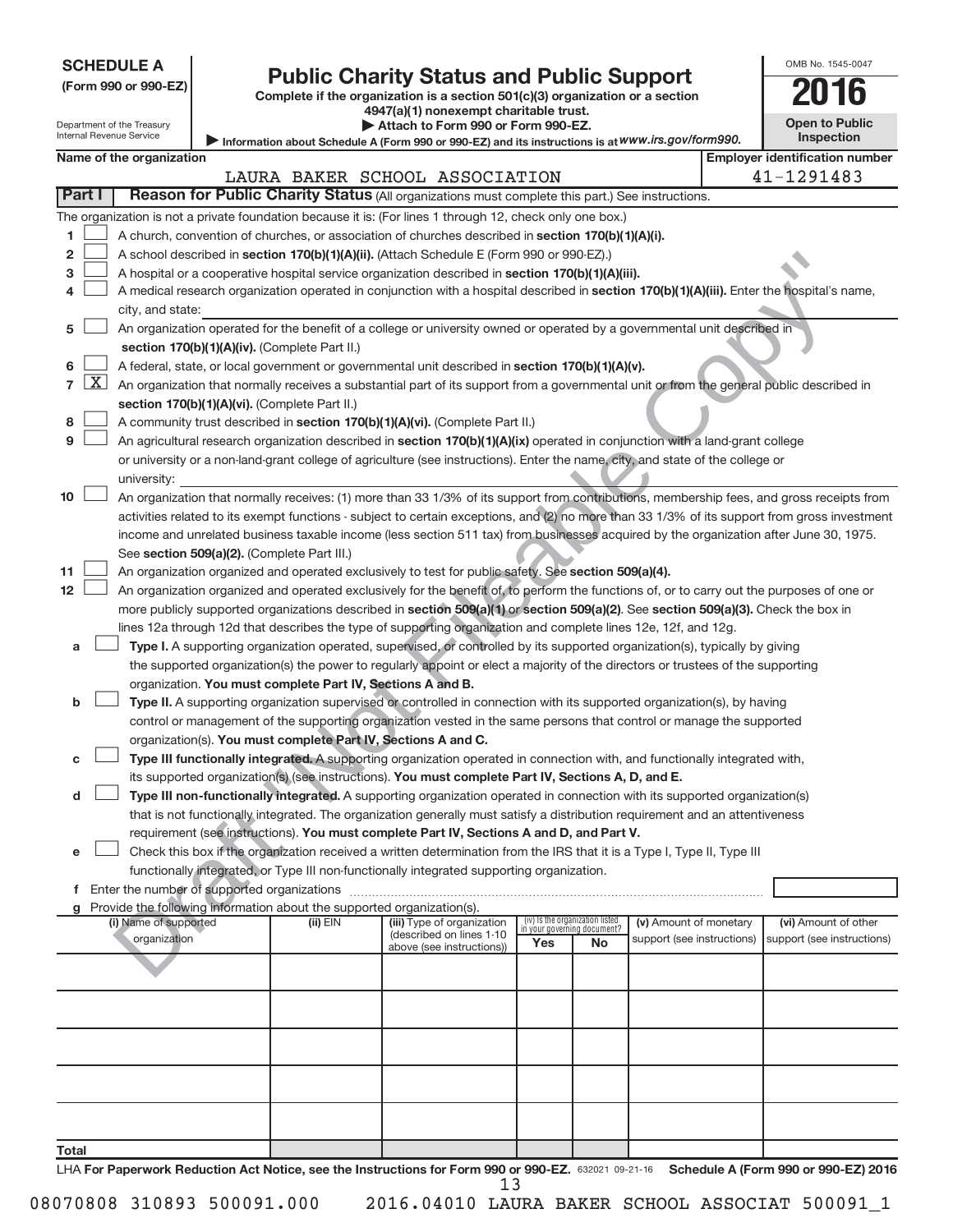**SCHEDULE A**
**(Form 990 or 990-EZ)**

Department of the Treasury
Internal Revenue Service

# Public Charity Status and Public Support

**Complete if the organization is a section 501(c)(3) organization or a section 4947(a)(1) nonexempt charitable trust.**
**▶ Attach to Form 990 or Form 990-EZ.**
▶ Information about Schedule A (Form 990 or 990-EZ) and its instructions is at *www.irs.gov/form990.*

OMB No. 1545-0047
**2016**
**Open to Public Inspection**

**Name of the organization:** LAURA BAKER SCHOOL ASSOCIATION
**Employer identification number:** 41-1291483

**Part I** **Reason for Public Charity Status** (All organizations must complete this part.) See instructions.

The organization is not a private foundation because it is: (For lines 1 through 12, check only one box.)

1. [ ] A church, convention of churches, or association of churches described in **section 170(b)(1)(A)(i).**
2. [ ] A school described in **section 170(b)(1)(A)(ii).** (Attach Schedule E (Form 990 or 990-EZ).)
3. [ ] A hospital or a cooperative hospital service organization described in **section 170(b)(1)(A)(iii).**
4. [ ] A medical research organization operated in conjunction with a hospital described in **section 170(b)(1)(A)(iii).** Enter the hospital's name, city, and state:
5. [ ] An organization operated for the benefit of a college or university owned or operated by a governmental unit described in **section 170(b)(1)(A)(iv).** (Complete Part II.)
6. [ ] A federal, state, or local government or governmental unit described in **section 170(b)(1)(A)(v).**
7. [X] An organization that normally receives a substantial part of its support from a governmental unit or from the general public described in **section 170(b)(1)(A)(vi).** (Complete Part II.)
8. [ ] A community trust described in **section 170(b)(1)(A)(vi).** (Complete Part II.)
9. [ ] An agricultural research organization described in **section 170(b)(1)(A)(ix)** operated in conjunction with a land-grant college or university or a non-land-grant college of agriculture (see instructions). Enter the name, city, and state of the college or university:
10. [ ] An organization that normally receives: (1) more than 33 1/3% of its support from contributions, membership fees, and gross receipts from activities related to its exempt functions - subject to certain exceptions, and (2) no more than 33 1/3% of its support from gross investment income and unrelated business taxable income (less section 511 tax) from businesses acquired by the organization after June 30, 1975. See **section 509(a)(2).** (Complete Part III.)
11. [ ] An organization organized and operated exclusively to test for public safety. See **section 509(a)(4).**
12. [ ] An organization organized and operated exclusively for the benefit of, to perform the functions of, or to carry out the purposes of one or more publicly supported organizations described in **section 509(a)(1)** or **section 509(a)(2).** See **section 509(a)(3).** Check the box in lines 12a through 12d that describes the type of supporting organization and complete lines 12e, 12f, and 12g.
   - a [ ] **Type I.** A supporting organization operated, supervised, or controlled by its supported organization(s), typically by giving the supported organization(s) the power to regularly appoint or elect a majority of the directors or trustees of the supporting organization. **You must complete Part IV, Sections A and B.**
   - b [ ] **Type II.** A supporting organization supervised or controlled in connection with its supported organization(s), by having control or management of the supporting organization vested in the same persons that control or manage the supported organization(s). **You must complete Part IV, Sections A and C.**
   - c [ ] **Type III functionally integrated.** A supporting organization operated in connection with, and functionally integrated with, its supported organization(s) (see instructions). **You must complete Part IV, Sections A, D, and E.**
   - d [ ] **Type III non-functionally integrated.** A supporting organization operated in connection with its supported organization(s) that is not functionally integrated. The organization generally must satisfy a distribution requirement and an attentiveness requirement (see instructions). **You must complete Part IV, Sections A and D, and Part V.**
   - e [ ] Check this box if the organization received a written determination from the IRS that it is a Type I, Type II, Type III functionally integrated, or Type III non-functionally integrated supporting organization.
   - f Enter the number of supported organizations
   - g Provide the following information about the supported organization(s).

| (i) Name of supported organization | (ii) EIN | (iii) Type of organization (described on lines 1-10 above (see instructions)) | (iv) Is the organization listed in your governing document? Yes | No | (v) Amount of monetary support (see instructions) | (vi) Amount of other support (see instructions) |
|---|---|---|---|---|---|---|
| | | | | | | |
| | | | | | | |
| | | | | | | |
| | | | | | | |
| | | | | | | |
| **Total** | | | | | | |

LHA **For Paperwork Reduction Act Notice, see the Instructions for Form 990 or 990-EZ.** 632021 09-21-16 **Schedule A (Form 990 or 990-EZ) 2016**

08070808 310893 500091.000 2016.04010 LAURA BAKER SCHOOL ASSOCIAT 500091_1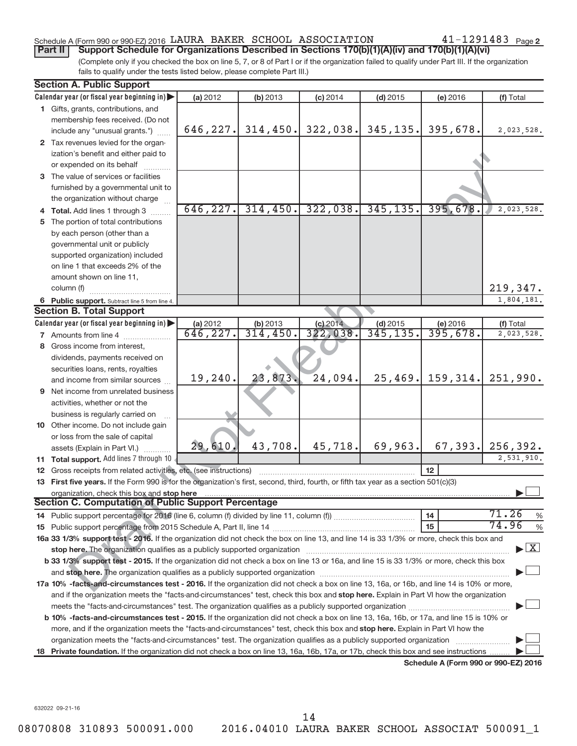Schedule A (Form 990 or 990-EZ) 2016 LAURA BAKER SCHOOL ASSOCIATION 41-1291483 Page 2

**Part II Support Schedule for Organizations Described in Sections 170(b)(1)(A)(iv) and 170(b)(1)(A)(vi)**

(Complete only if you checked the box on line 5, 7, or 8 of Part I or if the organization failed to qualify under Part III. If the organization fails to qualify under the tests listed below, please complete Part III.)

**Section A. Public Support**

| Calendar year (or fiscal year beginning in) | (a) 2012 | (b) 2013 | (c) 2014 | (d) 2015 | (e) 2016 | (f) Total |
|---|---|---|---|---|---|---|
| 1 Gifts, grants, contributions, and membership fees received. (Do not include any "unusual grants.") | 646,227. | 314,450. | 322,038. | 345,135. | 395,678. | 2,023,528. |
| 2 Tax revenues levied for the organization's benefit and either paid to or expended on its behalf | | | | | | |
| 3 The value of services or facilities furnished by a governmental unit to the organization without charge | | | | | | |
| 4 **Total.** Add lines 1 through 3 | 646,227. | 314,450. | 322,038. | 345,135. | 395,678. | 2,023,528. |
| 5 The portion of total contributions by each person (other than a governmental unit or publicly supported organization) included on line 1 that exceeds 2% of the amount shown on line 11, column (f) | | | | | | 219,347. |
| 6 **Public support.** Subtract line 5 from line 4. | | | | | | 1,804,181. |

**Section B. Total Support**

| Calendar year (or fiscal year beginning in) | (a) 2012 | (b) 2013 | (c) 2014 | (d) 2015 | (e) 2016 | (f) Total |
|---|---|---|---|---|---|---|
| 7 Amounts from line 4 | 646,227. | 314,450. | 322,038. | 345,135. | 395,678. | 2,023,528. |
| 8 Gross income from interest, dividends, payments received on securities loans, rents, royalties and income from similar sources | 19,240. | 23,873. | 24,094. | 25,469. | 159,314. | 251,990. |
| 9 Net income from unrelated business activities, whether or not the business is regularly carried on | | | | | | |
| 10 Other income. Do not include gain or loss from the sale of capital assets (Explain in Part VI.) | 29,610. | 43,708. | 45,718. | 69,963. | 67,393. | 256,392. |
| 11 **Total support.** Add lines 7 through 10 | | | | | | 2,531,910. |

12 Gross receipts from related activities, etc. (see instructions) | 12 |

13 **First five years.** If the Form 990 is for the organization's first, second, third, fourth, or fifth tax year as a section 501(c)(3) organization, check this box and **stop here** ☐

**Section C. Computation of Public Support Percentage**

14 Public support percentage for 2016 (line 6, column (f) divided by line 11, column (f)) | 14 | 71.26 %

15 Public support percentage from 2015 Schedule A, Part II, line 14 | 15 | 74.96 %

**16a 33 1/3% support test - 2016.** If the organization did not check the box on line 13, and line 14 is 33 1/3% or more, check this box and **stop here.** The organization qualifies as a publicly supported organization ☒

**b 33 1/3% support test - 2015.** If the organization did not check a box on line 13 or 16a, and line 15 is 33 1/3% or more, check this box and **stop here.** The organization qualifies as a publicly supported organization ☐

**17a 10% -facts-and-circumstances test - 2016.** If the organization did not check a box on line 13, 16a, or 16b, and line 14 is 10% or more, and if the organization meets the "facts-and-circumstances" test, check this box and **stop here.** Explain in Part VI how the organization meets the "facts-and-circumstances" test. The organization qualifies as a publicly supported organization ☐

**b 10% -facts-and-circumstances test - 2015.** If the organization did not check a box on line 13, 16a, 16b, or 17a, and line 15 is 10% or more, and if the organization meets the "facts-and-circumstances" test, check this box and **stop here.** Explain in Part VI how the organization meets the "facts-and-circumstances" test. The organization qualifies as a publicly supported organization ☐

**18 Private foundation.** If the organization did not check a box on line 13, 16a, 16b, 17a, or 17b, check this box and see instructions ☐

**Schedule A (Form 990 or 990-EZ) 2016**

632022 09-21-16

08070808 310893 500091.000 2016.04010 LAURA BAKER SCHOOL ASSOCIAT 500091_1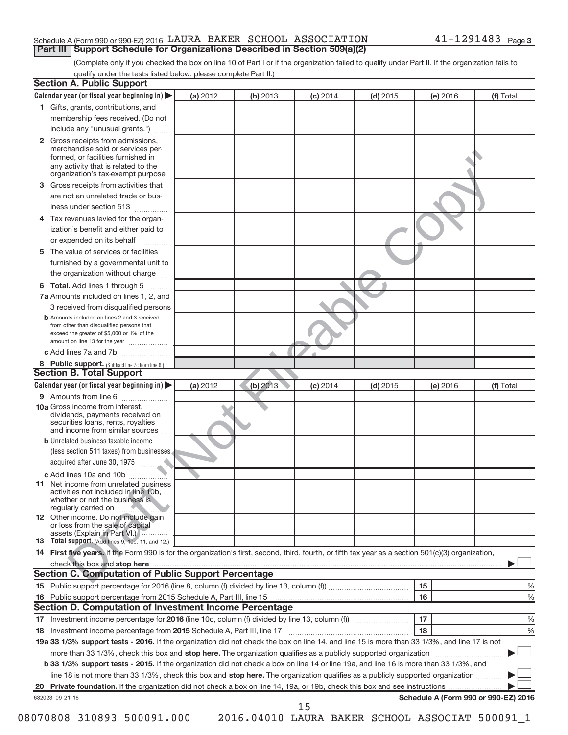Schedule A (Form 990 or 990-EZ) 2016 LAURA BAKER SCHOOL ASSOCIATION 41-1291483 Page 3

## Part III Support Schedule for Organizations Described in Section 509(a)(2)

(Complete only if you checked the box on line 10 of Part I or if the organization failed to qualify under Part II. If the organization fails to qualify under the tests listed below, please complete Part II.)

### Section A. Public Support

| Calendar year (or fiscal year beginning in) | (a) 2012 | (b) 2013 | (c) 2014 | (d) 2015 | (e) 2016 | (f) Total |
|---|---|---|---|---|---|---|
| 1 Gifts, grants, contributions, and membership fees received. (Do not include any "unusual grants.") | | | | | | |
| 2 Gross receipts from admissions, merchandise sold or services performed, or facilities furnished in any activity that is related to the organization's tax-exempt purpose | | | | | | |
| 3 Gross receipts from activities that are not an unrelated trade or business under section 513 | | | | | | |
| 4 Tax revenues levied for the organization's benefit and either paid to or expended on its behalf | | | | | | |
| 5 The value of services or facilities furnished by a governmental unit to the organization without charge | | | | | | |
| 6 Total. Add lines 1 through 5 | | | | | | |
| 7a Amounts included on lines 1, 2, and 3 received from disqualified persons | | | | | | |
| b Amounts included on lines 2 and 3 received from other than disqualified persons that exceed the greater of $5,000 or 1% of the amount on line 13 for the year | | | | | | |
| c Add lines 7a and 7b | | | | | | |
| 8 Public support. (Subtract line 7c from line 6.) | | | | | | |

### Section B. Total Support

| Calendar year (or fiscal year beginning in) | (a) 2012 | (b) 2013 | (c) 2014 | (d) 2015 | (e) 2016 | (f) Total |
|---|---|---|---|---|---|---|
| 9 Amounts from line 6 | | | | | | |
| 10a Gross income from interest, dividends, payments received on securities loans, rents, royalties and income from similar sources | | | | | | |
| b Unrelated business taxable income (less section 511 taxes) from businesses acquired after June 30, 1975 | | | | | | |
| c Add lines 10a and 10b | | | | | | |
| 11 Net income from unrelated business activities not included in line 10b, whether or not the business is regularly carried on | | | | | | |
| 12 Other income. Do not include gain or loss from the sale of capital assets (Explain in Part VI.) | | | | | | |
| 13 Total support. (Add lines 9, 10c, 11, and 12.) | | | | | | |

14 **First five years.** If the Form 990 is for the organization's first, second, third, fourth, or fifth tax year as a section 501(c)(3) organization, check this box and **stop here** ☐

### Section C. Computation of Public Support Percentage

| | | | |
|---|---|---|---|
| 15 | Public support percentage for 2016 (line 8, column (f) divided by line 13, column (f)) | 15 | % |
| 16 | Public support percentage from 2015 Schedule A, Part III, line 15 | 16 | % |

### Section D. Computation of Investment Income Percentage

| | | | |
|---|---|---|---|
| 17 | Investment income percentage for **2016** (line 10c, column (f) divided by line 13, column (f)) | 17 | % |
| 18 | Investment income percentage from **2015** Schedule A, Part III, line 17 | 18 | % |

19a **33 1/3% support tests - 2016.** If the organization did not check the box on line 14, and line 15 is more than 33 1/3%, and line 17 is not more than 33 1/3%, check this box and **stop here.** The organization qualifies as a publicly supported organization ☐

b **33 1/3% support tests - 2015.** If the organization did not check a box on line 14 or line 19a, and line 16 is more than 33 1/3%, and line 18 is not more than 33 1/3%, check this box and **stop here.** The organization qualifies as a publicly supported organization ☐

20 **Private foundation.** If the organization did not check a box on line 14, 19a, or 19b, check this box and see instructions ☐

632023 09-21-16 **Schedule A (Form 990 or 990-EZ) 2016**

08070808 310893 500091.000 2016.04010 LAURA BAKER SCHOOL ASSOCIAT 500091_1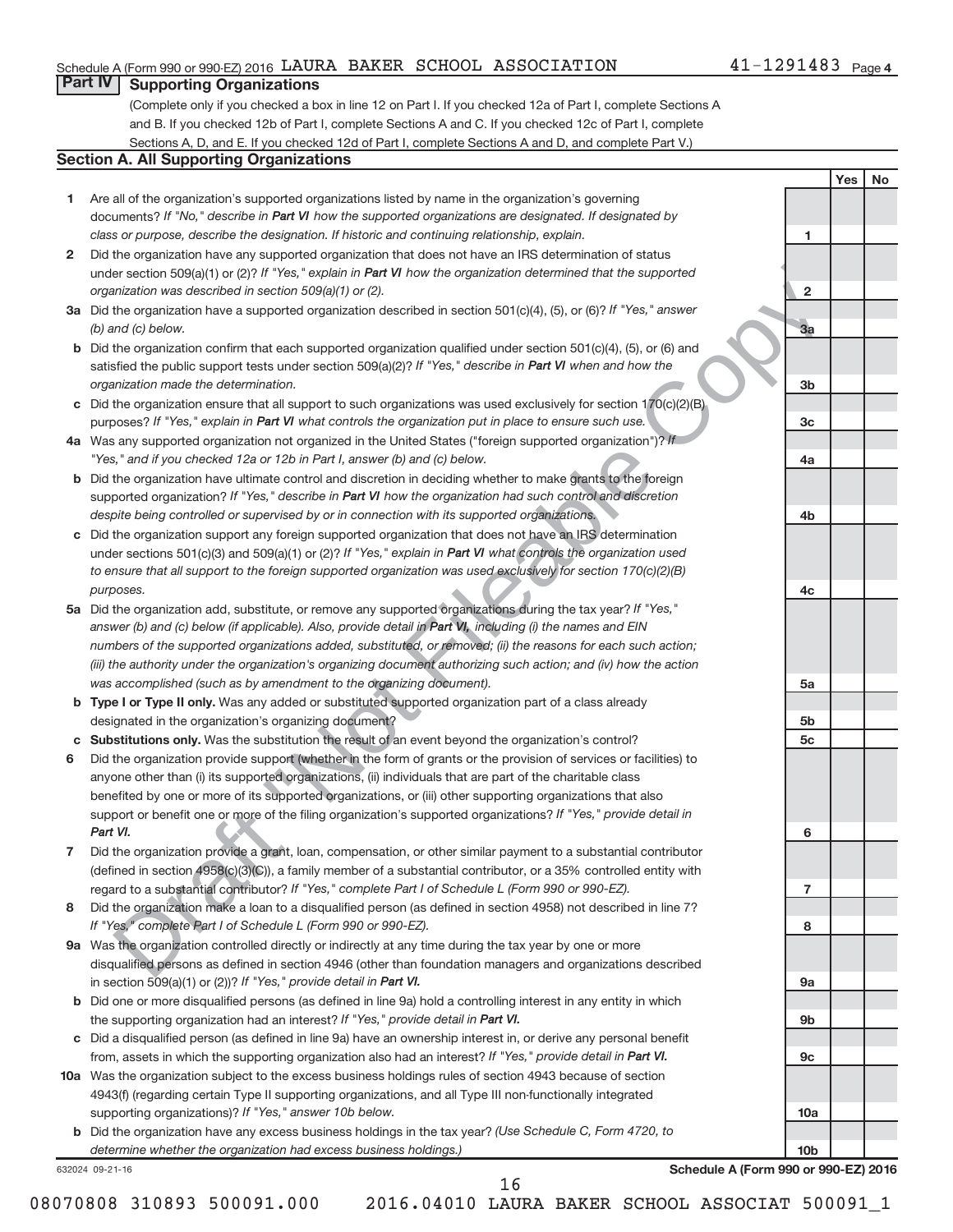Schedule A (Form 990 or 990-EZ) 2016 LAURA BAKER SCHOOL ASSOCIATION 41-1291483 Page 4

## Part IV Supporting Organizations

(Complete only if you checked a box in line 12 on Part I. If you checked 12a of Part I, complete Sections A and B. If you checked 12b of Part I, complete Sections A and C. If you checked 12c of Part I, complete Sections A, D, and E. If you checked 12d of Part I, complete Sections A and D, and complete Part V.)

### Section A. All Supporting Organizations

| | | Line | Yes | No |
|---|---|---|---|---|
| **1** | Are all of the organization's supported organizations listed by name in the organization's governing documents? *If "No," describe in* ***Part VI*** *how the supported organizations are designated. If designated by class or purpose, describe the designation. If historic and continuing relationship, explain.* | 1 | | |
| **2** | Did the organization have any supported organization that does not have an IRS determination of status under section 509(a)(1) or (2)? *If "Yes," explain in* ***Part VI*** *how the organization determined that the supported organization was described in section 509(a)(1) or (2).* | 2 | | |
| **3a** | Did the organization have a supported organization described in section 501(c)(4), (5), or (6)? *If "Yes," answer (b) and (c) below.* | 3a | | |
| **b** | Did the organization confirm that each supported organization qualified under section 501(c)(4), (5), or (6) and satisfied the public support tests under section 509(a)(2)? *If "Yes," describe in* ***Part VI*** *when and how the organization made the determination.* | 3b | | |
| **c** | Did the organization ensure that all support to such organizations was used exclusively for section 170(c)(2)(B) purposes? *If "Yes," explain in* ***Part VI*** *what controls the organization put in place to ensure such use.* | 3c | | |
| **4a** | Was any supported organization not organized in the United States ("foreign supported organization")? *If "Yes," and if you checked 12a or 12b in Part I, answer (b) and (c) below.* | 4a | | |
| **b** | Did the organization have ultimate control and discretion in deciding whether to make grants to the foreign supported organization? *If "Yes," describe in* ***Part VI*** *how the organization had such control and discretion despite being controlled or supervised by or in connection with its supported organizations.* | 4b | | |
| **c** | Did the organization support any foreign supported organization that does not have an IRS determination under sections 501(c)(3) and 509(a)(1) or (2)? *If "Yes," explain in* ***Part VI*** *what controls the organization used to ensure that all support to the foreign supported organization was used exclusively for section 170(c)(2)(B) purposes.* | 4c | | |
| **5a** | Did the organization add, substitute, or remove any supported organizations during the tax year? *If "Yes," answer (b) and (c) below (if applicable). Also, provide detail in* ***Part VI,*** *including (i) the names and EIN numbers of the supported organizations added, substituted, or removed; (ii) the reasons for each such action; (iii) the authority under the organization's organizing document authorizing such action; and (iv) how the action was accomplished (such as by amendment to the organizing document).* | 5a | | |
| **b** | **Type I or Type II only.** Was any added or substituted supported organization part of a class already designated in the organization's organizing document? | 5b | | |
| **c** | **Substitutions only.** Was the substitution the result of an event beyond the organization's control? | 5c | | |
| **6** | Did the organization provide support (whether in the form of grants or the provision of services or facilities) to anyone other than (i) its supported organizations, (ii) individuals that are part of the charitable class benefited by one or more of its supported organizations, or (iii) other supporting organizations that also support or benefit one or more of the filing organization's supported organizations? *If "Yes," provide detail in* ***Part VI.*** | 6 | | |
| **7** | Did the organization provide a grant, loan, compensation, or other similar payment to a substantial contributor (defined in section 4958(c)(3)(C)), a family member of a substantial contributor, or a 35% controlled entity with regard to a substantial contributor? *If "Yes," complete Part I of Schedule L (Form 990 or 990-EZ).* | 7 | | |
| **8** | Did the organization make a loan to a disqualified person (as defined in section 4958) not described in line 7? *If "Yes," complete Part I of Schedule L (Form 990 or 990-EZ).* | 8 | | |
| **9a** | Was the organization controlled directly or indirectly at any time during the tax year by one or more disqualified persons as defined in section 4946 (other than foundation managers and organizations described in section 509(a)(1) or (2))? *If "Yes," provide detail in* ***Part VI.*** | 9a | | |
| **b** | Did one or more disqualified persons (as defined in line 9a) hold a controlling interest in any entity in which the supporting organization had an interest? *If "Yes," provide detail in* ***Part VI.*** | 9b | | |
| **c** | Did a disqualified person (as defined in line 9a) have an ownership interest in, or derive any personal benefit from, assets in which the supporting organization also had an interest? *If "Yes," provide detail in* ***Part VI.*** | 9c | | |
| **10a** | Was the organization subject to the excess business holdings rules of section 4943 because of section 4943(f) (regarding certain Type II supporting organizations, and all Type III non-functionally integrated supporting organizations)? *If "Yes," answer 10b below.* | 10a | | |
| **b** | Did the organization have any excess business holdings in the tax year? *(Use Schedule C, Form 4720, to determine whether the organization had excess business holdings.)* | 10b | | |

632024 09-21-16 **Schedule A (Form 990 or 990-EZ) 2016**

08070808 310893 500091.000 2016.04010 LAURA BAKER SCHOOL ASSOCIAT 500091_1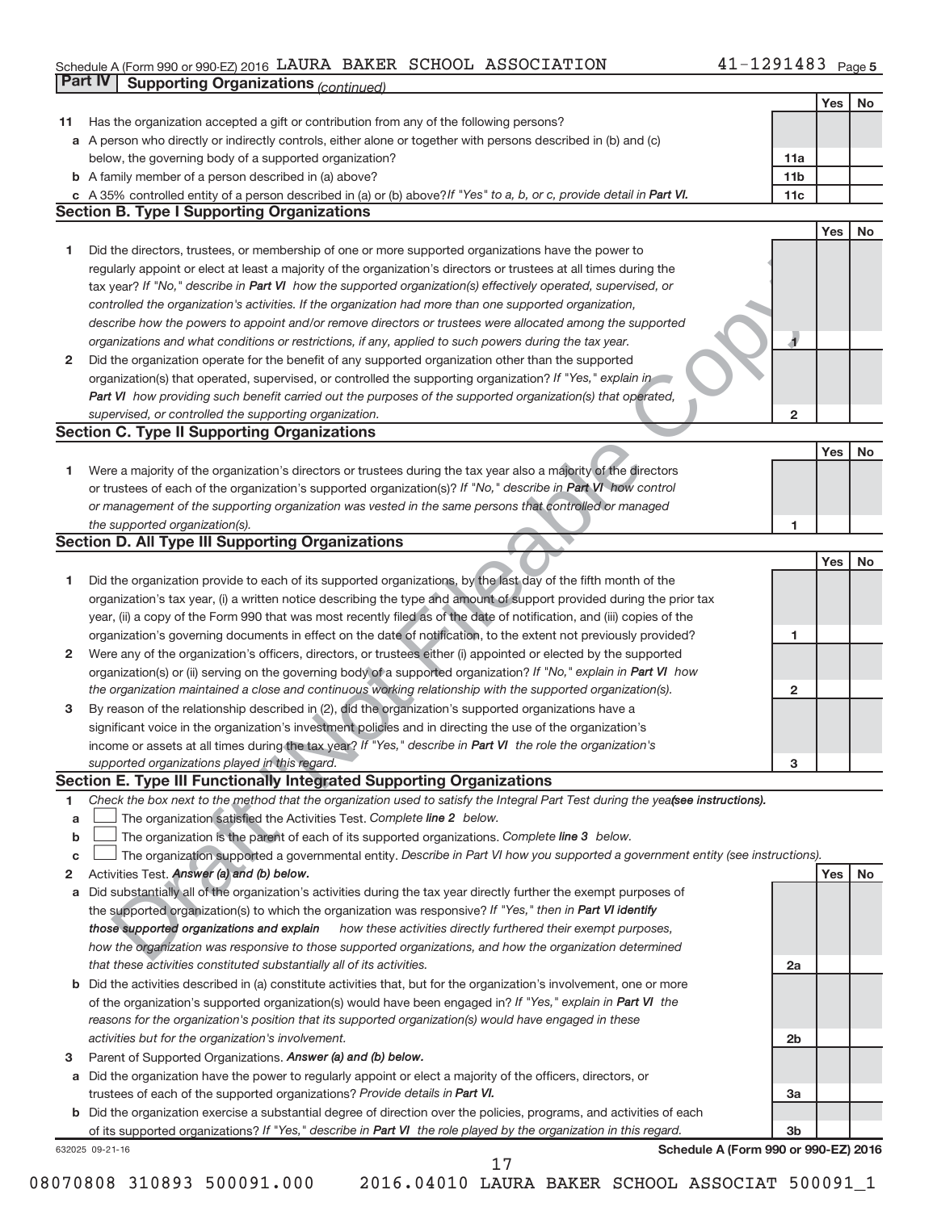Schedule A (Form 990 or 990-EZ) 2016 LAURA BAKER SCHOOL ASSOCIATION 41-1291483 Page 5

**Part IV Supporting Organizations** *(continued)*

| | | | Yes | No |
|---|---|---|---|---|
| **11** | Has the organization accepted a gift or contribution from any of the following persons? | | | |
| **a** | A person who directly or indirectly controls, either alone or together with persons described in (b) and (c) below, the governing body of a supported organization? | **11a** | | |
| **b** | A family member of a person described in (a) above? | **11b** | | |
| **c** | A 35% controlled entity of a person described in (a) or (b) above? *If "Yes" to a, b, or c, provide detail in **Part VI.*** | **11c** | | |

## Section B. Type I Supporting Organizations

| | | | Yes | No |
|---|---|---|---|---|
| **1** | Did the directors, trustees, or membership of one or more supported organizations have the power to regularly appoint or elect at least a majority of the organization's directors or trustees at all times during the tax year? *If "No," describe in **Part VI** how the supported organization(s) effectively operated, supervised, or controlled the organization's activities. If the organization had more than one supported organization, describe how the powers to appoint and/or remove directors or trustees were allocated among the supported organizations and what conditions or restrictions, if any, applied to such powers during the tax year.* | **1** | | |
| **2** | Did the organization operate for the benefit of any supported organization other than the supported organization(s) that operated, supervised, or controlled the supporting organization? *If "Yes," explain in **Part VI** how providing such benefit carried out the purposes of the supported organization(s) that operated, supervised, or controlled the supporting organization.* | **2** | | |

## Section C. Type II Supporting Organizations

| | | | Yes | No |
|---|---|---|---|---|
| **1** | Were a majority of the organization's directors or trustees during the tax year also a majority of the directors or trustees of each of the organization's supported organization(s)? *If "No," describe in **Part VI** how control or management of the supporting organization was vested in the same persons that controlled or managed the supported organization(s).* | **1** | | |

## Section D. All Type III Supporting Organizations

| | | | Yes | No |
|---|---|---|---|---|
| **1** | Did the organization provide to each of its supported organizations, by the last day of the fifth month of the organization's tax year, (i) a written notice describing the type and amount of support provided during the prior tax year, (ii) a copy of the Form 990 that was most recently filed as of the date of notification, and (iii) copies of the organization's governing documents in effect on the date of notification, to the extent not previously provided? | **1** | | |
| **2** | Were any of the organization's officers, directors, or trustees either (i) appointed or elected by the supported organization(s) or (ii) serving on the governing body of a supported organization? *If "No," explain in **Part VI** how the organization maintained a close and continuous working relationship with the supported organization(s).* | **2** | | |
| **3** | By reason of the relationship described in (2), did the organization's supported organizations have a significant voice in the organization's investment policies and in directing the use of the organization's income or assets at all times during the tax year? *If "Yes," describe in **Part VI** the role the organization's supported organizations played in this regard.* | **3** | | |

## Section E. Type III Functionally Integrated Supporting Organizations

**1** *Check the box next to the method that the organization used to satisfy the Integral Part Test during the year* ***(see instructions).***

**a** ☐ The organization satisfied the Activities Test. *Complete **line 2** below.*

**b** ☐ The organization is the parent of each of its supported organizations. *Complete **line 3** below.*

**c** ☐ The organization supported a governmental entity. *Describe in Part VI how you supported a government entity (see instructions).*

| | | | Yes | No |
|---|---|---|---|---|
| **2** | Activities Test. ***Answer (a) and (b) below.*** | | | |
| **a** | Did substantially all of the organization's activities during the tax year directly further the exempt purposes of the supported organization(s) to which the organization was responsive? *If "Yes," then in **Part VI identify those supported organizations and explain** how these activities directly furthered their exempt purposes, how the organization was responsive to those supported organizations, and how the organization determined that these activities constituted substantially all of its activities.* | **2a** | | |
| **b** | Did the activities described in (a) constitute activities that, but for the organization's involvement, one or more of the organization's supported organization(s) would have been engaged in? *If "Yes," explain in **Part VI** the reasons for the organization's position that its supported organization(s) would have engaged in these activities but for the organization's involvement.* | **2b** | | |
| **3** | Parent of Supported Organizations. ***Answer (a) and (b) below.*** | | | |
| **a** | Did the organization have the power to regularly appoint or elect a majority of the officers, directors, or trustees of each of the supported organizations? *Provide details in **Part VI.*** | **3a** | | |
| **b** | Did the organization exercise a substantial degree of direction over the policies, programs, and activities of each of its supported organizations? *If "Yes," describe in **Part VI** the role played by the organization in this regard.* | **3b** | | |

632025 09-21-16 **Schedule A (Form 990 or 990-EZ) 2016**

08070808 310893 500091.000 2016.04010 LAURA BAKER SCHOOL ASSOCIAT 500091_1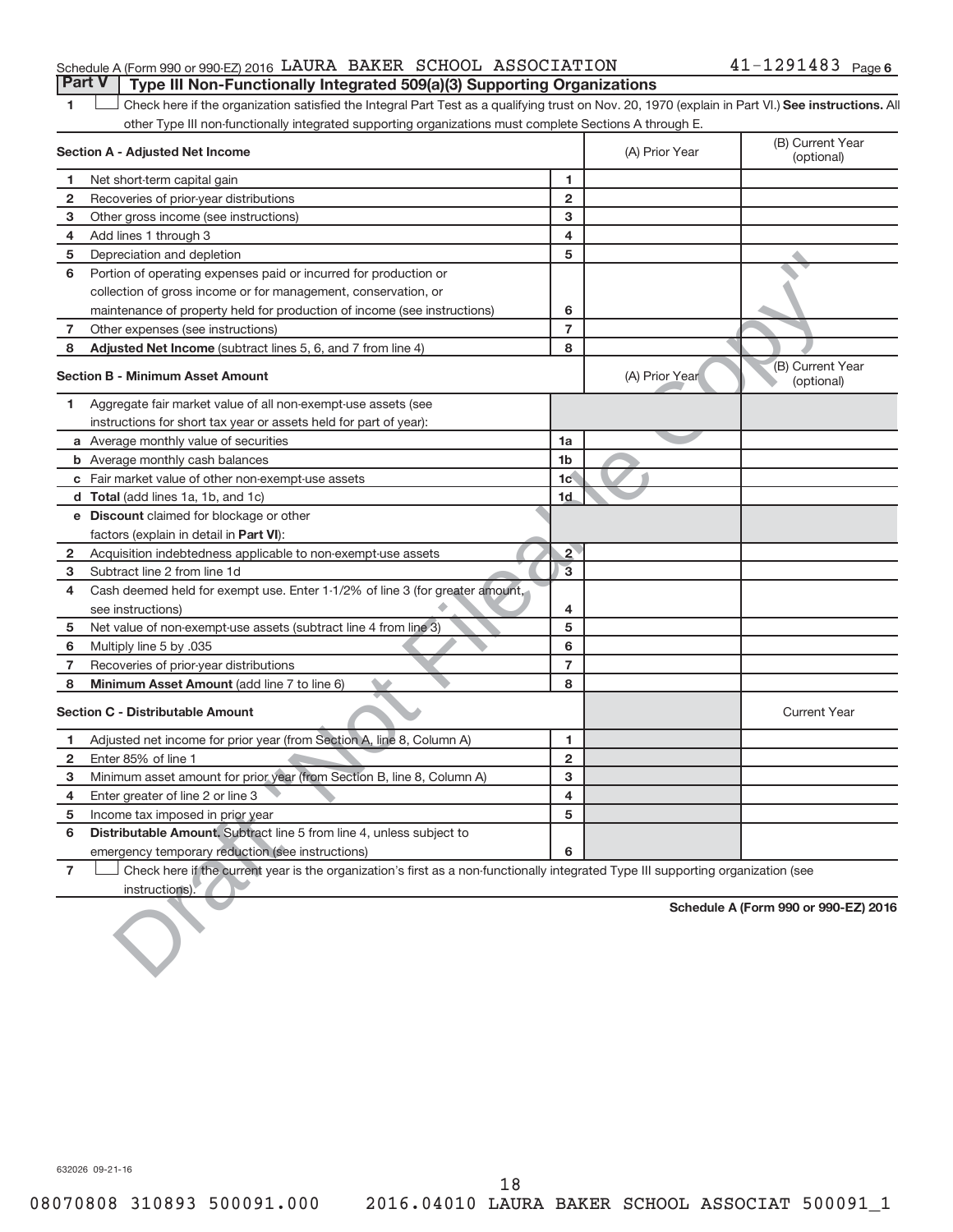Schedule A (Form 990 or 990-EZ) 2016 LAURA BAKER SCHOOL ASSOCIATION 41-1291483 Page 6

## Part V Type III Non-Functionally Integrated 509(a)(3) Supporting Organizations

1 ☐ Check here if the organization satisfied the Integral Part Test as a qualifying trust on Nov. 20, 1970 (explain in Part VI.) **See instructions.** All other Type III non-functionally integrated supporting organizations must complete Sections A through E.

| **Section A - Adjusted Net Income** | | (A) Prior Year | (B) Current Year (optional) |
|---|---|---|---|
| **1** Net short-term capital gain | 1 | | |
| **2** Recoveries of prior-year distributions | 2 | | |
| **3** Other gross income (see instructions) | 3 | | |
| **4** Add lines 1 through 3 | 4 | | |
| **5** Depreciation and depletion | 5 | | |
| **6** Portion of operating expenses paid or incurred for production or collection of gross income or for management, conservation, or maintenance of property held for production of income (see instructions) | 6 | | |
| **7** Other expenses (see instructions) | 7 | | |
| **8** **Adjusted Net Income** (subtract lines 5, 6, and 7 from line 4) | 8 | | |

| **Section B - Minimum Asset Amount** | | (A) Prior Year | (B) Current Year (optional) |
|---|---|---|---|
| **1** Aggregate fair market value of all non-exempt-use assets (see instructions for short tax year or assets held for part of year): | | | |
| **a** Average monthly value of securities | 1a | | |
| **b** Average monthly cash balances | 1b | | |
| **c** Fair market value of other non-exempt-use assets | 1c | | |
| **d** **Total** (add lines 1a, 1b, and 1c) | 1d | | |
| **e** **Discount** claimed for blockage or other factors (explain in detail in **Part VI**): | | | |
| **2** Acquisition indebtedness applicable to non-exempt-use assets | 2 | | |
| **3** Subtract line 2 from line 1d | 3 | | |
| **4** Cash deemed held for exempt use. Enter 1-1/2% of line 3 (for greater amount, see instructions) | 4 | | |
| **5** Net value of non-exempt-use assets (subtract line 4 from line 3) | 5 | | |
| **6** Multiply line 5 by .035 | 6 | | |
| **7** Recoveries of prior-year distributions | 7 | | |
| **8** **Minimum Asset Amount** (add line 7 to line 6) | 8 | | |

| **Section C - Distributable Amount** | | | Current Year |
|---|---|---|---|
| **1** Adjusted net income for prior year (from Section A, line 8, Column A) | 1 | | |
| **2** Enter 85% of line 1 | 2 | | |
| **3** Minimum asset amount for prior year (from Section B, line 8, Column A) | 3 | | |
| **4** Enter greater of line 2 or line 3 | 4 | | |
| **5** Income tax imposed in prior year | 5 | | |
| **6** **Distributable Amount.** Subtract line 5 from line 4, unless subject to emergency temporary reduction (see instructions) | 6 | | |

7 ☐ Check here if the current year is the organization's first as a non-functionally integrated Type III supporting organization (see instructions).

**Schedule A (Form 990 or 990-EZ) 2016**

632026 09-21-16

08070808 310893 500091.000 2016.04010 LAURA BAKER SCHOOL ASSOCIAT 500091_1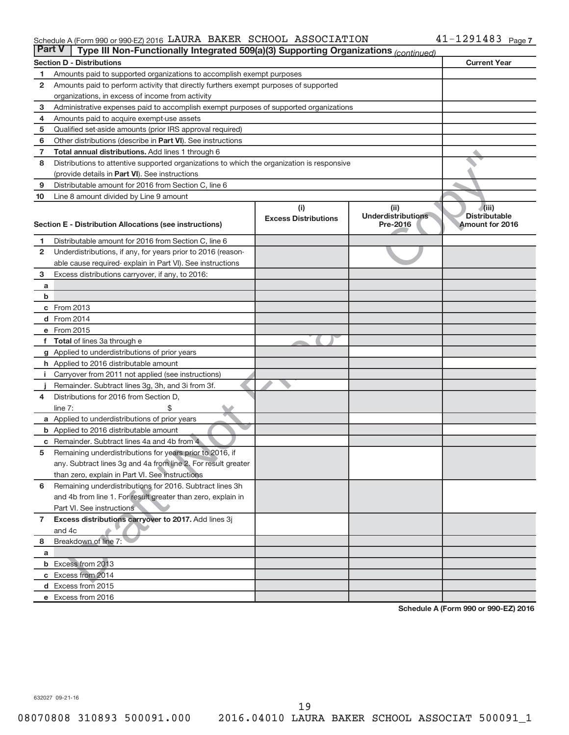Schedule A (Form 990 or 990-EZ) 2016 LAURA BAKER SCHOOL ASSOCIATION 41-1291483 Page 7

**Part V | Type III Non-Functionally Integrated 509(a)(3) Supporting Organizations** *(continued)*

| Section D - Distributions | | Current Year |
|---|---|---|
| 1 | Amounts paid to supported organizations to accomplish exempt purposes | |
| 2 | Amounts paid to perform activity that directly furthers exempt purposes of supported organizations, in excess of income from activity | |
| 3 | Administrative expenses paid to accomplish exempt purposes of supported organizations | |
| 4 | Amounts paid to acquire exempt-use assets | |
| 5 | Qualified set-aside amounts (prior IRS approval required) | |
| 6 | Other distributions (describe in **Part VI**). See instructions | |
| 7 | **Total annual distributions.** Add lines 1 through 6 | |
| 8 | Distributions to attentive supported organizations to which the organization is responsive (provide details in **Part VI**). See instructions | |
| 9 | Distributable amount for 2016 from Section C, line 6 | |
| 10 | Line 8 amount divided by Line 9 amount | |

| Section E - Distribution Allocations (see instructions) | (i) Excess Distributions | (ii) Underdistributions Pre-2016 | (iii) Distributable Amount for 2016 |
|---|---|---|---|
| 1 Distributable amount for 2016 from Section C, line 6 | | | |
| 2 Underdistributions, if any, for years prior to 2016 (reasonable cause required- explain in Part VI). See instructions | | | |
| 3 Excess distributions carryover, if any, to 2016: | | | |
| a | | | |
| b | | | |
| c From 2013 | | | |
| d From 2014 | | | |
| e From 2015 | | | |
| f **Total** of lines 3a through e | | | |
| g Applied to underdistributions of prior years | | | |
| h Applied to 2016 distributable amount | | | |
| i Carryover from 2011 not applied (see instructions) | | | |
| j Remainder. Subtract lines 3g, 3h, and 3i from 3f. | | | |
| 4 Distributions for 2016 from Section D, line 7: $ | | | |
| a Applied to underdistributions of prior years | | | |
| b Applied to 2016 distributable amount | | | |
| c Remainder. Subtract lines 4a and 4b from 4 | | | |
| 5 Remaining underdistributions for years prior to 2016, if any. Subtract lines 3g and 4a from line 2. For result greater than zero, explain in Part VI. See instructions | | | |
| 6 Remaining underdistributions for 2016. Subtract lines 3h and 4b from line 1. For result greater than zero, explain in Part VI. See instructions | | | |
| 7 **Excess distributions carryover to 2017.** Add lines 3j and 4c | | | |
| 8 Breakdown of line 7: | | | |
| a | | | |
| b Excess from 2013 | | | |
| c Excess from 2014 | | | |
| d Excess from 2015 | | | |
| e Excess from 2016 | | | |

Schedule A (Form 990 or 990-EZ) 2016

632027 09-21-16

08070808 310893 500091.000 2016.04010 LAURA BAKER SCHOOL ASSOCIAT 500091_1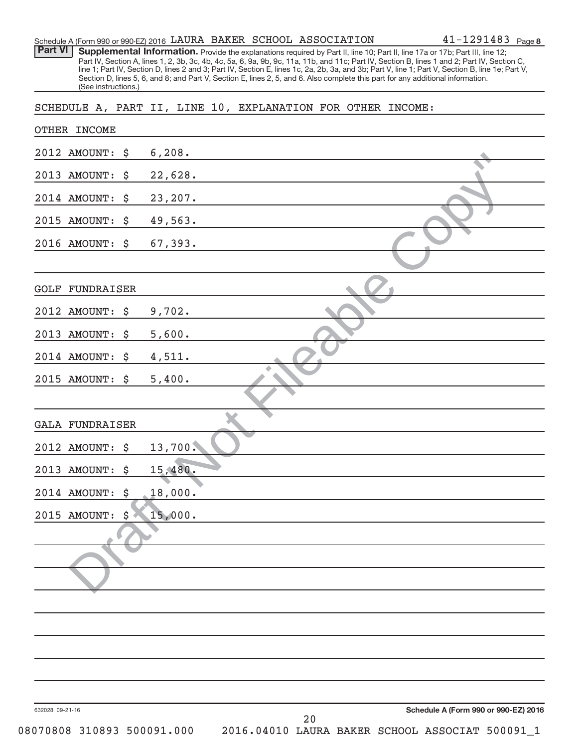Schedule A (Form 990 or 990-EZ) 2016 LAURA BAKER SCHOOL ASSOCIATION 41-1291483

**Part VI** **Supplemental Information.** Provide the explanations required by Part II, line 10; Part II, line 17a or 17b; Part III, line 12; Part IV, Section A, lines 1, 2, 3b, 3c, 4b, 4c, 5a, 6, 9a, 9b, 9c, 11a, 11b, and 11c; Part IV, Section B, lines 1 and 2; Part IV, Section C, line 1; Part IV, Section D, lines 2 and 3; Part IV, Section E, lines 1c, 2a, 2b, 3a, and 3b; Part V, line 1; Part V, Section B, line 1e; Part V, Section D, lines 5, 6, and 8; and Part V, Section E, lines 2, 5, and 6. Also complete this part for any additional information. (See instructions.)

SCHEDULE A, PART II, LINE 10, EXPLANATION FOR OTHER INCOME:

OTHER INCOME

2012 AMOUNT: $ 6,208.

2013 AMOUNT: $ 22,628.

2014 AMOUNT: $ 23,207.

2015 AMOUNT: $ 49,563.

2016 AMOUNT: $ 67,393.

GOLF FUNDRAISER

2012 AMOUNT: $ 9,702.

2013 AMOUNT: $ 5,600.

2014 AMOUNT: $ 4,511.

2015 AMOUNT: $ 5,400.

GALA FUNDRAISER

2012 AMOUNT: $ 13,700.

2013 AMOUNT: $ 15,480.

2014 AMOUNT: $ 18,000.

2015 AMOUNT: $ 15,000.

632028 09-21-16

Schedule A (Form 990 or 990-EZ) 2016

08070808 310893 500091.000 2016.04010 LAURA BAKER SCHOOL ASSOCIAT 500091_1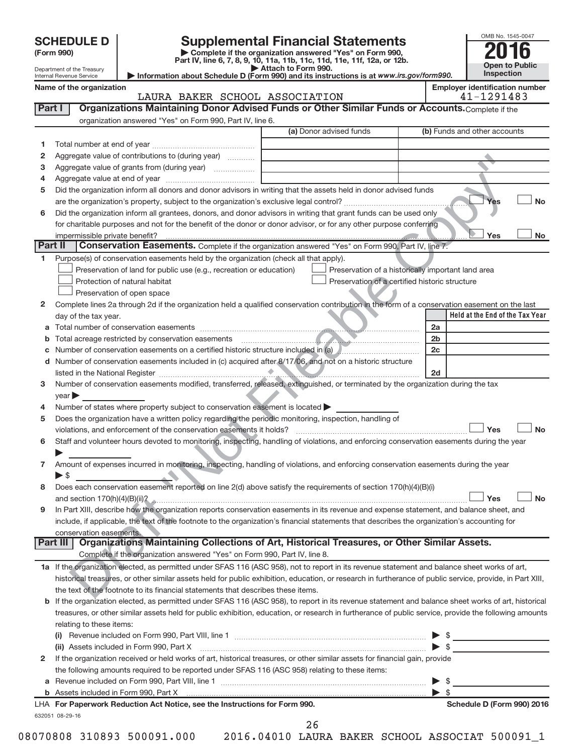# SCHEDULE D (Form 990)

Department of the Treasury
Internal Revenue Service

## Supplemental Financial Statements

▶ Complete if the organization answered "Yes" on Form 990, Part IV, line 6, 7, 8, 9, 10, 11a, 11b, 11c, 11d, 11e, 11f, 12a, or 12b.
▶ Attach to Form 990.
▶ Information about Schedule D (Form 990) and its instructions is at www.irs.gov/form990.

OMB No. 1545-0047

2016

Open to Public Inspection

**Name of the organization:** LAURA BAKER SCHOOL ASSOCIATION

**Employer identification number:** 41-1291483

Draft "Not Fileable Copy"

### Part I — Organizations Maintaining Donor Advised Funds or Other Similar Funds or Accounts.

Complete if the organization answered "Yes" on Form 990, Part IV, line 6.

| | | (a) Donor advised funds | (b) Funds and other accounts |
|---|---|---|---|
| 1 | Total number at end of year | | |
| 2 | Aggregate value of contributions to (during year) | | |
| 3 | Aggregate value of grants from (during year) | | |
| 4 | Aggregate value at end of year | | |

5 Did the organization inform all donors and donor advisors in writing that the assets held in donor advised funds are the organization's property, subject to the organization's exclusive legal control? ☐ Yes ☐ No

6 Did the organization inform all grantees, donors, and donor advisors in writing that grant funds can be used only for charitable purposes and not for the benefit of the donor or donor advisor, or for any other purpose conferring impermissible private benefit? ☐ Yes ☐ No

### Part II — Conservation Easements.

Complete if the organization answered "Yes" on Form 990, Part IV, line 7.

1 Purpose(s) of conservation easements held by the organization (check all that apply).

- ☐ Preservation of land for public use (e.g., recreation or education)
- ☐ Protection of natural habitat
- ☐ Preservation of open space
- ☐ Preservation of a historically important land area
- ☐ Preservation of a certified historic structure

2 Complete lines 2a through 2d if the organization held a qualified conservation contribution in the form of a conservation easement on the last day of the tax year.

| | | | Held at the End of the Tax Year |
|---|---|---|---|
| a | Total number of conservation easements | 2a | |
| b | Total acreage restricted by conservation easements | 2b | |
| c | Number of conservation easements on a certified historic structure included in (a) | 2c | |
| d | Number of conservation easements included in (c) acquired after 8/17/06, and not on a historic structure listed in the National Register | 2d | |

3 Number of conservation easements modified, transferred, released, extinguished, or terminated by the organization during the tax year ▶

4 Number of states where property subject to conservation easement is located ▶

5 Does the organization have a written policy regarding the periodic monitoring, inspection, handling of violations, and enforcement of the conservation easements it holds? ☐ Yes ☐ No

6 Staff and volunteer hours devoted to monitoring, inspecting, handling of violations, and enforcing conservation easements during the year ▶

7 Amount of expenses incurred in monitoring, inspecting, handling of violations, and enforcing conservation easements during the year ▶ $

8 Does each conservation easement reported on line 2(d) above satisfy the requirements of section 170(h)(4)(B)(i) and section 170(h)(4)(B)(ii)? ☐ Yes ☐ No

9 In Part XIII, describe how the organization reports conservation easements in its revenue and expense statement, and balance sheet, and include, if applicable, the text of the footnote to the organization's financial statements that describes the organization's accounting for conservation easements.

### Part III — Organizations Maintaining Collections of Art, Historical Treasures, or Other Similar Assets.

Complete if the organization answered "Yes" on Form 990, Part IV, line 8.

1a If the organization elected, as permitted under SFAS 116 (ASC 958), not to report in its revenue statement and balance sheet works of art, historical treasures, or other similar assets held for public exhibition, education, or research in furtherance of public service, provide, in Part XIII, the text of the footnote to its financial statements that describes these items.

b If the organization elected, as permitted under SFAS 116 (ASC 958), to report in its revenue statement and balance sheet works of art, historical treasures, or other similar assets held for public exhibition, education, or research in furtherance of public service, provide the following amounts relating to these items:

(i) Revenue included on Form 990, Part VIII, line 1 ▶ $

(ii) Assets included in Form 990, Part X ▶ $

2 If the organization received or held works of art, historical treasures, or other similar assets for financial gain, provide the following amounts required to be reported under SFAS 116 (ASC 958) relating to these items:

a Revenue included on Form 990, Part VIII, line 1 ▶ $

b Assets included in Form 990, Part X ▶ $

LHA For Paperwork Reduction Act Notice, see the Instructions for Form 990.

Schedule D (Form 990) 2016

632051 08-29-16

08070808 310893 500091.000 2016.04010 LAURA BAKER SCHOOL ASSOCIAT 500091_1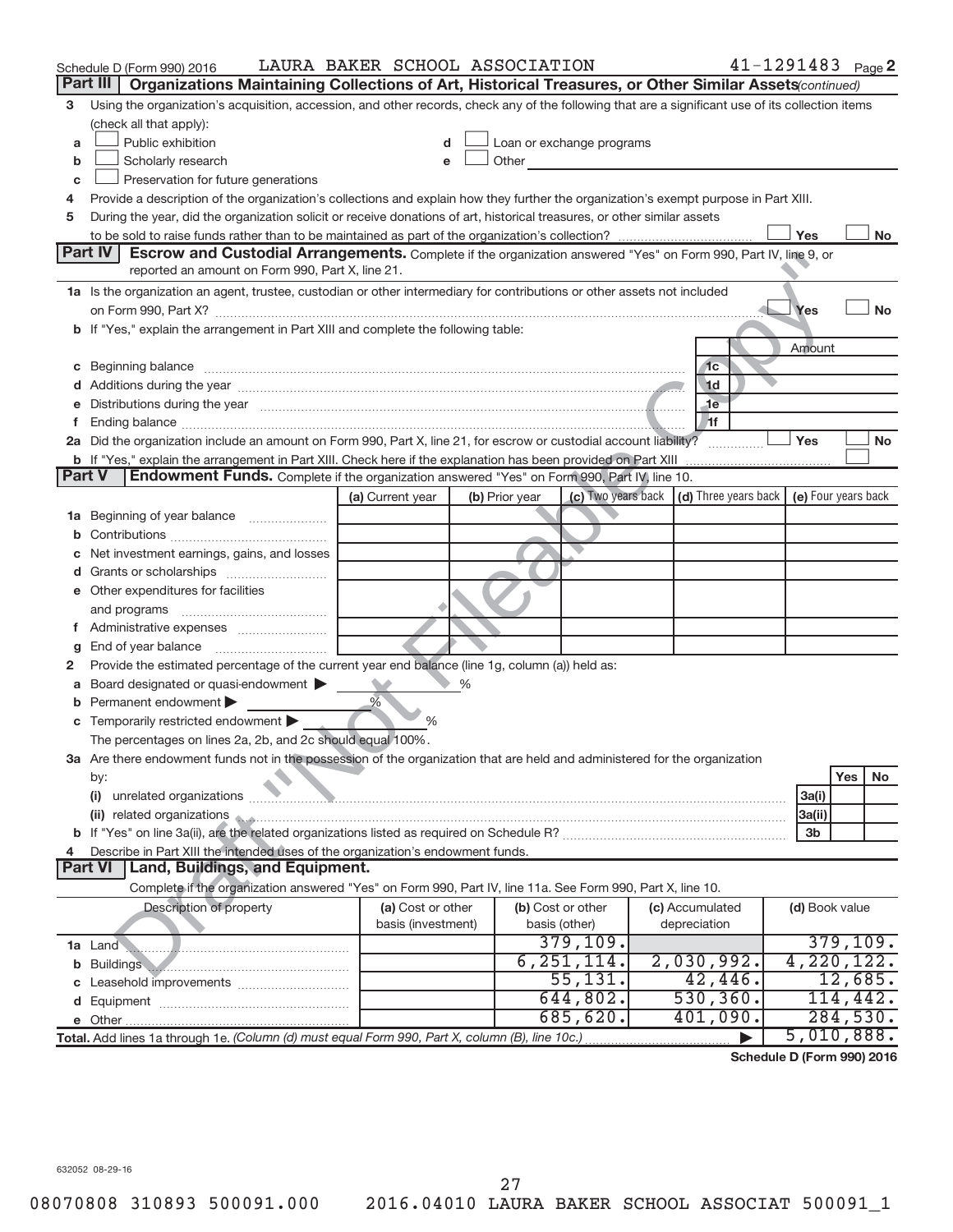Schedule D (Form 990) 2016 LAURA BAKER SCHOOL ASSOCIATION 41-1291483 Page 2

**Part III | Organizations Maintaining Collections of Art, Historical Treasures, or Other Similar Assets** *(continued)*

3 Using the organization's acquisition, accession, and other records, check any of the following that are a significant use of its collection items (check all that apply):

a ☐ Public exhibition
b ☐ Scholarly research
c ☐ Preservation for future generations
d ☐ Loan or exchange programs
e ☐ Other

4 Provide a description of the organization's collections and explain how they further the organization's exempt purpose in Part XIII.

5 During the year, did the organization solicit or receive donations of art, historical treasures, or other similar assets to be sold to raise funds rather than to be maintained as part of the organization's collection? ☐ Yes ☐ No

**Part IV | Escrow and Custodial Arrangements.** Complete if the organization answered "Yes" on Form 990, Part IV, line 9, or reported an amount on Form 990, Part X, line 21.

1a Is the organization an agent, trustee, custodian or other intermediary for contributions or other assets not included on Form 990, Part X? ☐ Yes ☐ No

b If "Yes," explain the arrangement in Part XIII and complete the following table:

| | | Amount |
|---|---|---|
| c Beginning balance | 1c | |
| d Additions during the year | 1d | |
| e Distributions during the year | 1e | |
| f Ending balance | 1f | |

2a Did the organization include an amount on Form 990, Part X, line 21, for escrow or custodial account liability? ☐ Yes ☐ No

b If "Yes," explain the arrangement in Part XIII. Check here if the explanation has been provided on Part XIII ☐

**Part V | Endowment Funds.** Complete if the organization answered "Yes" on Form 990, Part IV, line 10.

| | (a) Current year | (b) Prior year | (c) Two years back | (d) Three years back | (e) Four years back |
|---|---|---|---|---|---|
| 1a Beginning of year balance | | | | | |
| b Contributions | | | | | |
| c Net investment earnings, gains, and losses | | | | | |
| d Grants or scholarships | | | | | |
| e Other expenditures for facilities and programs | | | | | |
| f Administrative expenses | | | | | |
| g End of year balance | | | | | |

2 Provide the estimated percentage of the current year end balance (line 1g, column (a)) held as:

a Board designated or quasi-endowment ▶ %
b Permanent endowment ▶ %
c Temporarily restricted endowment ▶ %

The percentages on lines 2a, 2b, and 2c should equal 100%.

3a Are there endowment funds not in the possession of the organization that are held and administered for the organization by:

| | | Yes | No |
|---|---|---|---|
| (i) unrelated organizations | 3a(i) | | |
| (ii) related organizations | 3a(ii) | | |
| b If "Yes" on line 3a(ii), are the related organizations listed as required on Schedule R? | 3b | | |

4 Describe in Part XIII the intended uses of the organization's endowment funds.

**Part VI | Land, Buildings, and Equipment.**

Complete if the organization answered "Yes" on Form 990, Part IV, line 11a. See Form 990, Part X, line 10.

| Description of property | (a) Cost or other basis (investment) | (b) Cost or other basis (other) | (c) Accumulated depreciation | (d) Book value |
|---|---|---|---|---|
| 1a Land | | 379,109. | | 379,109. |
| b Buildings | | 6,251,114. | 2,030,992. | 4,220,122. |
| c Leasehold improvements | | 55,131. | 42,446. | 12,685. |
| d Equipment | | 644,802. | 530,360. | 114,442. |
| e Other | | 685,620. | 401,090. | 284,530. |
| **Total.** Add lines 1a through 1e. *(Column (d) must equal Form 990, Part X, column (B), line 10c.)* ▶ | | | | 5,010,888. |

Schedule D (Form 990) 2016

632052 08-29-16

08070808 310893 500091.000 2016.04010 LAURA BAKER SCHOOL ASSOCIAT 500091_1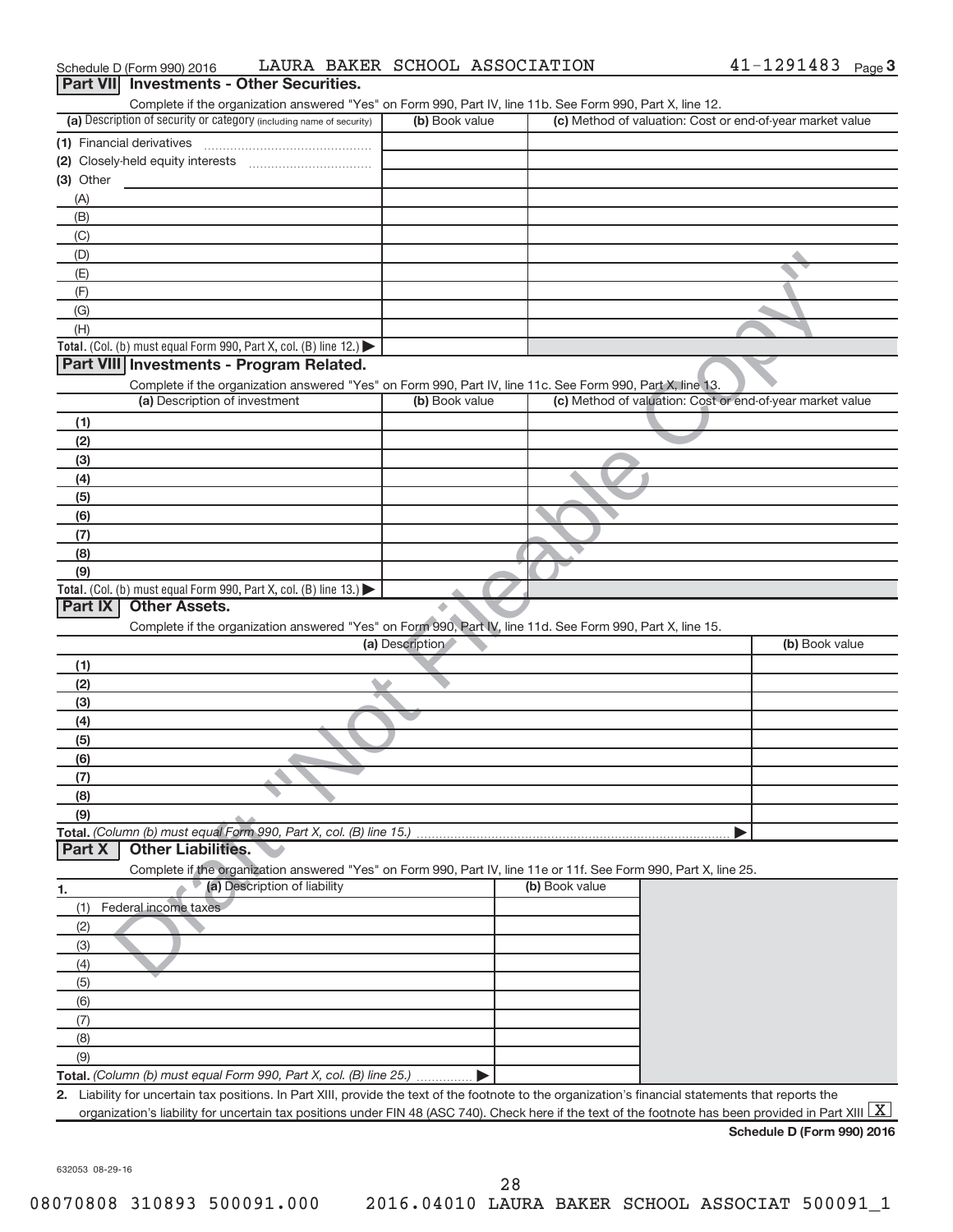Schedule D (Form 990) 2016 LAURA BAKER SCHOOL ASSOCIATION 41-1291483 Page 3

## Part VII Investments - Other Securities.

Complete if the organization answered "Yes" on Form 990, Part IV, line 11b. See Form 990, Part X, line 12.

| (a) Description of security or category (including name of security) | (b) Book value | (c) Method of valuation: Cost or end-of-year market value |
|---|---|---|
| (1) Financial derivatives | | |
| (2) Closely-held equity interests | | |
| (3) Other | | |
| (A) | | |
| (B) | | |
| (C) | | |
| (D) | | |
| (E) | | |
| (F) | | |
| (G) | | |
| (H) | | |
| **Total.** (Col. (b) must equal Form 990, Part X, col. (B) line 12.) ▶ | | |

## Part VIII Investments - Program Related.

Complete if the organization answered "Yes" on Form 990, Part IV, line 11c. See Form 990, Part X, line 13.

| (a) Description of investment | (b) Book value | (c) Method of valuation: Cost or end-of-year market value |
|---|---|---|
| (1) | | |
| (2) | | |
| (3) | | |
| (4) | | |
| (5) | | |
| (6) | | |
| (7) | | |
| (8) | | |
| (9) | | |
| **Total.** (Col. (b) must equal Form 990, Part X, col. (B) line 13.) ▶ | | |

## Part IX Other Assets.

Complete if the organization answered "Yes" on Form 990, Part IV, line 11d. See Form 990, Part X, line 15.

| (a) Description | (b) Book value |
|---|---|
| (1) | |
| (2) | |
| (3) | |
| (4) | |
| (5) | |
| (6) | |
| (7) | |
| (8) | |
| (9) | |
| **Total.** *(Column (b) must equal Form 990, Part X, col. (B) line 15.)* ▶ | |

## Part X Other Liabilities.

Complete if the organization answered "Yes" on Form 990, Part IV, line 11e or 11f. See Form 990, Part X, line 25.

| 1. (a) Description of liability | (b) Book value |
|---|---|
| (1) Federal income taxes | |
| (2) | |
| (3) | |
| (4) | |
| (5) | |
| (6) | |
| (7) | |
| (8) | |
| (9) | |
| **Total.** *(Column (b) must equal Form 990, Part X, col. (B) line 25.)* ▶ | |

2. Liability for uncertain tax positions. In Part XIII, provide the text of the footnote to the organization's financial statements that reports the organization's liability for uncertain tax positions under FIN 48 (ASC 740). Check here if the text of the footnote has been provided in Part XIII [X]

**Schedule D (Form 990) 2016**

632053 08-29-16

08070808 310893 500091.000 2016.04010 LAURA BAKER SCHOOL ASSOCIAT 500091_1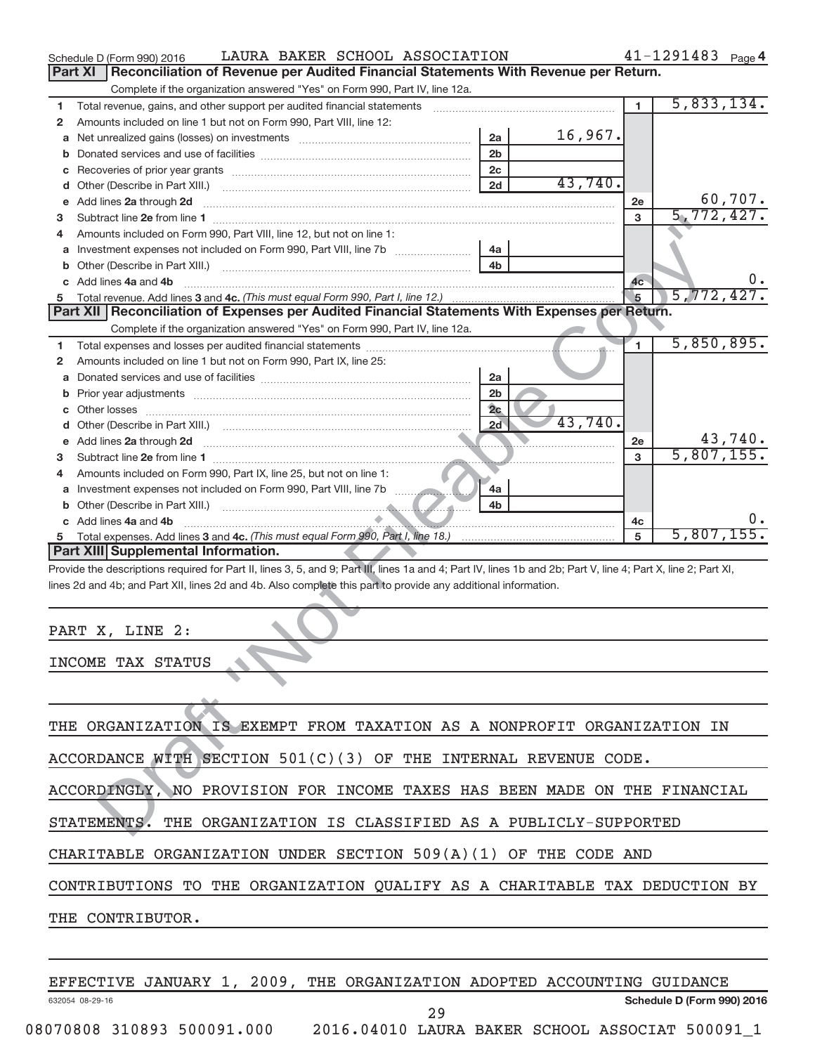Schedule D (Form 990) 2016 LAURA BAKER SCHOOL ASSOCIATION 41-1291483 Page 4

## Part XI Reconciliation of Revenue per Audited Financial Statements With Revenue per Return.

Complete if the organization answered "Yes" on Form 990, Part IV, line 12a.

| | | | | | |
|---|---|---|---|---|---|
| 1 | Total revenue, gains, and other support per audited financial statements | | | 1 | 5,833,134. |
| 2 | Amounts included on line 1 but not on Form 990, Part VIII, line 12: | | | | |
| a | Net unrealized gains (losses) on investments | 2a | 16,967. | | |
| b | Donated services and use of facilities | 2b | | | |
| c | Recoveries of prior year grants | 2c | | | |
| d | Other (Describe in Part XIII.) | 2d | 43,740. | | |
| e | Add lines 2a through 2d | | | 2e | 60,707. |
| 3 | Subtract line 2e from line 1 | | | 3 | 5,772,427. |
| 4 | Amounts included on Form 990, Part VIII, line 12, but not on line 1: | | | | |
| a | Investment expenses not included on Form 990, Part VIII, line 7b | 4a | | | |
| b | Other (Describe in Part XIII.) | 4b | | | |
| c | Add lines 4a and 4b | | | 4c | 0. |
| 5 | Total revenue. Add lines 3 and 4c. *(This must equal Form 990, Part I, line 12.)* | | | 5 | 5,772,427. |

## Part XII Reconciliation of Expenses per Audited Financial Statements With Expenses per Return.

Complete if the organization answered "Yes" on Form 990, Part IV, line 12a.

| | | | | | |
|---|---|---|---|---|---|
| 1 | Total expenses and losses per audited financial statements | | | 1 | 5,850,895. |
| 2 | Amounts included on line 1 but not on Form 990, Part IX, line 25: | | | | |
| a | Donated services and use of facilities | 2a | | | |
| b | Prior year adjustments | 2b | | | |
| c | Other losses | 2c | | | |
| d | Other (Describe in Part XIII.) | 2d | 43,740. | | |
| e | Add lines 2a through 2d | | | 2e | 43,740. |
| 3 | Subtract line 2e from line 1 | | | 3 | 5,807,155. |
| 4 | Amounts included on Form 990, Part IX, line 25, but not on line 1: | | | | |
| a | Investment expenses not included on Form 990, Part VIII, line 7b | 4a | | | |
| b | Other (Describe in Part XIII.) | 4b | | | |
| c | Add lines 4a and 4b | | | 4c | 0. |
| 5 | Total expenses. Add lines 3 and 4c. *(This must equal Form 990, Part I, line 18.)* | | | 5 | 5,807,155. |

## Part XIII Supplemental Information.

Provide the descriptions required for Part II, lines 3, 5, and 9; Part III, lines 1a and 4; Part IV, lines 1b and 2b; Part V, line 4; Part X, line 2; Part XI, lines 2d and 4b; and Part XII, lines 2d and 4b. Also complete this part to provide any additional information.

PART X, LINE 2:

INCOME TAX STATUS

THE ORGANIZATION IS EXEMPT FROM TAXATION AS A NONPROFIT ORGANIZATION IN ACCORDANCE WITH SECTION 501(C)(3) OF THE INTERNAL REVENUE CODE. ACCORDINGLY, NO PROVISION FOR INCOME TAXES HAS BEEN MADE ON THE FINANCIAL STATEMENTS. THE ORGANIZATION IS CLASSIFIED AS A PUBLICLY-SUPPORTED CHARITABLE ORGANIZATION UNDER SECTION 509(A)(1) OF THE CODE AND CONTRIBUTIONS TO THE ORGANIZATION QUALIFY AS A CHARITABLE TAX DEDUCTION BY THE CONTRIBUTOR.

EFFECTIVE JANUARY 1, 2009, THE ORGANIZATION ADOPTED ACCOUNTING GUIDANCE

632054 08-29-16 Schedule D (Form 990) 2016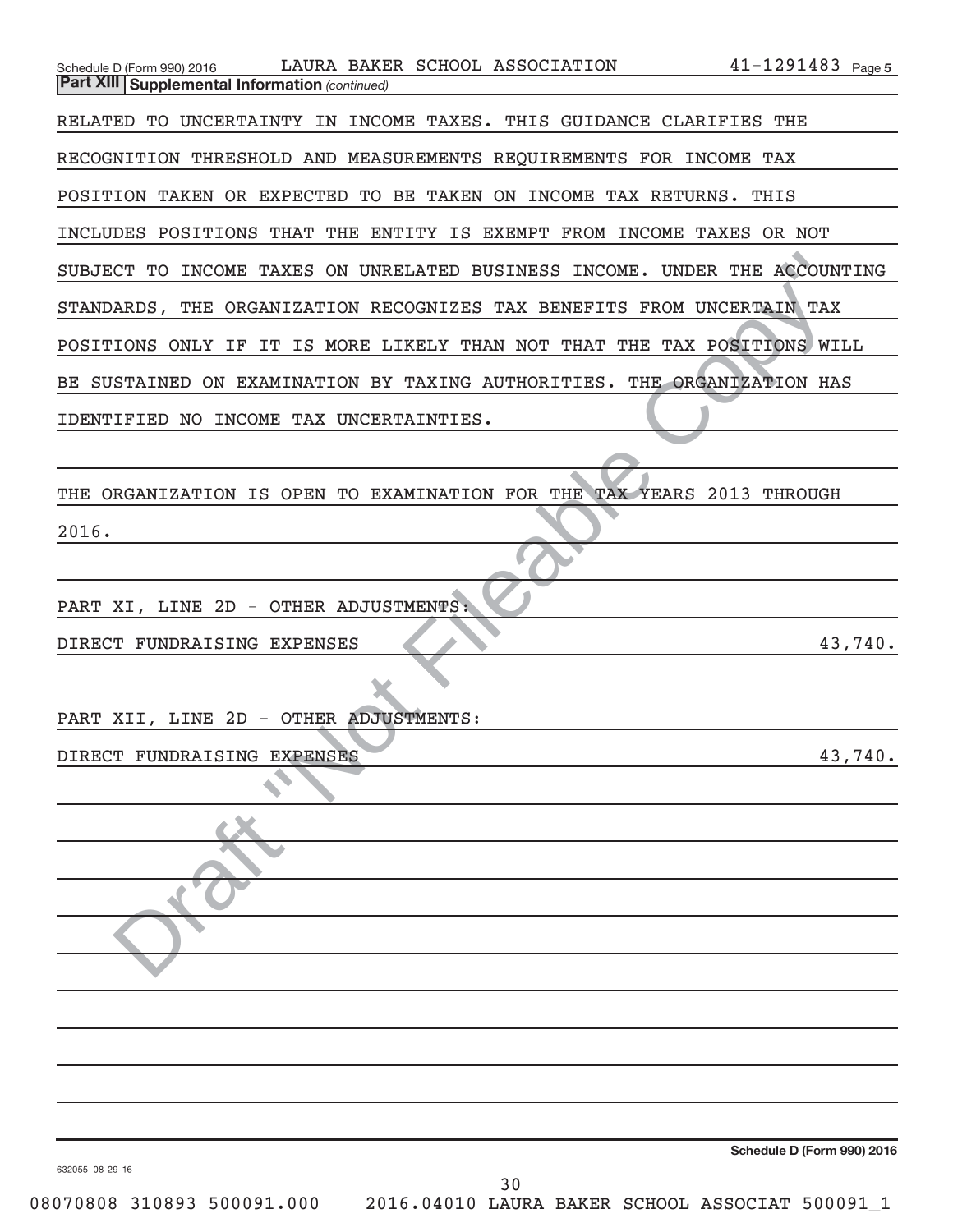**Part XIII** **Supplemental Information** *(continued)*

RELATED TO UNCERTAINTY IN INCOME TAXES. THIS GUIDANCE CLARIFIES THE RECOGNITION THRESHOLD AND MEASUREMENTS REQUIREMENTS FOR INCOME TAX POSITION TAKEN OR EXPECTED TO BE TAKEN ON INCOME TAX RETURNS. THIS INCLUDES POSITIONS THAT THE ENTITY IS EXEMPT FROM INCOME TAXES OR NOT SUBJECT TO INCOME TAXES ON UNRELATED BUSINESS INCOME. UNDER THE ACCOUNTING STANDARDS, THE ORGANIZATION RECOGNIZES TAX BENEFITS FROM UNCERTAIN TAX POSITIONS ONLY IF IT IS MORE LIKELY THAN NOT THAT THE TAX POSITIONS WILL BE SUSTAINED ON EXAMINATION BY TAXING AUTHORITIES. THE ORGANIZATION HAS IDENTIFIED NO INCOME TAX UNCERTAINTIES.

THE ORGANIZATION IS OPEN TO EXAMINATION FOR THE TAX YEARS 2013 THROUGH 2016.

PART XI, LINE 2D - OTHER ADJUSTMENTS:

| | |
|---|---|
| DIRECT FUNDRAISING EXPENSES | 43,740. |

PART XII, LINE 2D - OTHER ADJUSTMENTS:

| | |
|---|---|
| DIRECT FUNDRAISING EXPENSES | 43,740. |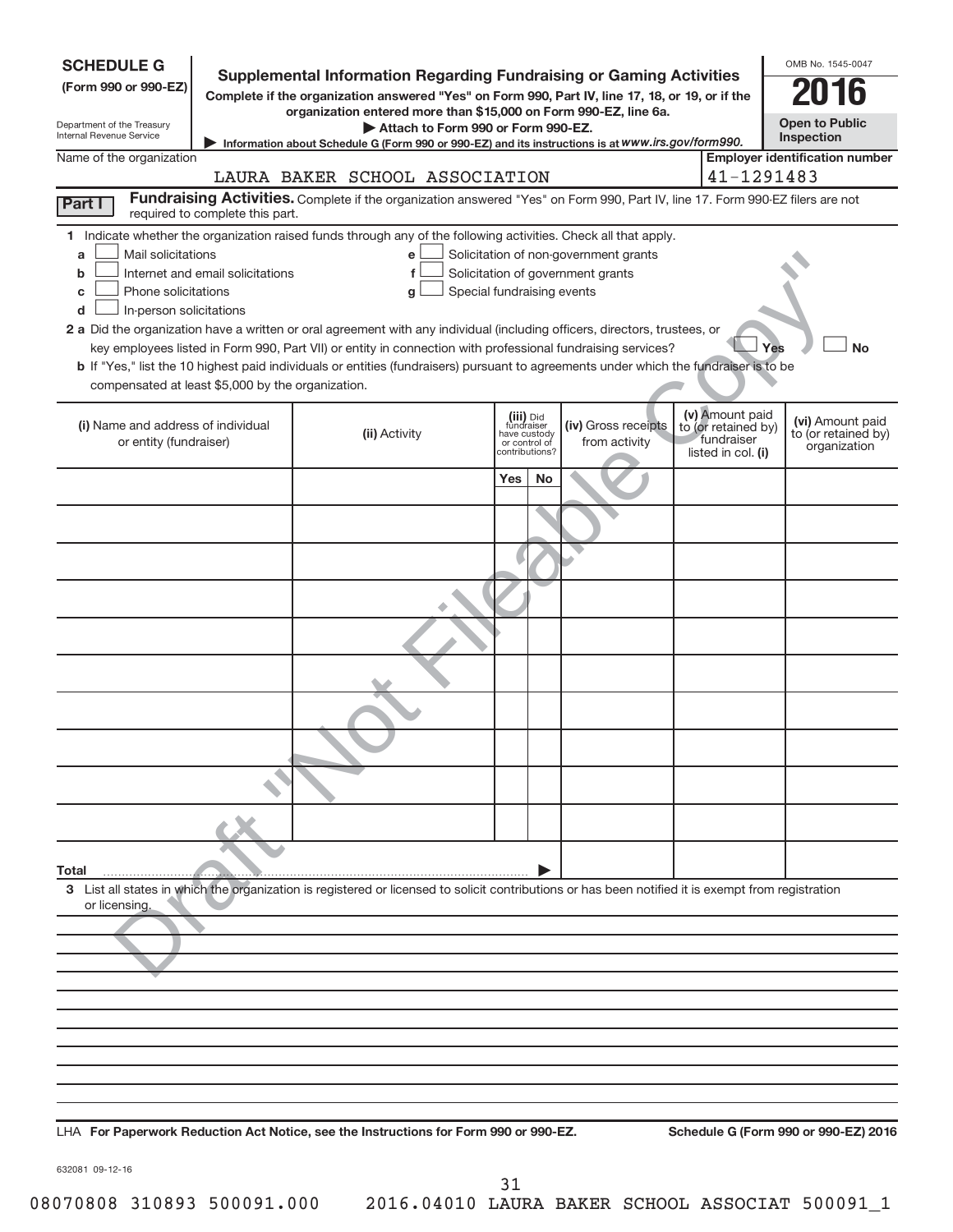# SCHEDULE G (Form 990 or 990-EZ)

Department of the Treasury
Internal Revenue Service

## Supplemental Information Regarding Fundraising or Gaming Activities

**Complete if the organization answered "Yes" on Form 990, Part IV, line 17, 18, or 19, or if the organization entered more than $15,000 on Form 990-EZ, line 6a.**

▶ Attach to Form 990 or Form 990-EZ.

▶ Information about Schedule G (Form 990 or 990-EZ) and its instructions is at *www.irs.gov/form990.*

OMB No. 1545-0047

**2016**

**Open to Public Inspection**

Name of the organization: LAURA BAKER SCHOOL ASSOCIATION

Employer identification number: 41-1291483

**Part I** **Fundraising Activities.** Complete if the organization answered "Yes" on Form 990, Part IV, line 17. Form 990-EZ filers are not required to complete this part.

1 Indicate whether the organization raised funds through any of the following activities. Check all that apply.

- a ☐ Mail solicitations
- b ☐ Internet and email solicitations
- c ☐ Phone solicitations
- d ☐ In-person solicitations
- e ☐ Solicitation of non-government grants
- f ☐ Solicitation of government grants
- g ☐ Special fundraising events

2 a Did the organization have a written or oral agreement with any individual (including officers, directors, trustees, or key employees listed in Form 990, Part VII) or entity in connection with professional fundraising services? ☐ Yes ☐ No

b If "Yes," list the 10 highest paid individuals or entities (fundraisers) pursuant to agreements under which the fundraiser is to be compensated at least $5,000 by the organization.

| (i) Name and address of individual or entity (fundraiser) | (ii) Activity | (iii) Did fundraiser have custody or control of contributions? Yes | No | (iv) Gross receipts from activity | (v) Amount paid to (or retained by) fundraiser listed in col. (i) | (vi) Amount paid to (or retained by) organization |
|---|---|---|---|---|---|---|
| | | | | | | |
| | | | | | | |
| | | | | | | |
| | | | | | | |
| | | | | | | |
| | | | | | | |
| | | | | | | |
| | | | | | | |
| | | | | | | |
| | | | | | | |
| **Total** ▶ | | | | | | |

3 List all states in which the organization is registered or licensed to solicit contributions or has been notified it is exempt from registration or licensing.

LHA **For Paperwork Reduction Act Notice, see the Instructions for Form 990 or 990-EZ.** **Schedule G (Form 990 or 990-EZ) 2016**

632081 09-12-16

08070808 310893 500091.000 2016.04010 LAURA BAKER SCHOOL ASSOCIAT 500091_1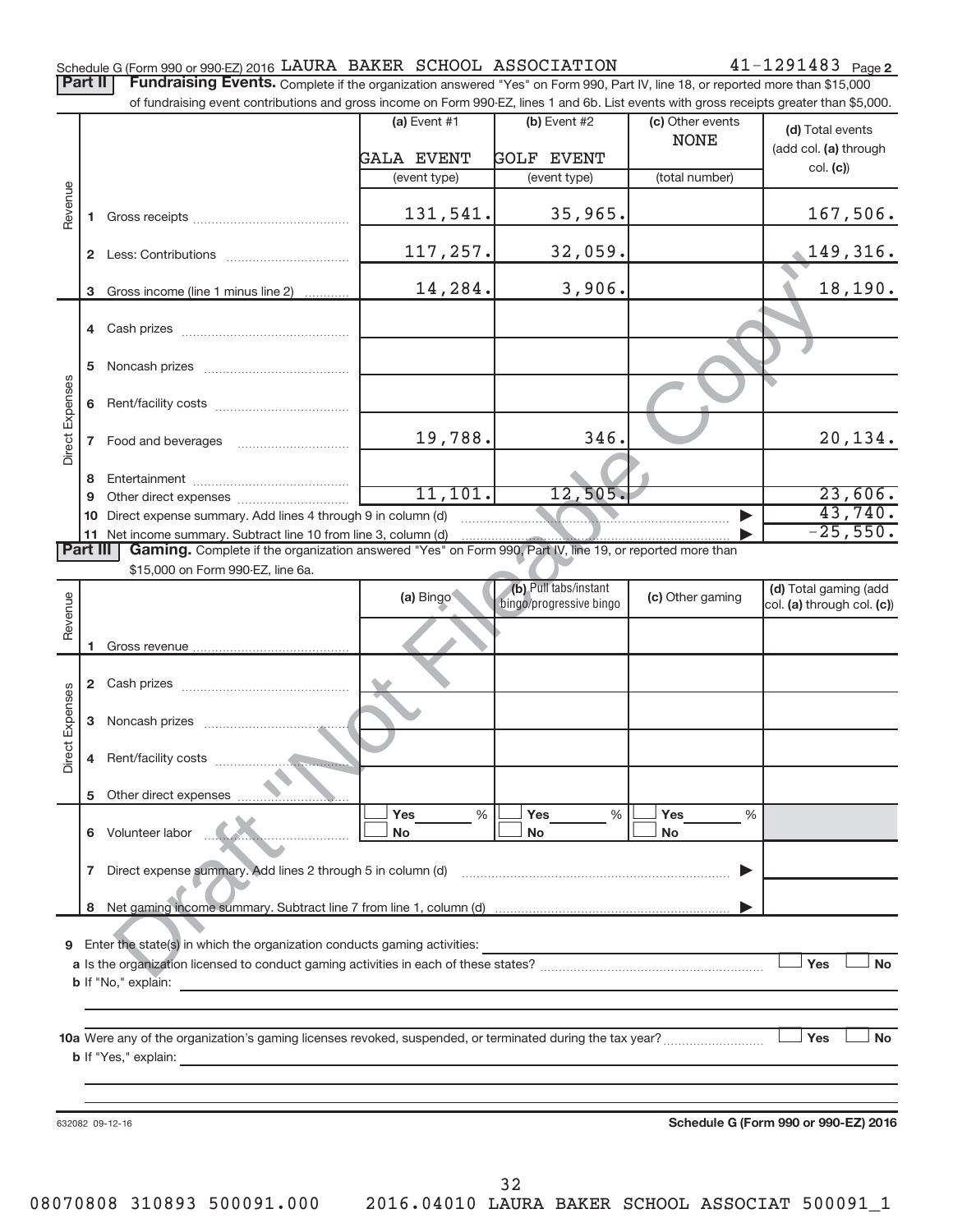Schedule G (Form 990 or 990-EZ) 2016 LAURA BAKER SCHOOL ASSOCIATION 41-1291483 Page 2

**Part II** **Fundraising Events.** Complete if the organization answered "Yes" on Form 990, Part IV, line 18, or reported more than $15,000 of fundraising event contributions and gross income on Form 990-EZ, lines 1 and 6b. List events with gross receipts greater than $5,000.

| | | (a) Event #1 | (b) Event #2 | (c) Other events | (d) Total events (add col. (a) through col. (c)) |
|---|---|---|---|---|---|
| | | GALA EVENT | GOLF EVENT | NONE | |
| | | (event type) | (event type) | (total number) | |
| Revenue | 1 Gross receipts | 131,541. | 35,965. | | 167,506. |
| | 2 Less: Contributions | 117,257. | 32,059. | | 149,316. |
| | 3 Gross income (line 1 minus line 2) | 14,284. | 3,906. | | 18,190. |
| Direct Expenses | 4 Cash prizes | | | | |
| | 5 Noncash prizes | | | | |
| | 6 Rent/facility costs | | | | |
| | 7 Food and beverages | 19,788. | 346. | | 20,134. |
| | 8 Entertainment | | | | |
| | 9 Other direct expenses | 11,101. | 12,505. | | 23,606. |
| | 10 Direct expense summary. Add lines 4 through 9 in column (d) | | | ▶ | 43,740. |
| | 11 Net income summary. Subtract line 10 from line 3, column (d) | | | ▶ | -25,550. |

**Part III** **Gaming.** Complete if the organization answered "Yes" on Form 990, Part IV, line 19, or reported more than $15,000 on Form 990-EZ, line 6a.

| | | (a) Bingo | (b) Pull tabs/instant bingo/progressive bingo | (c) Other gaming | (d) Total gaming (add col. (a) through col. (c)) |
|---|---|---|---|---|---|
| Revenue | 1 Gross revenue | | | | |
| Direct Expenses | 2 Cash prizes | | | | |
| | 3 Noncash prizes | | | | |
| | 4 Rent/facility costs | | | | |
| | 5 Other direct expenses | | | | |
| | 6 Volunteer labor | ☐ Yes ___ % ☐ No | ☐ Yes ___ % ☐ No | ☐ Yes ___ % ☐ No | |
| | 7 Direct expense summary. Add lines 2 through 5 in column (d) | | | ▶ | |
| | 8 Net gaming income summary. Subtract line 7 from line 1, column (d) | | | ▶ | |

9 Enter the state(s) in which the organization conducts gaming activities: ____________

a Is the organization licensed to conduct gaming activities in each of these states? ☐ Yes ☐ No

b If "No," explain: ____________

10a Were any of the organization's gaming licenses revoked, suspended, or terminated during the tax year? ☐ Yes ☐ No

b If "Yes," explain: ____________

632082 09-12-16 **Schedule G (Form 990 or 990-EZ) 2016**

08070808 310893 500091.000 2016.04010 LAURA BAKER SCHOOL ASSOCIAT 500091_1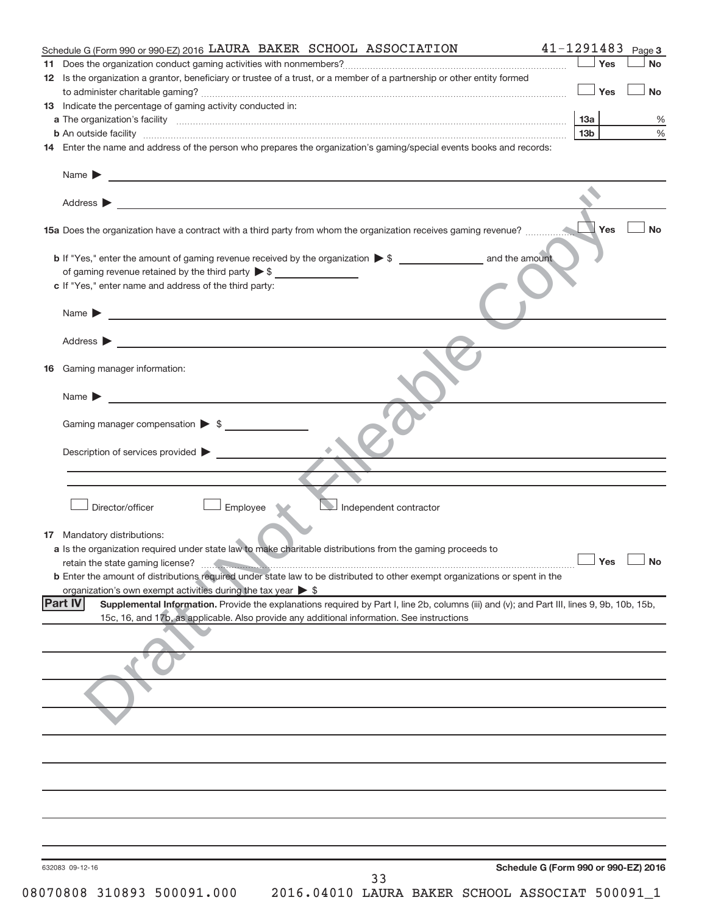Schedule G (Form 990 or 990-EZ) 2016 LAURA BAKER SCHOOL ASSOCIATION 41-1291483 Page 3

**11** Does the organization conduct gaming activities with nonmembers? ☐ Yes ☐ No

**12** Is the organization a grantor, beneficiary or trustee of a trust, or a member of a partnership or other entity formed to administer charitable gaming? ☐ Yes ☐ No

**13** Indicate the percentage of gaming activity conducted in:

**a** The organization's facility | 13a | %

**b** An outside facility | 13b | %

**14** Enter the name and address of the person who prepares the organization's gaming/special events books and records:

Name ▶

Address ▶

**15a** Does the organization have a contract with a third party from whom the organization receives gaming revenue? ☐ Yes ☐ No

**b** If "Yes," enter the amount of gaming revenue received by the organization ▶ $ ______ and the amount of gaming revenue retained by the third party ▶ $ ______

**c** If "Yes," enter name and address of the third party:

Name ▶

Address ▶

**16** Gaming manager information:

Name ▶

Gaming manager compensation ▶ $

Description of services provided ▶

☐ Director/officer ☐ Employee ☐ Independent contractor

**17** Mandatory distributions:

**a** Is the organization required under state law to make charitable distributions from the gaming proceeds to retain the state gaming license? ☐ Yes ☐ No

**b** Enter the amount of distributions required under state law to be distributed to other exempt organizations or spent in the organization's own exempt activities during the tax year ▶ $

**Part IV** **Supplemental Information.** Provide the explanations required by Part I, line 2b, columns (iii) and (v); and Part III, lines 9, 9b, 10b, 15b, 15c, 16, and 17b, as applicable. Also provide any additional information. See instructions

Draft "Not Fileable Copy"

632083 09-12-16

**Schedule G (Form 990 or 990-EZ) 2016**

08070808 310893 500091.000 2016.04010 LAURA BAKER SCHOOL ASSOCIAT 500091_1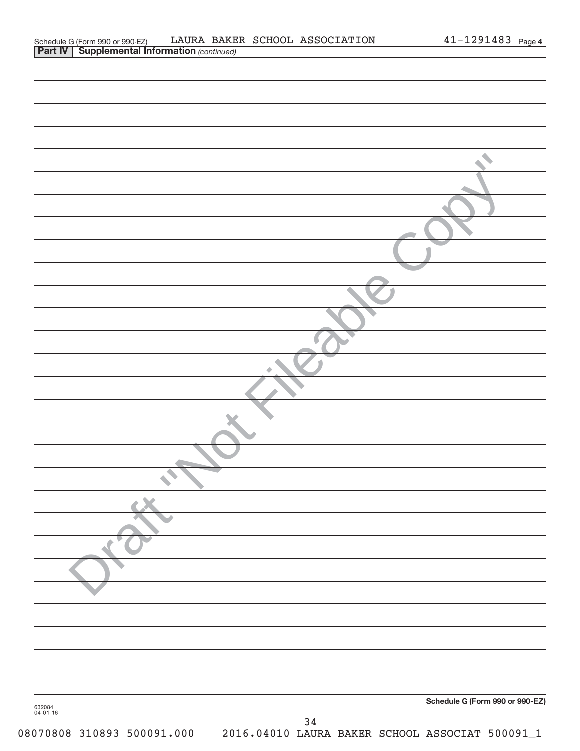Schedule G (Form 990 or 990-EZ) LAURA BAKER SCHOOL ASSOCIATION 41-1291483 Page 4

**Part IV | Supplemental Information** *(continued)*

Draft "Not Fileable Copy"

**Schedule G (Form 990 or 990-EZ)**

632084
04-01-16

08070808 310893 500091.000 2016.04010 LAURA BAKER SCHOOL ASSOCIAT 500091_1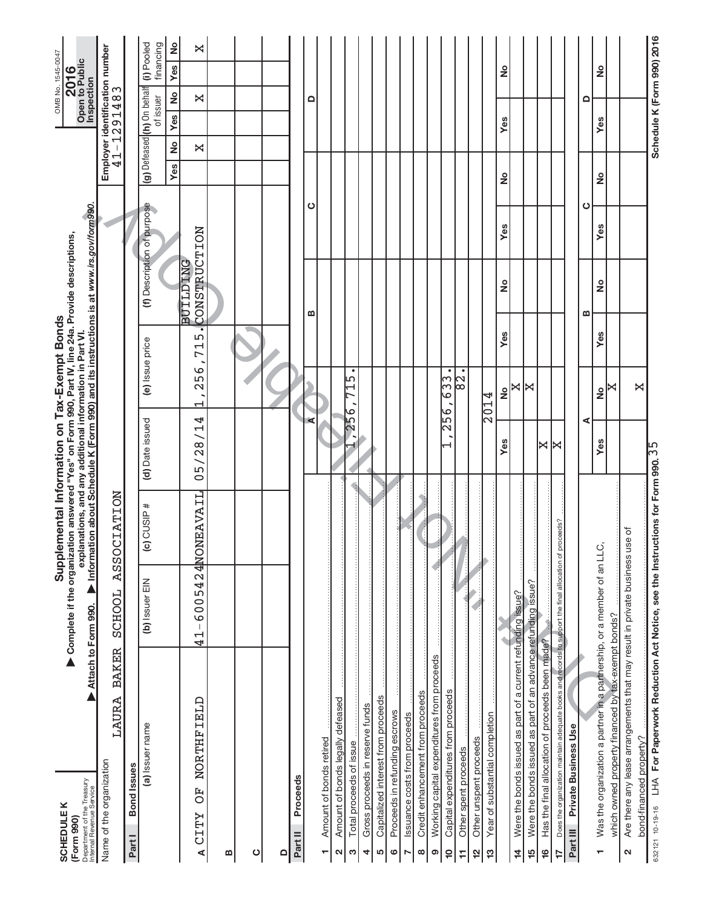**SCHEDULE K (Form 990)**

Department of the Treasury Internal Revenue Service

# Supplemental Information on Tax-Exempt Bonds

▶ Complete if the organization answered "Yes" on Form 990, Part IV, line 24a. Provide descriptions, explanations, and any additional information in Part VI.

▶ Attach to Form 990. ▶ Information about Schedule K (Form 990) and its instructions is at www.irs.gov/form990.

OMB No. 1545-0047

**2016**

**Open to Public Inspection**

Name of the organization: LAURA BAKER SCHOOL ASSOCIATION

Employer identification number: 41-1291483

## Part I Bond Issues

| | (a) Issuer name | (b) Issuer EIN | (c) CUSIP # | (d) Date issued | (e) Issue price | (f) Description of purpose | (g) Defeased Yes | (g) Defeased No | (h) On behalf of issuer Yes | (h) On behalf of issuer No | (i) Pooled financing Yes | (i) Pooled financing No |
|---|---|---|---|---|---|---|---|---|---|---|---|---|
| A | CITY OF NORTHFIELD | 41-6005424 | NONEAVAIL | 05/28/14 | 1,256,715. | BUILDING CONSTRUCTION | | X | | X | | X |
| B | | | | | | | | | | | | |
| C | | | | | | | | | | | | |
| D | | | | | | | | | | | | |

## Part II Proceeds

| | | A | | B | | C | | D | |
|---|---|---|---|---|---|---|---|---|---|
| 1 | Amount of bonds retired | | | | | | | | |
| 2 | Amount of bonds legally defeased | | | | | | | | |
| 3 | Total proceeds of issue | 1,256,715. | | | | | | | |
| 4 | Gross proceeds in reserve funds | | | | | | | | |
| 5 | Capitalized interest from proceeds | | | | | | | | |
| 6 | Proceeds in refunding escrows | | | | | | | | |
| 7 | Issuance costs from proceeds | | | | | | | | |
| 8 | Credit enhancement from proceeds | | | | | | | | |
| 9 | Working capital expenditures from proceeds | | | | | | | | |
| 10 | Capital expenditures from proceeds | 1,256,633. | | | | | | | |
| 11 | Other spent proceeds | 82. | | | | | | | |
| 12 | Other unspent proceeds | | | | | | | | |
| 13 | Year of substantial completion | 2014 | | | | | | | |
| | | Yes | No | Yes | No | Yes | No | Yes | No |
| 14 | Were the bonds issued as part of a current refunding issue? | | X | | | | | | |
| 15 | Were the bonds issued as part of an advance refunding issue? | | X | | | | | | |
| 16 | Has the final allocation of proceeds been made? | X | | | | | | | |
| 17 | Does the organization maintain adequate books and records to support the final allocation of proceeds? | X | | | | | | | |

## Part III Private Business Use

| | | A Yes | A No | B Yes | B No | C Yes | C No | D Yes | D No |
|---|---|---|---|---|---|---|---|---|---|
| 1 | Was the organization a partner in a partnership, or a member of an LLC, which owned property financed by tax-exempt bonds? | | X | | | | | | |
| 2 | Are there any lease arrangements that may result in private business use of bond-financed property? | | X | | | | | | |

632121 10-19-16 LHA **For Paperwork Reduction Act Notice, see the Instructions for Form 990.** **Schedule K (Form 990) 2016**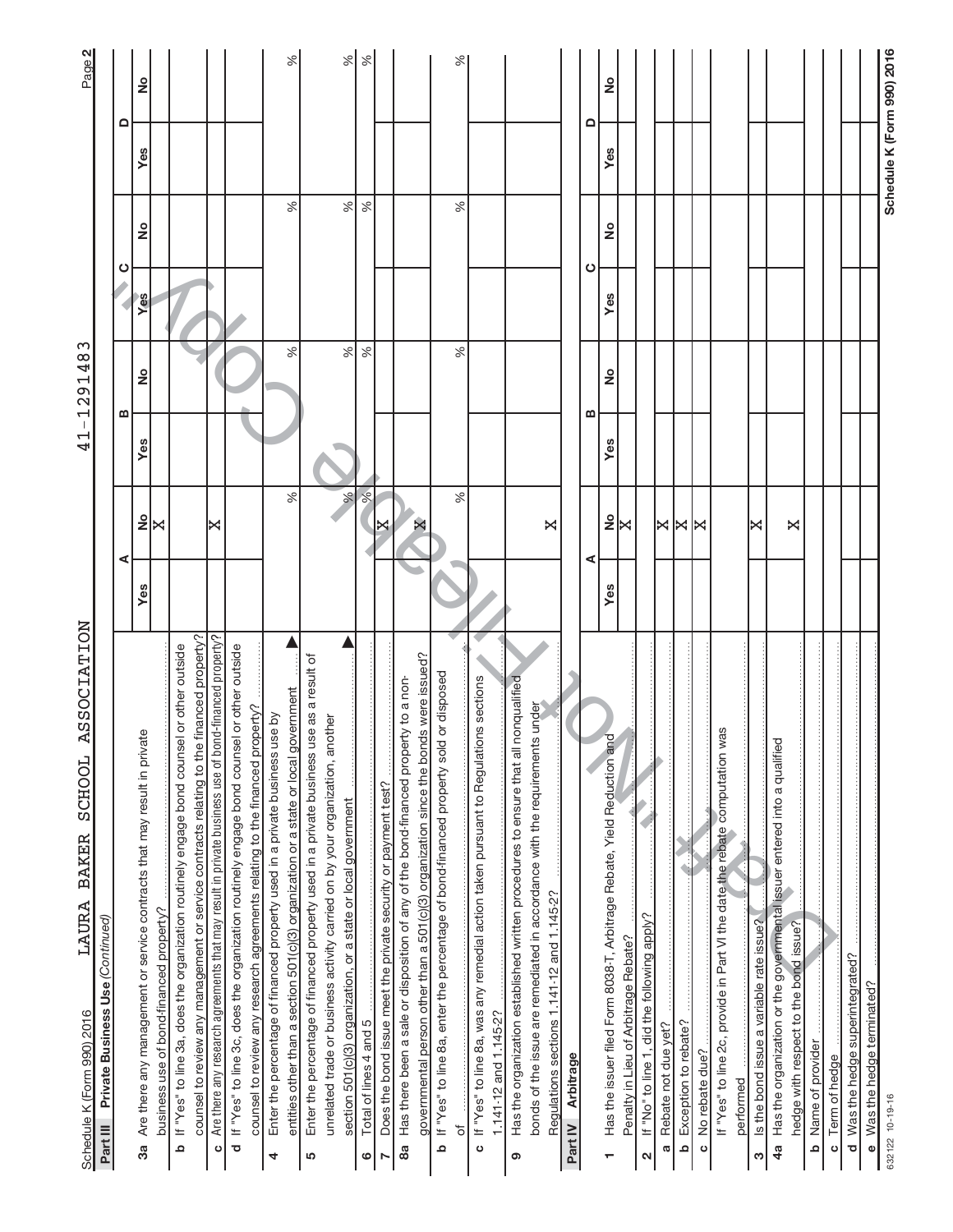Schedule K (Form 990) 2016 LAURA BAKER SCHOOL ASSOCIATION 41-1291483

## Part III Private Business Use *(Continued)*

| | A Yes | A No | B Yes | B No | C Yes | C No | D Yes | D No |
|---|---|---|---|---|---|---|---|---|
| **3a** Are there any management or service contracts that may result in private business use of bond-financed property? | | X | | | | | | |
| **b** If "Yes" to line 3a, does the organization routinely engage bond counsel or other outside counsel to review any management or service contracts relating to the financed property? | | | | | | | | |
| **c** Are there any research agreements that may result in private business use of bond-financed property? | | X | | | | | | |
| **d** If "Yes" to line 3c, does the organization routinely engage bond counsel or other outside counsel to review any research agreements relating to the financed property? | | | | | | | | |
| **4** Enter the percentage of financed property used in a private business use by entities other than a section 501(c)(3) organization or a state or local government ▶ | | % | | % | | % | | % |
| **5** Enter the percentage of financed property used in a private business use as a result of unrelated trade or business activity carried on by your organization, another section 501(c)(3) organization, or a state or local government ▶ | | % | | % | | % | | % |
| **6** Total of lines 4 and 5 | | % | | % | | % | | % |
| **7** Does the bond issue meet the private security or payment test? | | X | | | | | | |
| **8a** Has there been a sale or disposition of any of the bond-financed property to a nongovernmental person other than a 501(c)(3) organization since the bonds were issued? | | X | | | | | | |
| **b** If "Yes" to line 8a, enter the percentage of bond-financed property sold or disposed of | | % | | % | | % | | % |
| **c** If "Yes" to line 8a, was any remedial action taken pursuant to Regulations sections 1.141-12 and 1.145-2? | | | | | | | | |
| **9** Has the organization established written procedures to ensure that all nonqualified bonds of the issue are remediated in accordance with the requirements under Regulations sections 1.141-12 and 1.145-2? | | X | | | | | | |

## Part IV Arbitrage

| | A Yes | A No | B Yes | B No | C Yes | C No | D Yes | D No |
|---|---|---|---|---|---|---|---|---|
| **1** Has the issuer filed Form 8038-T, Arbitrage Rebate, Yield Reduction and Penalty in Lieu of Arbitrage Rebate? | | X | | | | | | |
| **2** If "No" to line 1, did the following apply? | | | | | | | | |
| **a** Rebate not due yet? | | X | | | | | | |
| **b** Exception to rebate? | | X | | | | | | |
| **c** No rebate due? | | X | | | | | | |
| If "Yes" to line 2c, provide in Part VI the date the rebate computation was performed | | | | | | | | |
| **3** Is the bond issue a variable rate issue? | | X | | | | | | |
| **4a** Has the organization or the governmental issuer entered into a qualified hedge with respect to the bond issue? | | X | | | | | | |
| **b** Name of provider | | | | | | | | |
| **c** Term of hedge | | | | | | | | |
| **d** Was the hedge superintegrated? | | | | | | | | |
| **e** Was the hedge terminated? | | | | | | | | |

632122 10-19-16 Schedule K (Form 990) 2016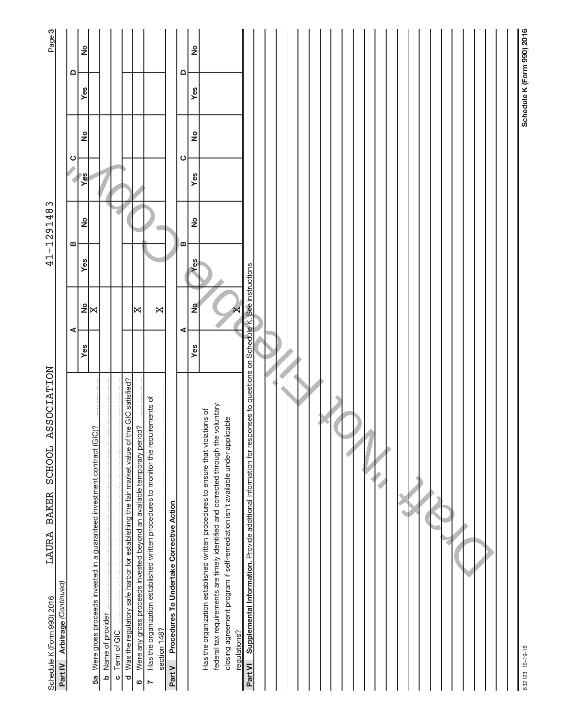Schedule K (Form 990) 2016 LAURA BAKER SCHOOL ASSOCIATION 41-1291483

## Part IV Arbitrage *(Continued)*

| | A | | B | | C | | D | |
|---|---|---|---|---|---|---|---|---|
| | Yes | No | Yes | No | Yes | No | Yes | No |
| **5a** Were gross proceeds invested in a guaranteed investment contract (GIC)? | | X | | | | | | |
| **b** Name of provider | | | | | | | | |
| **c** Term of GIC | | | | | | | | |
| **d** Was the regulatory safe harbor for establishing the fair market value of the GIC satisfied? | | | | | | | | |
| **6** Were any gross proceeds invested beyond an available temporary period? | | X | | | | | | |
| **7** Has the organization established written procedures to monitor the requirements of section 148? | | X | | | | | | |

## Part V Procedures To Undertake Corrective Action

| | A | | B | | C | | D | |
|---|---|---|---|---|---|---|---|---|
| | Yes | No | Yes | No | Yes | No | Yes | No |
| Has the organization established written procedures to ensure that violations of federal tax requirements are timely identified and corrected through the voluntary closing agreement program if self-remediation isn't available under applicable regulations? | | X | | | | | | |

## Part VI Supplemental Information. 

Provide additional information for responses to questions on Schedule K. See instructions

Schedule K (Form 990) 2016

Draft - Not Filed - Not Eligible Copy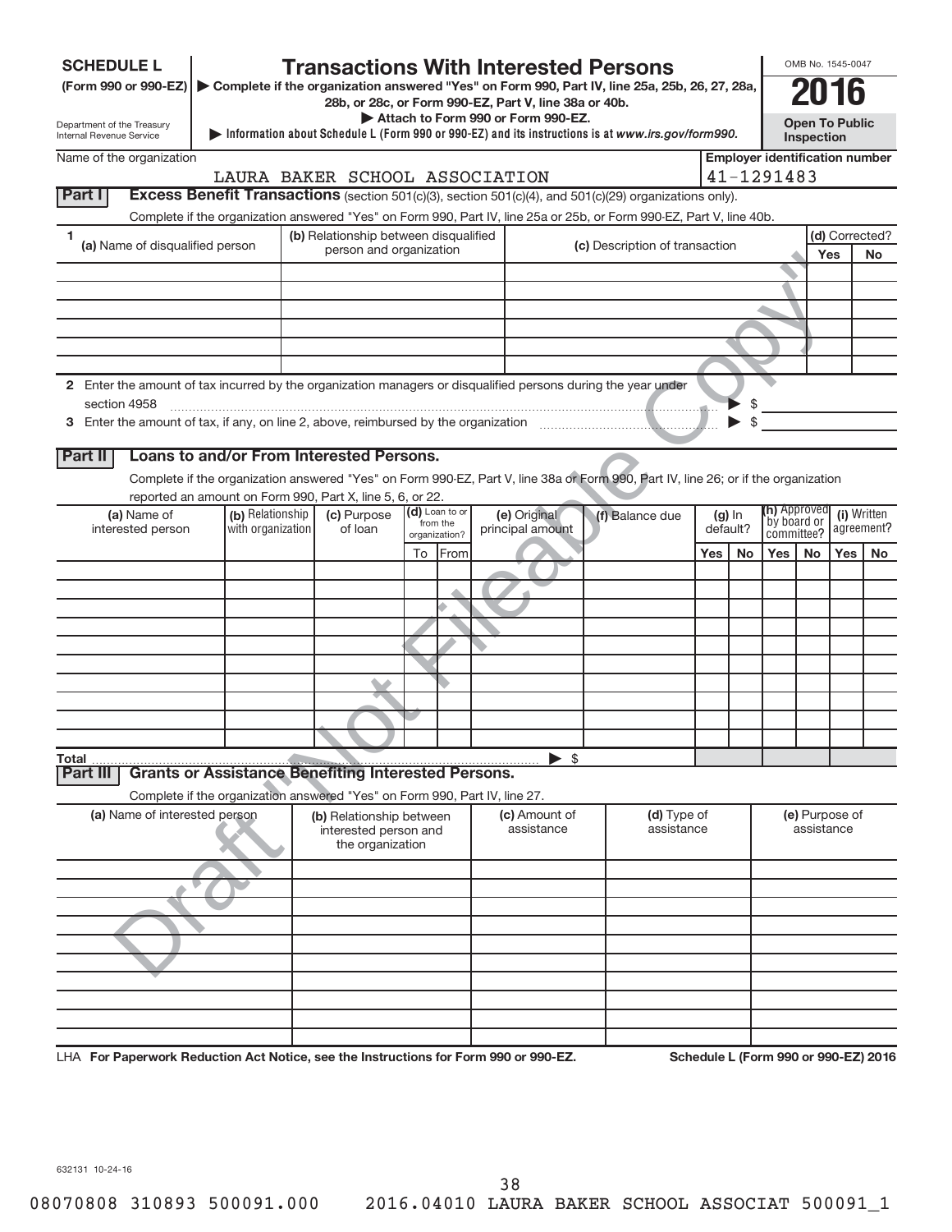**SCHEDULE L**
**(Form 990 or 990-EZ)**

Department of the Treasury
Internal Revenue Service

# Transactions With Interested Persons

▶ Complete if the organization answered "Yes" on Form 990, Part IV, line 25a, 25b, 26, 27, 28a, 28b, or 28c, or Form 990-EZ, Part V, line 38a or 40b.
▶ Attach to Form 990 or Form 990-EZ.
▶ Information about Schedule L (Form 990 or 990-EZ) and its instructions is at *www.irs.gov/form990.*

OMB No. 1545-0047

**2016**

**Open To Public Inspection**

Name of the organization: LAURA BAKER SCHOOL ASSOCIATION

**Employer identification number:** 41-1291483

**Part I** **Excess Benefit Transactions** (section 501(c)(3), section 501(c)(4), and 501(c)(29) organizations only).

Complete if the organization answered "Yes" on Form 990, Part IV, line 25a or 25b, or Form 990-EZ, Part V, line 40b.

| 1 (a) Name of disqualified person | (b) Relationship between disqualified person and organization | (c) Description of transaction | (d) Corrected? Yes | No |
|---|---|---|---|---|
| | | | | |
| | | | | |
| | | | | |
| | | | | |
| | | | | |
| | | | | |

**2** Enter the amount of tax incurred by the organization managers or disqualified persons during the year under section 4958 ▶ $

**3** Enter the amount of tax, if any, on line 2, above, reimbursed by the organization ▶ $

**Part II** **Loans to and/or From Interested Persons.**

Complete if the organization answered "Yes" on Form 990-EZ, Part V, line 38a or Form 990, Part IV, line 26; or if the organization reported an amount on Form 990, Part X, line 5, 6, or 22.

| (a) Name of interested person | (b) Relationship with organization | (c) Purpose of loan | (d) Loan to or from the organization? To | From | (e) Original principal amount | (f) Balance due | (g) In default? Yes | No | (h) Approved by board or committee? Yes | No | (i) Written agreement? Yes | No |
|---|---|---|---|---|---|---|---|---|---|---|---|---|
| | | | | | | | | | | | | |
| | | | | | | | | | | | | |
| | | | | | | | | | | | | |
| | | | | | | | | | | | | |
| | | | | | | | | | | | | |
| | | | | | | | | | | | | |
| | | | | | | | | | | | | |
| | | | | | | | | | | | | |
| | | | | | | | | | | | | |
| | | | | | | | | | | | | |
| **Total** | | | | | ▶ $ | | | | | | | |

**Part III** **Grants or Assistance Benefiting Interested Persons.**

Complete if the organization answered "Yes" on Form 990, Part IV, line 27.

| (a) Name of interested person | (b) Relationship between interested person and the organization | (c) Amount of assistance | (d) Type of assistance | (e) Purpose of assistance |
|---|---|---|---|---|
| | | | | |
| | | | | |
| | | | | |
| | | | | |
| | | | | |
| | | | | |
| | | | | |
| | | | | |
| | | | | |
| | | | | |

LHA **For Paperwork Reduction Act Notice, see the Instructions for Form 990 or 990-EZ.** **Schedule L (Form 990 or 990-EZ) 2016**

632131 10-24-16

Draft "Not Fileable Copy"

08070808 310893 500091.000 2016.04010 LAURA BAKER SCHOOL ASSOCIAT 500091_1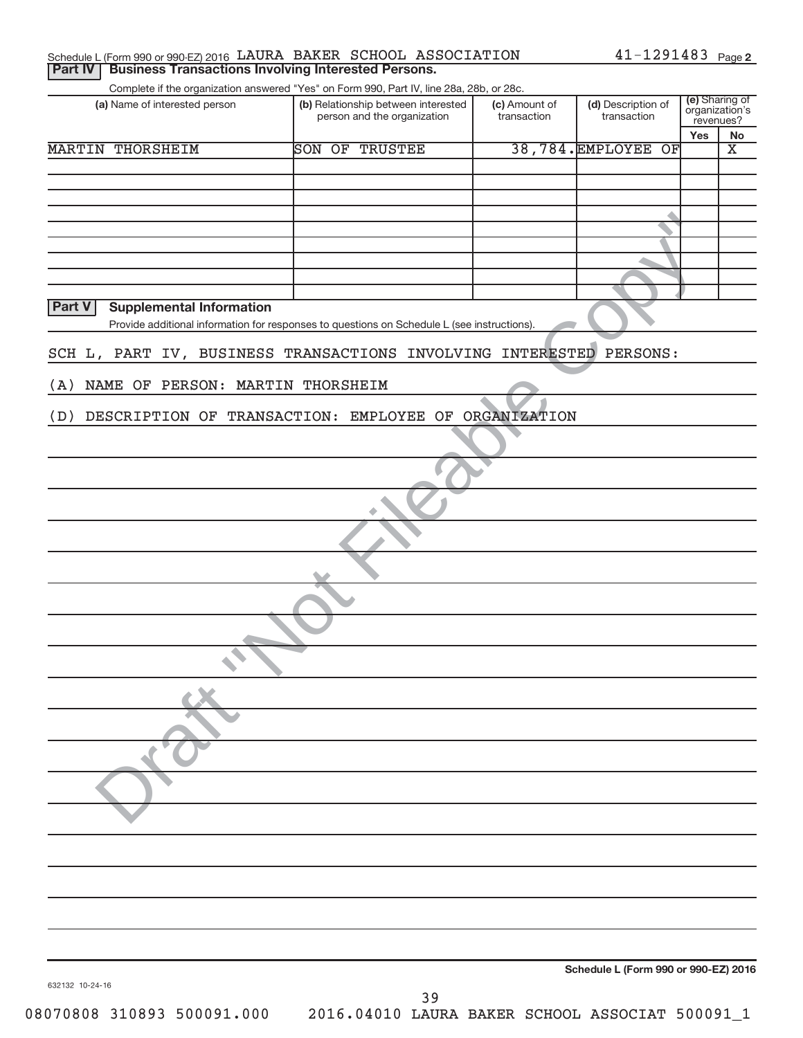Schedule L (Form 990 or 990-EZ) 2016 LAURA BAKER SCHOOL ASSOCIATION 41-1291483 Page **2**

## Part IV Business Transactions Involving Interested Persons.

Complete if the organization answered "Yes" on Form 990, Part IV, line 28a, 28b, or 28c.

| (a) Name of interested person | (b) Relationship between interested person and the organization | (c) Amount of transaction | (d) Description of transaction | (e) Sharing of organization's revenues? | |
|---|---|---|---|---|---|
| | | | | Yes | No |
| MARTIN THORSHEIM | SON OF TRUSTEE | 38,784. | EMPLOYEE OF | | X |
| | | | | | |
| | | | | | |
| | | | | | |
| | | | | | |
| | | | | | |
| | | | | | |
| | | | | | |
| | | | | | |

## Part V Supplemental Information

Provide additional information for responses to questions on Schedule L (see instructions).

SCH L, PART IV, BUSINESS TRANSACTIONS INVOLVING INTERESTED PERSONS:

(A) NAME OF PERSON: MARTIN THORSHEIM

(D) DESCRIPTION OF TRANSACTION: EMPLOYEE OF ORGANIZATION

Schedule L (Form 990 or 990-EZ) 2016

632132 10-24-16

08070808 310893 500091.000 2016.04010 LAURA BAKER SCHOOL ASSOCIAT 500091_1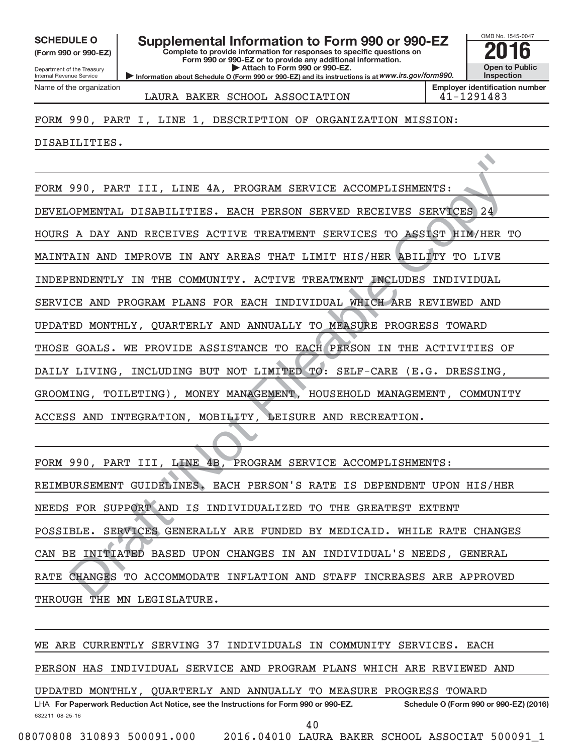**SCHEDULE O**
**(Form 990 or 990-EZ)**

Department of the Treasury
Internal Revenue Service

# Supplemental Information to Form 990 or 990-EZ

**Complete to provide information for responses to specific questions on Form 990 or 990-EZ or to provide any additional information.**
**▶ Attach to Form 990 or 990-EZ.**
**▶ Information about Schedule O (Form 990 or 990-EZ) and its instructions is at www.irs.gov/form990.**

OMB No. 1545-0047
**2016**
**Open to Public Inspection**

| Name of the organization | Employer identification number |
|---|---|
| LAURA BAKER SCHOOL ASSOCIATION | 41-1291483 |

FORM 990, PART I, LINE 1, DESCRIPTION OF ORGANIZATION MISSION:

DISABILITIES.

FORM 990, PART III, LINE 4A, PROGRAM SERVICE ACCOMPLISHMENTS:

DEVELOPMENTAL DISABILITIES. EACH PERSON SERVED RECEIVES SERVICES 24 HOURS A DAY AND RECEIVES ACTIVE TREATMENT SERVICES TO ASSIST HIM/HER TO MAINTAIN AND IMPROVE IN ANY AREAS THAT LIMIT HIS/HER ABILITY TO LIVE INDEPENDENTLY IN THE COMMUNITY. ACTIVE TREATMENT INCLUDES INDIVIDUAL SERVICE AND PROGRAM PLANS FOR EACH INDIVIDUAL WHICH ARE REVIEWED AND UPDATED MONTHLY, QUARTERLY AND ANNUALLY TO MEASURE PROGRESS TOWARD THOSE GOALS. WE PROVIDE ASSISTANCE TO EACH PERSON IN THE ACTIVITIES OF DAILY LIVING, INCLUDING BUT NOT LIMITED TO: SELF-CARE (E.G. DRESSING, GROOMING, TOILETING), MONEY MANAGEMENT, HOUSEHOLD MANAGEMENT, COMMUNITY ACCESS AND INTEGRATION, MOBILITY, LEISURE AND RECREATION.

FORM 990, PART III, LINE 4B, PROGRAM SERVICE ACCOMPLISHMENTS:

REIMBURSEMENT GUIDELINES. EACH PERSON'S RATE IS DEPENDENT UPON HIS/HER NEEDS FOR SUPPORT AND IS INDIVIDUALIZED TO THE GREATEST EXTENT POSSIBLE. SERVICES GENERALLY ARE FUNDED BY MEDICAID. WHILE RATE CHANGES CAN BE INITIATED BASED UPON CHANGES IN AN INDIVIDUAL'S NEEDS, GENERAL RATE CHANGES TO ACCOMMODATE INFLATION AND STAFF INCREASES ARE APPROVED THROUGH THE MN LEGISLATURE.

WE ARE CURRENTLY SERVING 37 INDIVIDUALS IN COMMUNITY SERVICES. EACH PERSON HAS INDIVIDUAL SERVICE AND PROGRAM PLANS WHICH ARE REVIEWED AND UPDATED MONTHLY, QUARTERLY AND ANNUALLY TO MEASURE PROGRESS TOWARD

LHA **For Paperwork Reduction Act Notice, see the Instructions for Form 990 or 990-EZ.** **Schedule O (Form 990 or 990-EZ) (2016)**
632211 08-25-16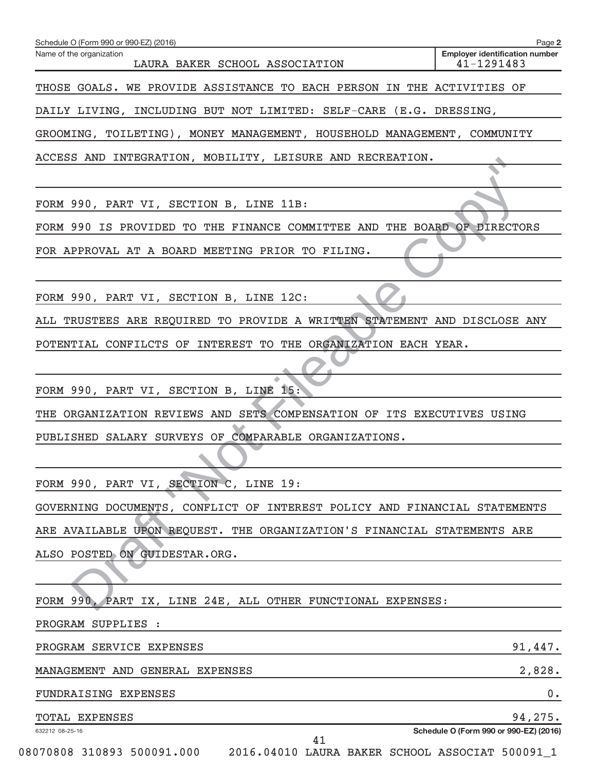Schedule O (Form 990 or 990-EZ) (2016) Page 2

Name of the organization: LAURA BAKER SCHOOL ASSOCIATION

Employer identification number: 41-1291483

THOSE GOALS. WE PROVIDE ASSISTANCE TO EACH PERSON IN THE ACTIVITIES OF DAILY LIVING, INCLUDING BUT NOT LIMITED: SELF-CARE (E.G. DRESSING, GROOMING, TOILETING), MONEY MANAGEMENT, HOUSEHOLD MANAGEMENT, COMMUNITY ACCESS AND INTEGRATION, MOBILITY, LEISURE AND RECREATION.

FORM 990, PART VI, SECTION B, LINE 11B:

FORM 990 IS PROVIDED TO THE FINANCE COMMITTEE AND THE BOARD OF DIRECTORS FOR APPROVAL AT A BOARD MEETING PRIOR TO FILING.

FORM 990, PART VI, SECTION B, LINE 12C:

ALL TRUSTEES ARE REQUIRED TO PROVIDE A WRITTEN STATEMENT AND DISCLOSE ANY POTENTIAL CONFILCTS OF INTEREST TO THE ORGANIZATION EACH YEAR.

FORM 990, PART VI, SECTION B, LINE 15:

THE ORGANIZATION REVIEWS AND SETS COMPENSATION OF ITS EXECUTIVES USING PUBLISHED SALARY SURVEYS OF COMPARABLE ORGANIZATIONS.

FORM 990, PART VI, SECTION C, LINE 19:

GOVERNING DOCUMENTS, CONFLICT OF INTEREST POLICY AND FINANCIAL STATEMENTS ARE AVAILABLE UPON REQUEST. THE ORGANIZATION'S FINANCIAL STATEMENTS ARE ALSO POSTED ON GUIDESTAR.ORG.

FORM 990, PART IX, LINE 24E, ALL OTHER FUNCTIONAL EXPENSES:

PROGRAM SUPPLIES :

| | |
|---|---|
| PROGRAM SERVICE EXPENSES | 91,447. |
| MANAGEMENT AND GENERAL EXPENSES | 2,828. |
| FUNDRAISING EXPENSES | 0. |
| TOTAL EXPENSES | 94,275. |

632212 08-25-16 Schedule O (Form 990 or 990-EZ) (2016)

08070808 310893 500091.000 2016.04010 LAURA BAKER SCHOOL ASSOCIAT 500091_1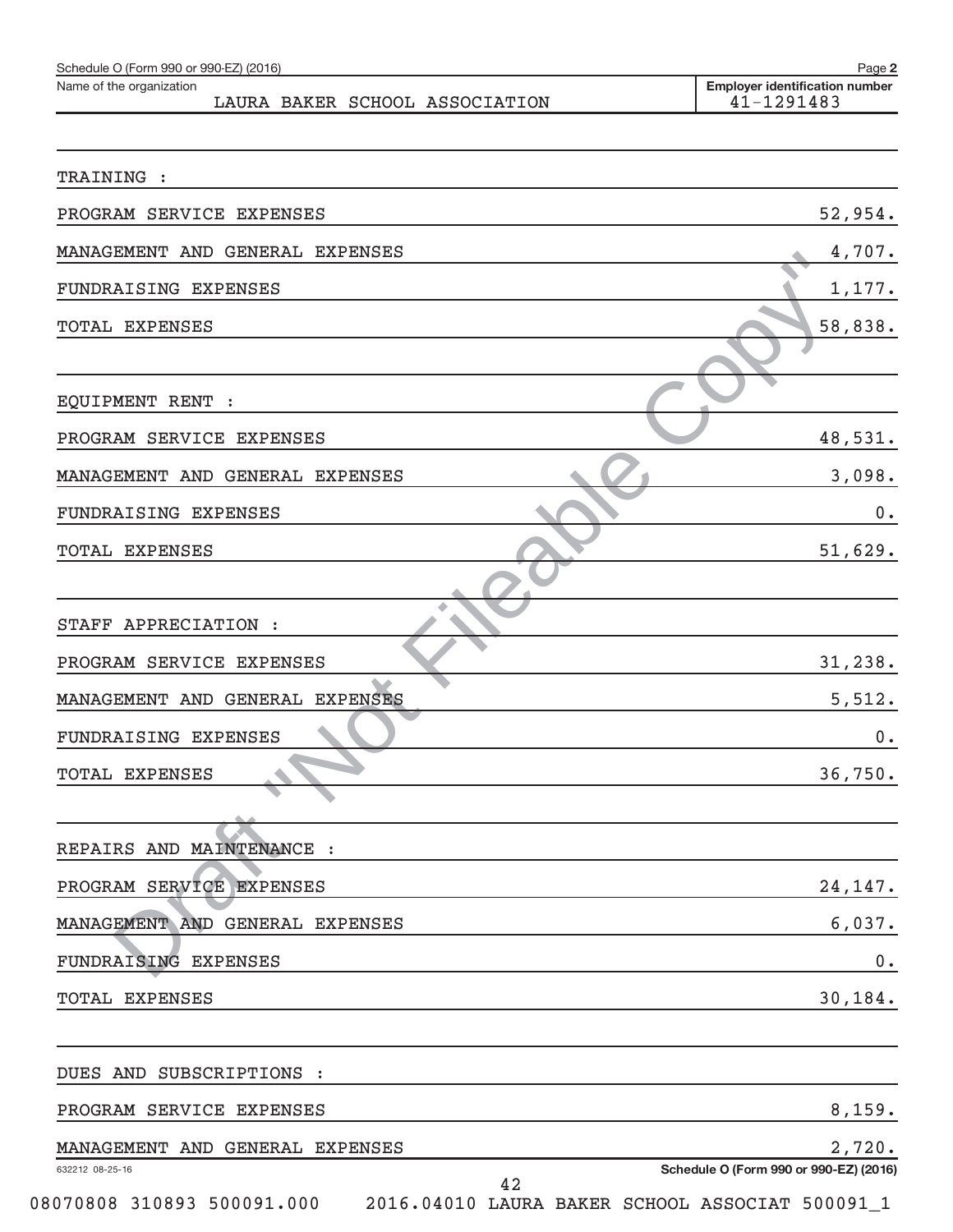Schedule O (Form 990 or 990-EZ) (2016)

Name of the organization: LAURA BAKER SCHOOL ASSOCIATION

Employer identification number: 41-1291483

TRAINING :

| | |
|---|---|
| PROGRAM SERVICE EXPENSES | 52,954. |
| MANAGEMENT AND GENERAL EXPENSES | 4,707. |
| FUNDRAISING EXPENSES | 1,177. |
| TOTAL EXPENSES | 58,838. |

EQUIPMENT RENT :

| | |
|---|---|
| PROGRAM SERVICE EXPENSES | 48,531. |
| MANAGEMENT AND GENERAL EXPENSES | 3,098. |
| FUNDRAISING EXPENSES | 0. |
| TOTAL EXPENSES | 51,629. |

STAFF APPRECIATION :

| | |
|---|---|
| PROGRAM SERVICE EXPENSES | 31,238. |
| MANAGEMENT AND GENERAL EXPENSES | 5,512. |
| FUNDRAISING EXPENSES | 0. |
| TOTAL EXPENSES | 36,750. |

REPAIRS AND MAINTENANCE :

| | |
|---|---|
| PROGRAM SERVICE EXPENSES | 24,147. |
| MANAGEMENT AND GENERAL EXPENSES | 6,037. |
| FUNDRAISING EXPENSES | 0. |
| TOTAL EXPENSES | 30,184. |

DUES AND SUBSCRIPTIONS :

| | |
|---|---|
| PROGRAM SERVICE EXPENSES | 8,159. |
| MANAGEMENT AND GENERAL EXPENSES | 2,720. |

Draft "Not Fileable Copy"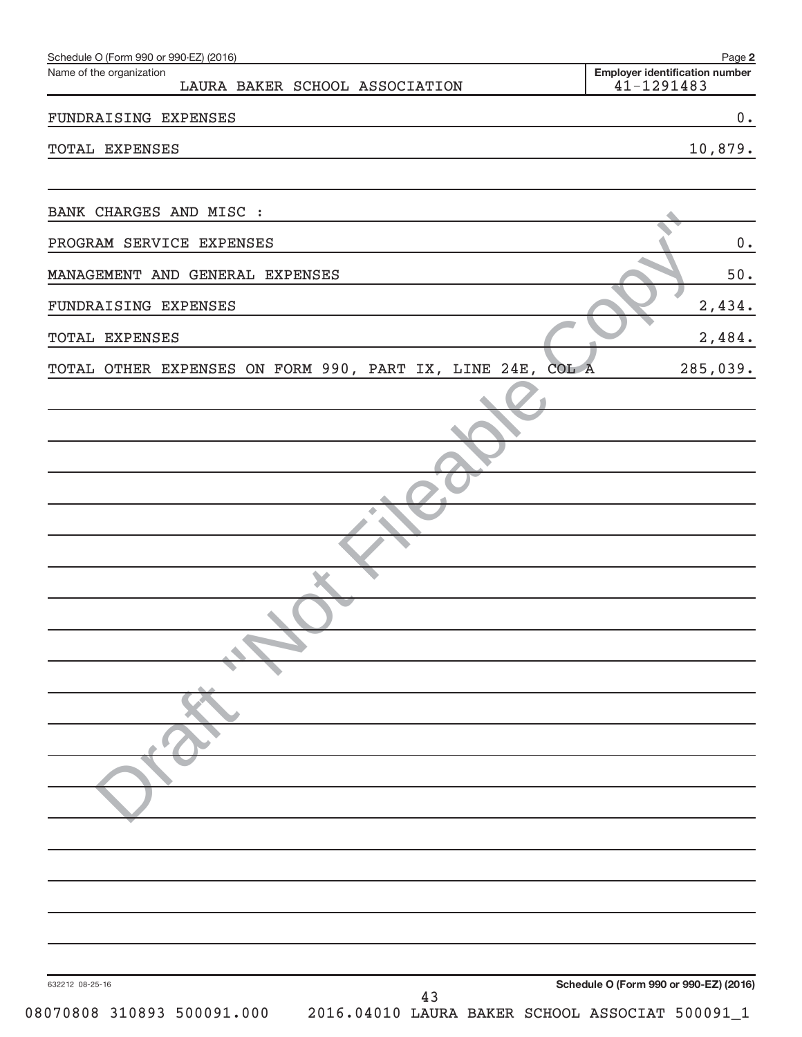Schedule O (Form 990 or 990-EZ) (2016)

| Name of the organization | Employer identification number |
|---|---|
| LAURA BAKER SCHOOL ASSOCIATION | 41-1291483 |

| | |
|---|---|
| FUNDRAISING EXPENSES | 0. |
| TOTAL EXPENSES | 10,879. |
| | |
| BANK CHARGES AND MISC : | |
| PROGRAM SERVICE EXPENSES | 0. |
| MANAGEMENT AND GENERAL EXPENSES | 50. |
| FUNDRAISING EXPENSES | 2,434. |
| TOTAL EXPENSES | 2,484. |
| TOTAL OTHER EXPENSES ON FORM 990, PART IX, LINE 24E, COL A | 285,039. |

Draft "Not Fileable Copy"

632212 08-25-16

Schedule O (Form 990 or 990-EZ) (2016)

08070808 310893 500091.000 2016.04010 LAURA BAKER SCHOOL ASSOCIAT 500091_1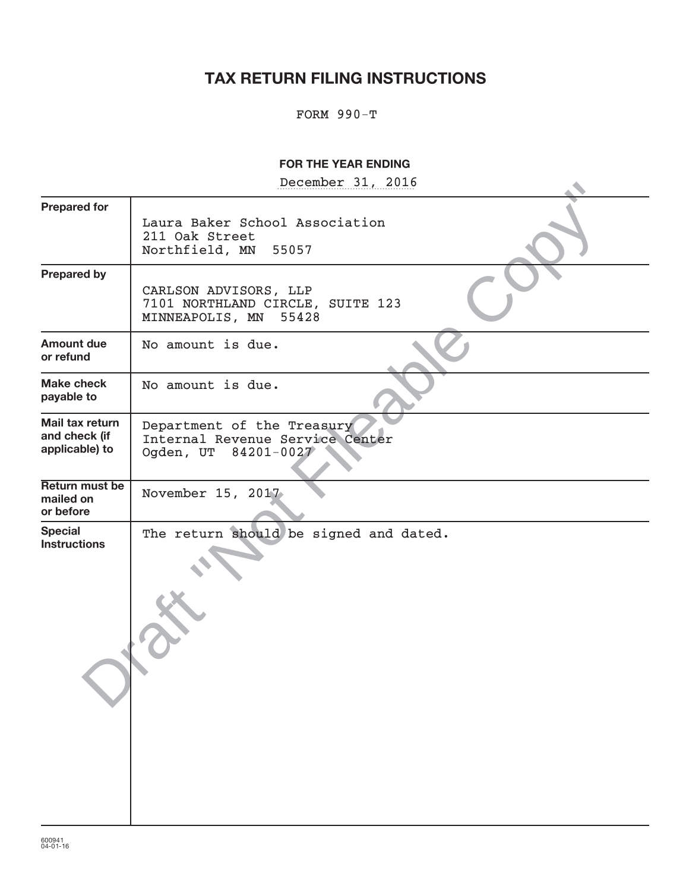# TAX RETURN FILING INSTRUCTIONS

FORM 990-T

**FOR THE YEAR ENDING**

December 31, 2016

| | |
|---|---|
| **Prepared for** | Laura Baker School Association<br>211 Oak Street<br>Northfield, MN 55057 |
| **Prepared by** | CARLSON ADVISORS, LLP<br>7101 NORTHLAND CIRCLE, SUITE 123<br>MINNEAPOLIS, MN 55428 |
| **Amount due or refund** | No amount is due. |
| **Make check payable to** | No amount is due. |
| **Mail tax return and check (if applicable) to** | Department of the Treasury<br>Internal Revenue Service Center<br>Ogden, UT 84201-0027 |
| **Return must be mailed on or before** | November 15, 2017 |
| **Special Instructions** | The return should be signed and dated. |

Draft "Not Fileable Copy"

600941
04-01-16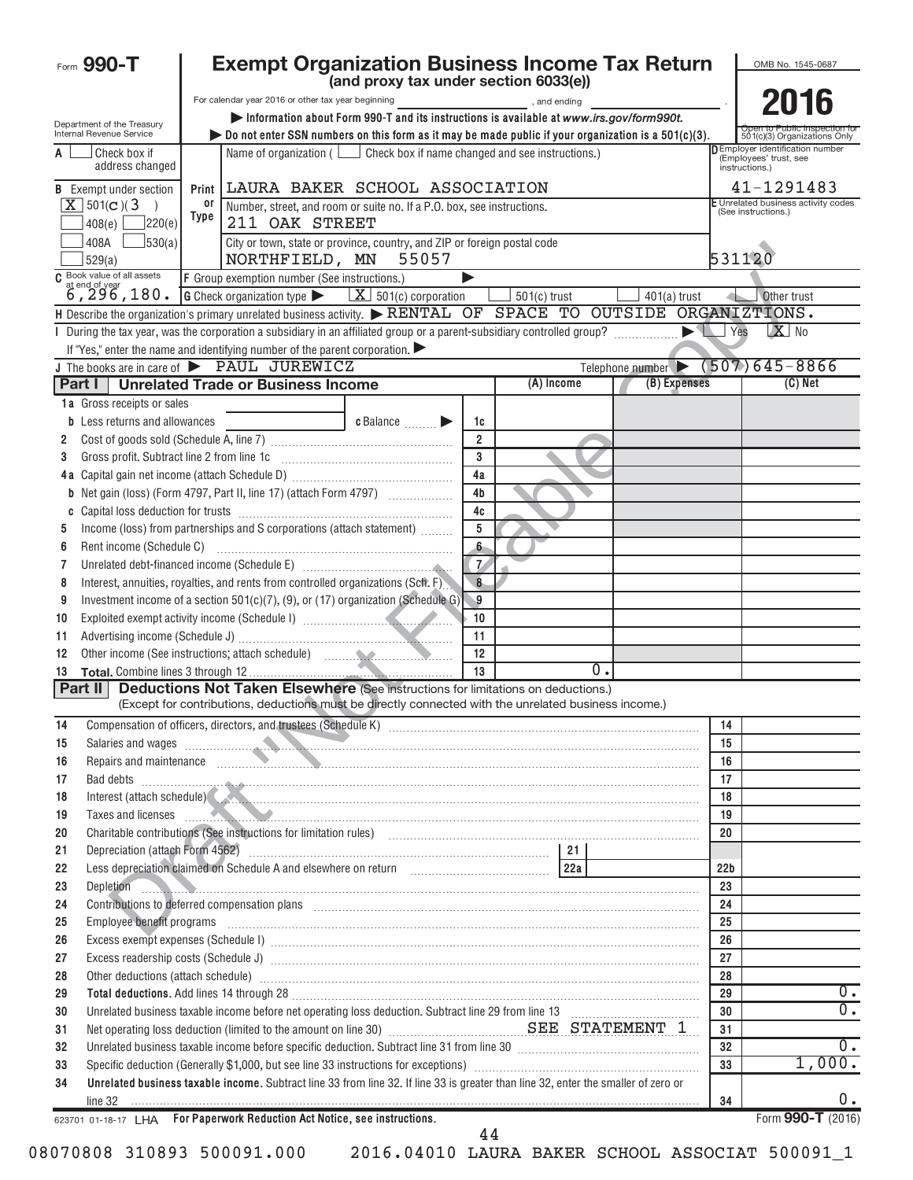Form **990-T**

# Exempt Organization Business Income Tax Return

**(and proxy tax under section 6033(e))**

For calendar year 2016 or other tax year beginning , and ending .

▶ Information about Form 990-T and its instructions is available at *www.irs.gov/form990t.*

▶ Do not enter SSN numbers on this form as it may be made public if your organization is a 501(c)(3).

Department of the Treasury Internal Revenue Service

OMB No. 1545-0687

**2016**

Open to Public Inspection for 501(c)(3) Organizations Only

A ☐ Check box if address changed

B Exempt under section
[X] 501(C)(3)
☐ 408(e) ☐ 220(e)
☐ 408A ☐ 530(a)
☐ 529(a)

Name of organization ( ☐ Check box if name changed and see instructions.)
LAURA BAKER SCHOOL ASSOCIATION

Number, street, and room or suite no. If a P.O. box, see instructions.
211 OAK STREET

City or town, state or province, country, and ZIP or foreign postal code
NORTHFIELD, MN 55057

D Employer identification number (Employees' trust, see instructions.)
41-1291483

E Unrelated business activity codes (See instructions.)
531120

C Book value of all assets at end of year
6,296,180.

F Group exemption number (See instructions.) ▶

G Check organization type ▶ [X] 501(c) corporation ☐ 501(c) trust ☐ 401(a) trust ☐ Other trust

H Describe the organization's primary unrelated business activity. ▶ RENTAL OF SPACE TO OUTSIDE ORGANIZTIONS.

I During the tax year, was the corporation a subsidiary in an affiliated group or a parent-subsidiary controlled group? ▶ ☐ Yes [X] No

If "Yes," enter the name and identifying number of the parent corporation. ▶

J The books are in care of ▶ PAUL JUREWICZ Telephone number ▶ (507)645-8866

## Part I Unrelated Trade or Business Income

| | | | (A) Income | (B) Expenses | (C) Net |
|---|---|---|---|---|---|
| 1a | Gross receipts or sales | | | | |
| b | Less returns and allowances ... c Balance ▶ | 1c | | | |
| 2 | Cost of goods sold (Schedule A, line 7) | 2 | | | |
| 3 | Gross profit. Subtract line 2 from line 1c | 3 | | | |
| 4a | Capital gain net income (attach Schedule D) | 4a | | | |
| b | Net gain (loss) (Form 4797, Part II, line 17) (attach Form 4797) | 4b | | | |
| c | Capital loss deduction for trusts | 4c | | | |
| 5 | Income (loss) from partnerships and S corporations (attach statement) | 5 | | | |
| 6 | Rent income (Schedule C) | 6 | | | |
| 7 | Unrelated debt-financed income (Schedule E) | 7 | | | |
| 8 | Interest, annuities, royalties, and rents from controlled organizations (Sch. F) | 8 | | | |
| 9 | Investment income of a section 501(c)(7), (9), or (17) organization (Schedule G) | 9 | | | |
| 10 | Exploited exempt activity income (Schedule I) | 10 | | | |
| 11 | Advertising income (Schedule J) | 11 | | | |
| 12 | Other income (See instructions; attach schedule) | 12 | | | |
| 13 | **Total.** Combine lines 3 through 12 | 13 | 0. | | |

## Part II Deductions Not Taken Elsewhere (See instructions for limitations on deductions.)

(Except for contributions, deductions must be directly connected with the unrelated business income.)

| | | | |
|---|---|---|---|
| 14 | Compensation of officers, directors, and trustees (Schedule K) | 14 | |
| 15 | Salaries and wages | 15 | |
| 16 | Repairs and maintenance | 16 | |
| 17 | Bad debts | 17 | |
| 18 | Interest (attach schedule) | 18 | |
| 19 | Taxes and licenses | 19 | |
| 20 | Charitable contributions (See instructions for limitation rules) | 20 | |
| 21 | Depreciation (attach Form 4562) ... 21 | | |
| 22 | Less depreciation claimed on Schedule A and elsewhere on return ... 22a | 22b | |
| 23 | Depletion | 23 | |
| 24 | Contributions to deferred compensation plans | 24 | |
| 25 | Employee benefit programs | 25 | |
| 26 | Excess exempt expenses (Schedule I) | 26 | |
| 27 | Excess readership costs (Schedule J) | 27 | |
| 28 | Other deductions (attach schedule) | 28 | |
| 29 | **Total deductions.** Add lines 14 through 28 | 29 | 0. |
| 30 | Unrelated business taxable income before net operating loss deduction. Subtract line 29 from line 13 | 30 | 0. |
| 31 | Net operating loss deduction (limited to the amount on line 30) SEE STATEMENT 1 | 31 | |
| 32 | Unrelated business taxable income before specific deduction. Subtract line 31 from line 30 | 32 | 0. |
| 33 | Specific deduction (Generally $1,000, but see line 33 instructions for exceptions) | 33 | 1,000. |
| 34 | **Unrelated business taxable income.** Subtract line 33 from line 32. If line 33 is greater than line 32, enter the smaller of zero or line 32 | 34 | 0. |

623701 01-18-17 LHA **For Paperwork Reduction Act Notice, see instructions.** Form **990-T** (2016)

08070808 310893 500091.000 2016.04010 LAURA BAKER SCHOOL ASSOCIAT 500091_1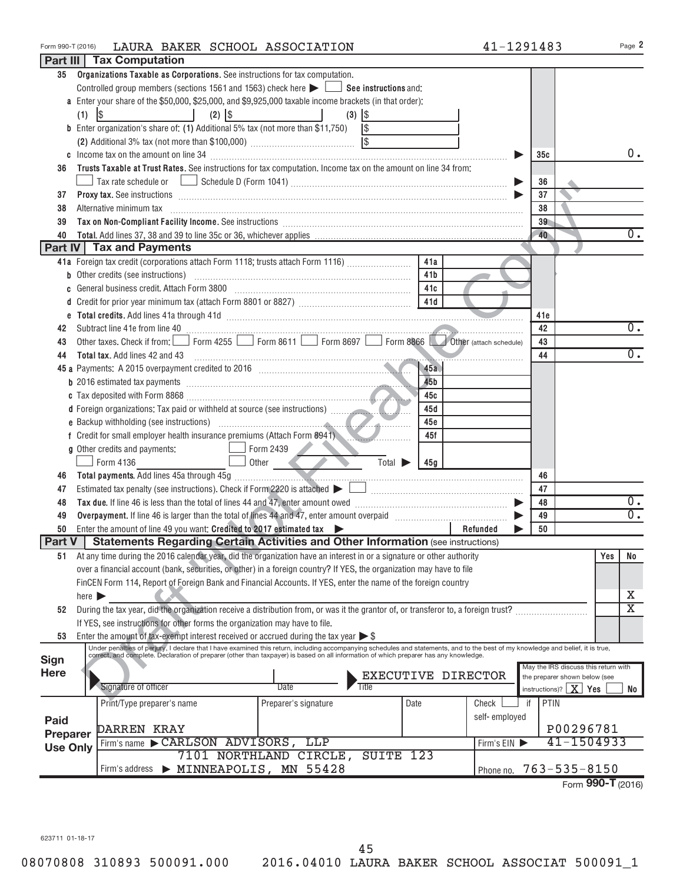Form 990-T (2016) LAURA BAKER SCHOOL ASSOCIATION 41-1291483 Page 2

## Part III Tax Computation

**35 Organizations Taxable as Corporations.** See instructions for tax computation.

Controlled group members (sections 1561 and 1563) check here ▶ ☐ **See instructions** and:

**a** Enter your share of the $50,000, $25,000, and $9,925,000 taxable income brackets (in that order):

(1) $ (2) $ (3) $

**b** Enter organization's share of: **(1)** Additional 5% tax (not more than $11,750) $

**(2)** Additional 3% tax (not more than $100,000) $

**c** Income tax on the amount on line 34 ▶ **35c** 0.

**36 Trusts Taxable at Trust Rates.** See instructions for tax computation. Income tax on the amount on line 34 from:

☐ Tax rate schedule or ☐ Schedule D (Form 1041) ▶ **36**

**37 Proxy tax.** See instructions ▶ **37**

**38** Alternative minimum tax **38**

**39 Tax on Non-Compliant Facility Income.** See instructions **39**

**40 Total.** Add lines 37, 38 and 39 to line 35c or 36, whichever applies **40** 0.

## Part IV Tax and Payments

| Line | Description | | Amount |
|---|---|---|---|
| 41a | Foreign tax credit (corporations attach Form 1118; trusts attach Form 1116) | 41a | |
| b | Other credits (see instructions) | 41b | |
| c | General business credit. Attach Form 3800 | 41c | |
| d | Credit for prior year minimum tax (attach Form 8801 or 8827) | 41d | |
| e | **Total credits.** Add lines 41a through 41d | 41e | |
| 42 | Subtract line 41e from line 40 | 42 | 0. |
| 43 | Other taxes. Check if from: ☐ Form 4255 ☐ Form 8611 ☐ Form 8697 ☐ Form 8866 ☐ Other (attach schedule) | 43 | |
| 44 | **Total tax.** Add lines 42 and 43 | 44 | 0. |
| 45a | Payments: A 2015 overpayment credited to 2016 | 45a | |
| b | 2016 estimated tax payments | 45b | |
| c | Tax deposited with Form 8868 | 45c | |
| d | Foreign organizations: Tax paid or withheld at source (see instructions) | 45d | |
| e | Backup withholding (see instructions) | 45e | |
| f | Credit for small employer health insurance premiums (Attach Form 8941) | 45f | |
| g | Other credits and payments: ☐ Form 2439 ☐ Form 4136 ☐ Other ______ Total ▶ | 45g | |
| 46 | **Total payments.** Add lines 45a through 45g | 46 | |
| 47 | Estimated tax penalty (see instructions). Check if Form 2220 is attached ▶ ☐ | 47 | |
| 48 | **Tax due.** If line 46 is less than the total of lines 44 and 47, enter amount owed ▶ | 48 | 0. |
| 49 | **Overpayment.** If line 46 is larger than the total of lines 44 and 47, enter amount overpaid ▶ | 49 | 0. |
| 50 | Enter the amount of line 49 you want: **Credited to 2017 estimated tax** ▶ ______ **Refunded** ▶ | 50 | |

## Part V Statements Regarding Certain Activities and Other Information (see instructions)

| | | Yes | No |
|---|---|---|---|
| 51 | At any time during the 2016 calendar year, did the organization have an interest in or a signature or other authority over a financial account (bank, securities, or other) in a foreign country? If YES, the organization may have to file FinCEN Form 114, Report of Foreign Bank and Financial Accounts. If YES, enter the name of the foreign country here ▶ | | X |
| 52 | During the tax year, did the organization receive a distribution from, or was it the grantor of, or transferor to, a foreign trust? If YES, see instructions for other forms the organization may have to file. | | X |
| 53 | Enter the amount of tax-exempt interest received or accrued during the tax year ▶ $ | | |

**Sign Here**

Under penalties of perjury, I declare that I have examined this return, including accompanying schedules and statements, and to the best of my knowledge and belief, it is true, correct, and complete. Declaration of preparer (other than taxpayer) is based on all information of which preparer has any knowledge.

Signature of officer ______ Date ______ Title: EXECUTIVE DIRECTOR

May the IRS discuss this return with the preparer shown below (see instructions)? ☒ Yes ☐ No

**Paid Preparer Use Only**

| Print/Type preparer's name | Preparer's signature | Date | Check ☐ if self-employed | PTIN |
|---|---|---|---|---|
| DARREN KRAY | | | | P00296781 |

Firm's name ▶ CARLSON ADVISORS, LLP — Firm's EIN ▶ 41-1504933

Firm's address ▶ 7101 NORTHLAND CIRCLE, SUITE 123, MINNEAPOLIS, MN 55428 — Phone no. 763-535-8150

Form **990-T** (2016)

Draft "Not Fileable Copy"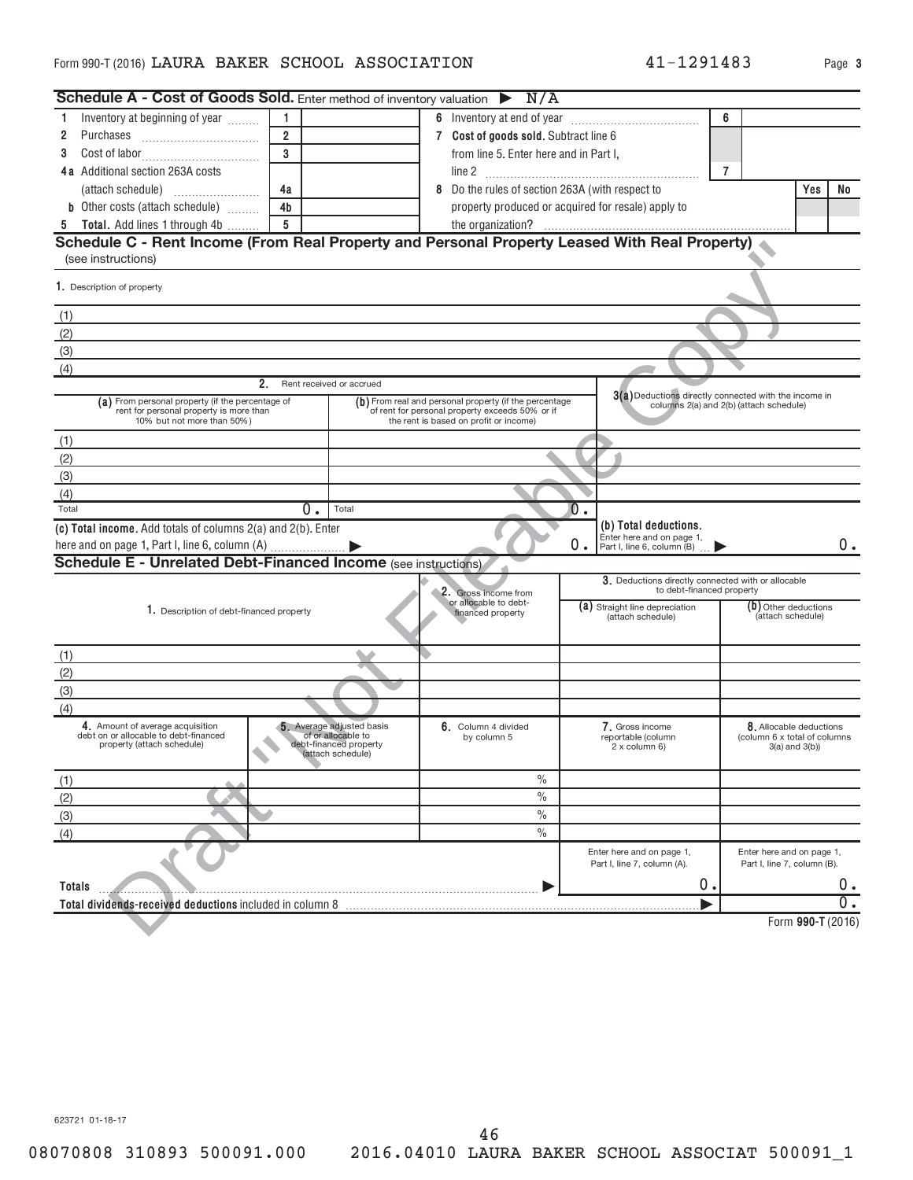Form 990-T (2016) LAURA BAKER SCHOOL ASSOCIATION 41-1291483 Page 3

## Schedule A - Cost of Goods Sold. Enter method of inventory valuation ▶ N/A

| | | | | | | |
|---|---|---|---|---|---|---|
| 1 Inventory at beginning of year | 1 | | 6 Inventory at end of year | 6 | | |
| 2 Purchases | 2 | | 7 Cost of goods sold. Subtract line 6 from line 5. Enter here and in Part I, line 2 | 7 | | |
| 3 Cost of labor | 3 | | | | | |
| 4a Additional section 263A costs (attach schedule) | 4a | | 8 Do the rules of section 263A (with respect to property produced or acquired for resale) apply to the organization? | | Yes | No |
| b Other costs (attach schedule) | 4b | | | | | |
| 5 Total. Add lines 1 through 4b | 5 | | | | | |

## Schedule C - Rent Income (From Real Property and Personal Property Leased With Real Property)

(see instructions)

1. Description of property

(1)

(2)

(3)

(4)

| | 2. Rent received or accrued | | |
|---|---|---|---|
| | (a) From personal property (if the percentage of rent for personal property is more than 10% but not more than 50%) | (b) From real and personal property (if the percentage of rent for personal property exceeds 50% or if the rent is based on profit or income) | 3(a) Deductions directly connected with the income in columns 2(a) and 2(b) (attach schedule) |
| (1) | | | |
| (2) | | | |
| (3) | | | |
| (4) | | | |
| Total | 0. | 0. | |

(c) Total income. Add totals of columns 2(a) and 2(b). Enter here and on page 1, Part I, line 6, column (A) ▶ 0.

(b) Total deductions. Enter here and on page 1, Part I, line 6, column (B) ▶ 0.

## Schedule E - Unrelated Debt-Financed Income (see instructions)

| 1. Description of debt-financed property | 2. Gross income from or allocable to debt-financed property | 3. Deductions directly connected with or allocable to debt-financed property | |
|---|---|---|---|
| | | (a) Straight line depreciation (attach schedule) | (b) Other deductions (attach schedule) |
| (1) | | | |
| (2) | | | |
| (3) | | | |
| (4) | | | |

| | 4. Amount of average acquisition debt on or allocable to debt-financed property (attach schedule) | 5. Average adjusted basis of or allocable to debt-financed property (attach schedule) | 6. Column 4 divided by column 5 | 7. Gross income reportable (column 2 x column 6) | 8. Allocable deductions (column 6 x total of columns 3(a) and 3(b)) |
|---|---|---|---|---|---|
| (1) | | | % | | |
| (2) | | | % | | |
| (3) | | | % | | |
| (4) | | | % | | |
| | | | | Enter here and on page 1, Part I, line 7, column (A). | Enter here and on page 1, Part I, line 7, column (B). |
| Totals | | | ▶ | 0. | 0. |

Total dividends-received deductions included in column 8 ▶ 0.

Form 990-T (2016)

623721 01-18-17

08070808 310893 500091.000 2016.04010 LAURA BAKER SCHOOL ASSOCIAT 500091_1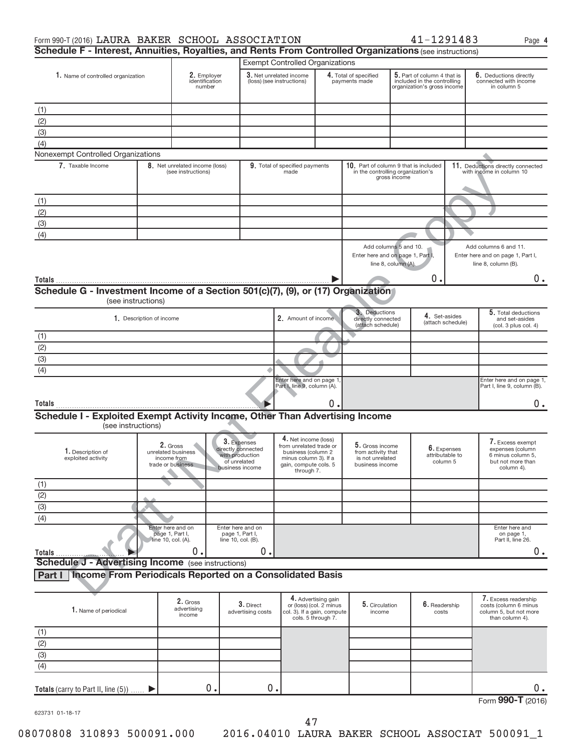Form 990-T (2016) LAURA BAKER SCHOOL ASSOCIATION 41-1291483 Page 4

## Schedule F - Interest, Annuities, Royalties, and Rents From Controlled Organizations (see instructions)

Exempt Controlled Organizations

| 1. Name of controlled organization | 2. Employer identification number | 3. Net unrelated income (loss) (see instructions) | 4. Total of specified payments made | 5. Part of column 4 that is included in the controlling organization's gross income | 6. Deductions directly connected with income in column 5 |
|---|---|---|---|---|---|
| (1) | | | | | |
| (2) | | | | | |
| (3) | | | | | |
| (4) | | | | | |

Nonexempt Controlled Organizations

| 7. Taxable Income | 8. Net unrelated income (loss) (see instructions) | 9. Total of specified payments made | 10. Part of column 9 that is included in the controlling organization's gross income | 11. Deductions directly connected with income in column 10 |
|---|---|---|---|---|
| (1) | | | | |
| (2) | | | | |
| (3) | | | | |
| (4) | | | | |
| | | | Add columns 5 and 10. Enter here and on page 1, Part I, line 8, column (A). | Add columns 6 and 11. Enter here and on page 1, Part I, line 8, column (B). |
| **Totals** | | | 0. | 0. |

## Schedule G - Investment Income of a Section 501(c)(7), (9), or (17) Organization

(see instructions)

| 1. Description of income | 2. Amount of income | 3. Deductions directly connected (attach schedule) | 4. Set-asides (attach schedule) | 5. Total deductions and set-asides (col. 3 plus col. 4) |
|---|---|---|---|---|
| (1) | | | | |
| (2) | | | | |
| (3) | | | | |
| (4) | | | | |
| | Enter here and on page 1, Part I, line 9, column (A). | | | Enter here and on page 1, Part I, line 9, column (B). |
| **Totals** | 0. | | | 0. |

## Schedule I - Exploited Exempt Activity Income, Other Than Advertising Income

(see instructions)

| 1. Description of exploited activity | 2. Gross unrelated business income from trade or business | 3. Expenses directly connected with production of unrelated business income | 4. Net income (loss) from unrelated trade or business (column 2 minus column 3). If a gain, compute cols. 5 through 7. | 5. Gross income from activity that is not unrelated business income | 6. Expenses attributable to column 5 | 7. Excess exempt expenses (column 6 minus column 5, but not more than column 4). |
|---|---|---|---|---|---|---|
| (1) | | | | | | |
| (2) | | | | | | |
| (3) | | | | | | |
| (4) | | | | | | |
| | Enter here and on page 1, Part I, line 10, col. (A). | Enter here and on page 1, Part I, line 10, col. (B). | | | | Enter here and on page 1, Part II, line 26. |
| **Totals** | 0. | 0. | | | | 0. |

## Schedule J - Advertising Income (see instructions)

### Part I Income From Periodicals Reported on a Consolidated Basis

| 1. Name of periodical | 2. Gross advertising income | 3. Direct advertising costs | 4. Advertising gain or (loss) (col. 2 minus col. 3). If a gain, compute cols. 5 through 7. | 5. Circulation income | 6. Readership costs | 7. Excess readership costs (column 6 minus column 5, but not more than column 4). |
|---|---|---|---|---|---|---|
| (1) | | | | | | |
| (2) | | | | | | |
| (3) | | | | | | |
| (4) | | | | | | |
| **Totals** (carry to Part II, line (5)) | 0. | 0. | | | | 0. |

Form **990-T** (2016)

623731 01-18-17

08070808 310893 500091.000 2016.04010 LAURA BAKER SCHOOL ASSOCIAT 500091_1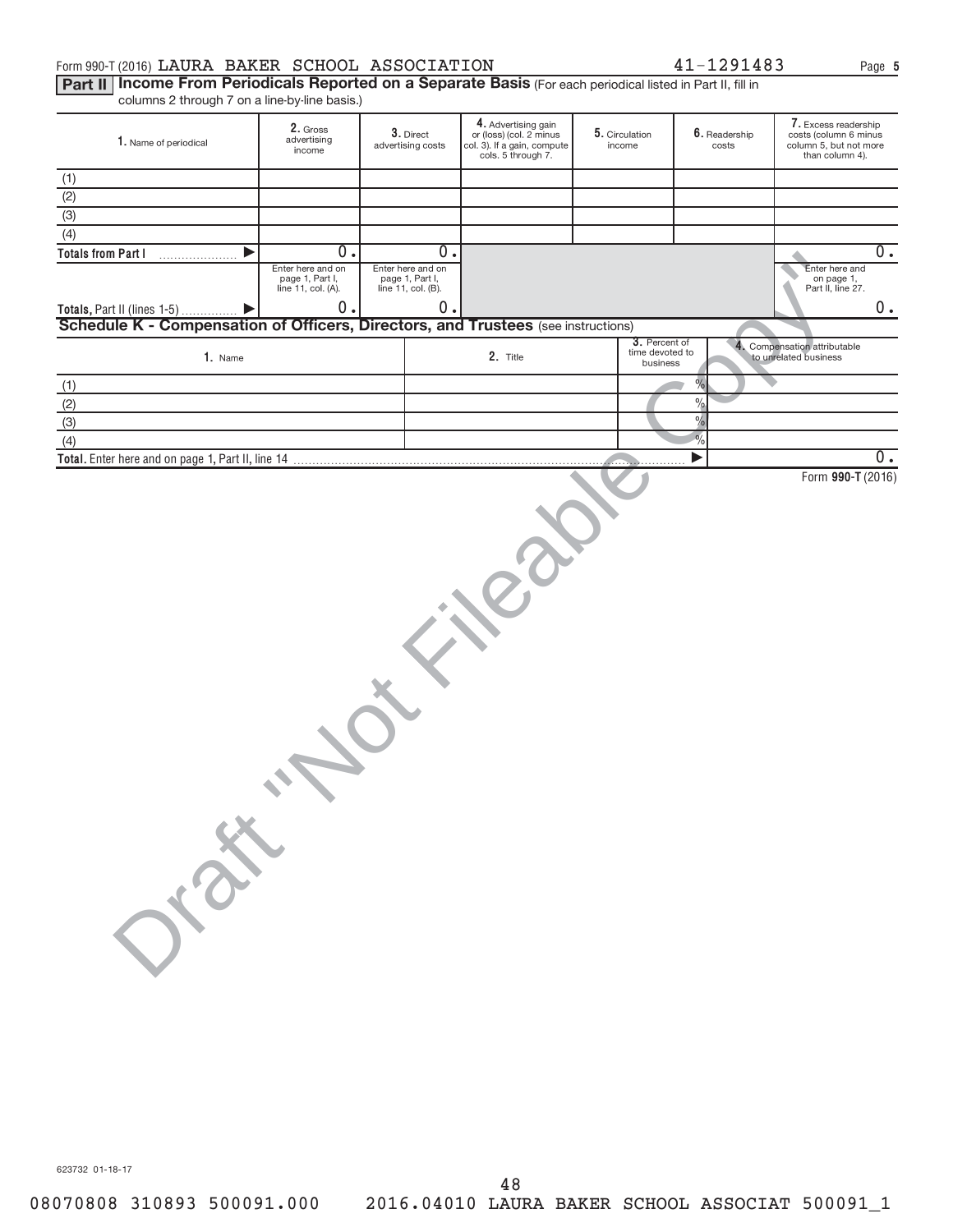Form 990-T (2016) LAURA BAKER SCHOOL ASSOCIATION 41-1291483 Page **5**

**Part II** **Income From Periodicals Reported on a Separate Basis** (For each periodical listed in Part II, fill in columns 2 through 7 on a line-by-line basis.)

| 1. Name of periodical | 2. Gross advertising income | 3. Direct advertising costs | 4. Advertising gain or (loss) (col. 2 minus col. 3). If a gain, compute cols. 5 through 7. | 5. Circulation income | 6. Readership costs | 7. Excess readership costs (column 6 minus column 5, but not more than column 4). |
|---|---|---|---|---|---|---|
| (1) | | | | | | |
| (2) | | | | | | |
| (3) | | | | | | |
| (4) | | | | | | |
| Totals from Part I ▶ | 0. | 0. | | | | 0. |
| | Enter here and on page 1, Part I, line 11, col. (A). | Enter here and on page 1, Part I, line 11, col. (B). | | | | Enter here and on page 1, Part II, line 27. |
| Totals, Part II (lines 1-5) ▶ | 0. | 0. | | | | 0. |

**Schedule K - Compensation of Officers, Directors, and Trustees** (see instructions)

| 1. Name | 2. Title | 3. Percent of time devoted to business | 4. Compensation attributable to unrelated business |
|---|---|---|---|
| (1) | | % | |
| (2) | | % | |
| (3) | | % | |
| (4) | | % | |
| **Total.** Enter here and on page 1, Part II, line 14 | | ▶ | 0. |

Form **990-T** (2016)

623732 01-18-17

48

08070808 310893 500091.000 2016.04010 LAURA BAKER SCHOOL ASSOCIAT 500091_1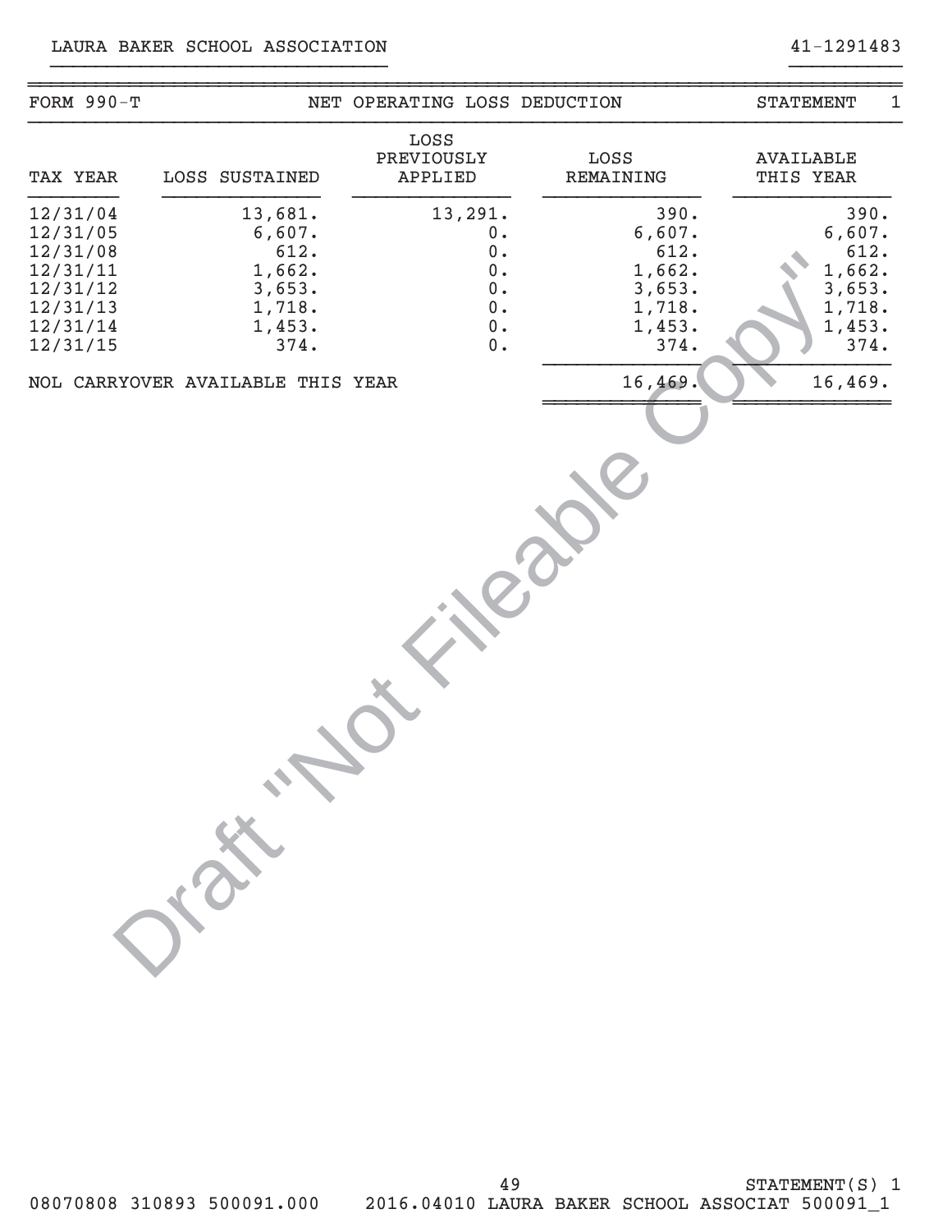LAURA BAKER SCHOOL ASSOCIATION 41-1291483

| FORM 990-T | NET OPERATING LOSS DEDUCTION | | | STATEMENT 1 |
|---|---|---|---|---|
| TAX YEAR | LOSS SUSTAINED | LOSS PREVIOUSLY APPLIED | LOSS REMAINING | AVAILABLE THIS YEAR |
| 12/31/04 | 13,681. | 13,291. | 390. | 390. |
| 12/31/05 | 6,607. | 0. | 6,607. | 6,607. |
| 12/31/08 | 612. | 0. | 612. | 612. |
| 12/31/11 | 1,662. | 0. | 1,662. | 1,662. |
| 12/31/12 | 3,653. | 0. | 3,653. | 3,653. |
| 12/31/13 | 1,718. | 0. | 1,718. | 1,718. |
| 12/31/14 | 1,453. | 0. | 1,453. | 1,453. |
| 12/31/15 | 374. | 0. | 374. | 374. |
| NOL CARRYOVER AVAILABLE THIS YEAR | | | 16,469. | 16,469. |

Draft "Not Fileable Copy"

STATEMENT(S) 1

08070808 310893 500091.000 2016.04010 LAURA BAKER SCHOOL ASSOCIAT 500091_1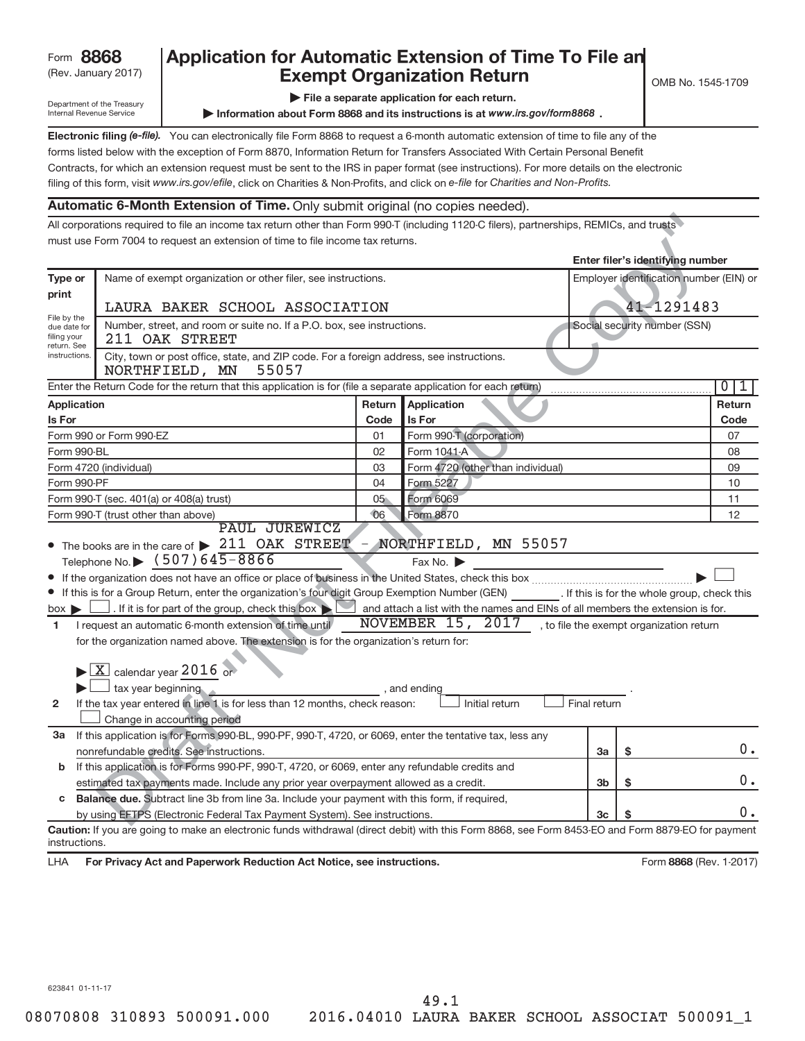Form **8868** (Rev. January 2017)

Department of the Treasury
Internal Revenue Service

# Application for Automatic Extension of Time To File an Exempt Organization Return

▶ File a separate application for each return.

▶ Information about Form 8868 and its instructions is at *www.irs.gov/form8868* .

OMB No. 1545-1709

**Electronic filing *(e-file)*.** You can electronically file Form 8868 to request a 6-month automatic extension of time to file any of the forms listed below with the exception of Form 8870, Information Return for Transfers Associated With Certain Personal Benefit Contracts, for which an extension request must be sent to the IRS in paper format (see instructions). For more details on the electronic filing of this form, visit *www.irs.gov/efile*, click on Charities & Non-Profits, and click on *e-file* for *Charities and Non-Profits.*

**Automatic 6-Month Extension of Time.** Only submit original (no copies needed).

All corporations required to file an income tax return other than Form 990-T (including 1120-C filers), partnerships, REMICs, and trusts must use Form 7004 to request an extension of time to file income tax returns.

| | | Enter filer's identifying number |
|---|---|---|
| Type or print | Name of exempt organization or other filer, see instructions.<br>LAURA BAKER SCHOOL ASSOCIATION | Employer identification number (EIN) or<br>41-1291483 |
| File by the due date for filing your return. See instructions. | Number, street, and room or suite no. If a P.O. box, see instructions.<br>211 OAK STREET | Social security number (SSN) |
| | City, town or post office, state, and ZIP code. For a foreign address, see instructions.<br>NORTHFIELD, MN 55057 | |

Enter the Return Code for the return that this application is for (file a separate application for each return) 0 1

| Application Is For | Return Code | Application Is For | Return Code |
|---|---|---|---|
| Form 990 or Form 990-EZ | 01 | Form 990-T (corporation) | 07 |
| Form 990-BL | 02 | Form 1041-A | 08 |
| Form 4720 (individual) | 03 | Form 4720 (other than individual) | 09 |
| Form 990-PF | 04 | Form 5227 | 10 |
| Form 990-T (sec. 401(a) or 408(a) trust) | 05 | Form 6069 | 11 |
| Form 990-T (trust other than above) | 06 | Form 8870 | 12 |

- The books are in the care of ▶ PAUL JUREWICZ 211 OAK STREET - NORTHFIELD, MN 55057
  Telephone No. ▶ (507)645-8866 Fax No. ▶
- If the organization does not have an office or place of business in the United States, check this box ▶ ☐
- If this is for a Group Return, enter the organization's four digit Group Exemption Number (GEN) ______ . If this is for the whole group, check this box ▶ ☐ . If it is for part of the group, check this box ▶ ☐ and attach a list with the names and EINs of all members the extension is for.

**1** I request an automatic 6-month extension of time until NOVEMBER 15, 2017 , to file the exempt organization return for the organization named above. The extension is for the organization's return for:

▶ ☒ calendar year 2016 or

▶ ☐ tax year beginning ______________ , and ending ______________ .

**2** If the tax year entered in line 1 is for less than 12 months, check reason: ☐ Initial return ☐ Final return ☐ Change in accounting period

| | | | |
|---|---|---|---|
| **3a** | If this application is for Forms 990-BL, 990-PF, 990-T, 4720, or 6069, enter the tentative tax, less any nonrefundable credits. See instructions. | 3a | $ 0. |
| **b** | If this application is for Forms 990-PF, 990-T, 4720, or 6069, enter any refundable credits and estimated tax payments made. Include any prior year overpayment allowed as a credit. | 3b | $ 0. |
| **c** | **Balance due.** Subtract line 3b from line 3a. Include your payment with this form, if required, by using EFTPS (Electronic Federal Tax Payment System). See instructions. | 3c | $ 0. |

**Caution:** If you are going to make an electronic funds withdrawal (direct debit) with this Form 8868, see Form 8453-EO and Form 8879-EO for payment instructions.

LHA **For Privacy Act and Paperwork Reduction Act Notice, see instructions.** Form **8868** (Rev. 1-2017)

623841 01-11-17

08070808 310893 500091.000 2016.04010 LAURA BAKER SCHOOL ASSOCIAT 500091_1